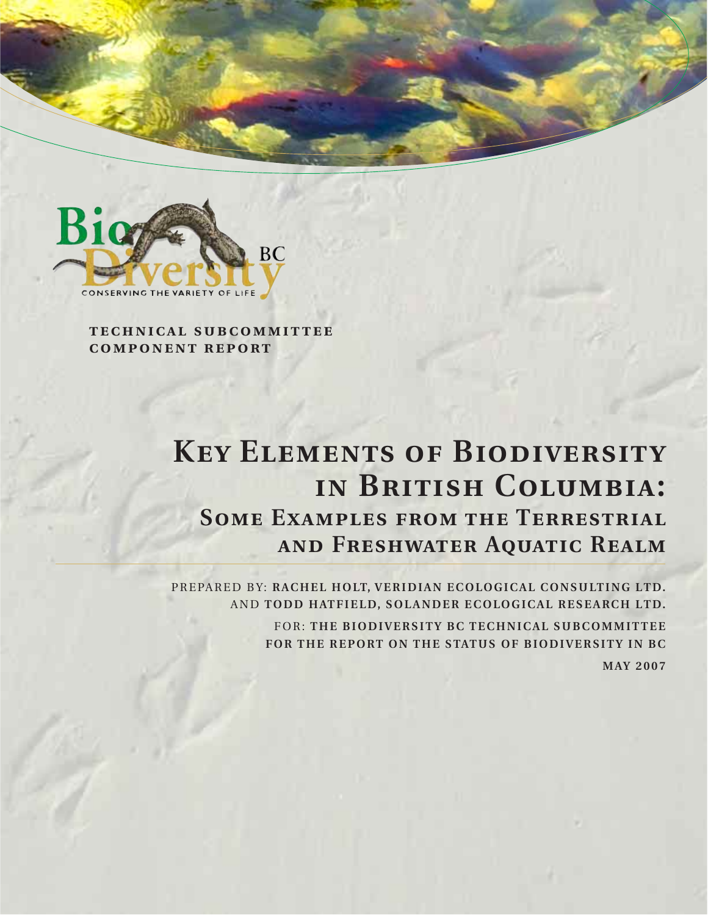Bio Diversity BC

CONSERVING THE VARIETY OF LIFE

**TECHNICAL SUBCOMMITTEE COMPONENT REPORT**

# Key Elements of Biodiversity in British Columbia:

## Some Examples from the Terrestrial and Freshwater Aquatic Realm

PREPARED BY: **RACHEL HOLT, VERIDIAN ECOLOGICAL CONSULTING LTD.** AND **TODD HATFIELD, SOLANDER ECOLOGICAL RESEARCH LTD.**

FOR: **THE BIODIVERSITY BC TECHNICAL SUBCOMMITTEE FOR THE REPORT ON THE STATUS OF BIODIVERSITY IN BC**

**MAY 2007**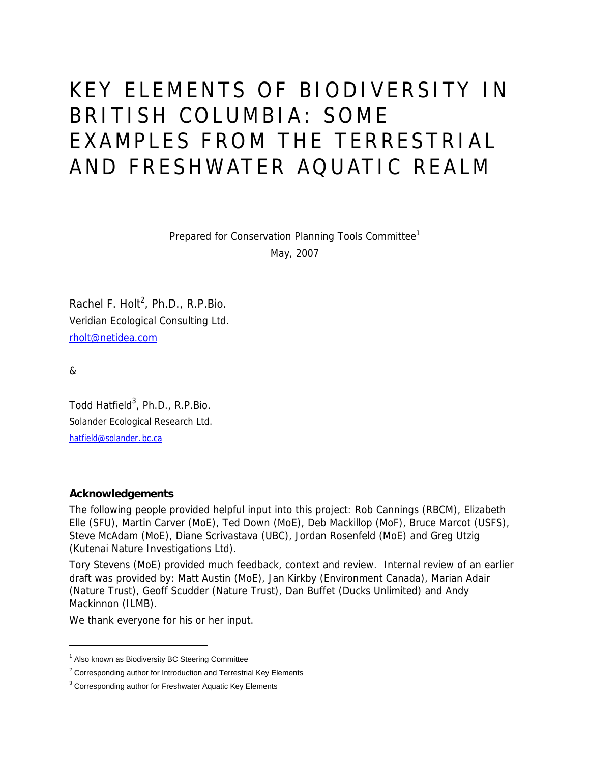# KEY ELEMENTS OF BIODIVERSITY IN BRITISH COLUMBIA: SOME EXAMPLES FROM THE TERRESTRIAL AND FRESHWATER AQUATIC REALM

Prepared for Conservation Planning Tools Committee[1]

May, 2007

Rachel F. Holt[2], Ph.D., R.P.Bio.
Veridian Ecological Consulting Ltd.
rholt@netidea.com

&

Todd Hatfield[3], Ph.D., R.P.Bio.
Solander Ecological Research Ltd.
hatfield@solander.bc.ca

**Acknowledgements**

The following people provided helpful input into this project: Rob Cannings (RBCM), Elizabeth Elle (SFU), Martin Carver (MoE), Ted Down (MoE), Deb Mackillop (MoF), Bruce Marcot (USFS), Steve McAdam (MoE), Diane Scrivastava (UBC), Jordan Rosenfeld (MoE) and Greg Utzig (Kutenai Nature Investigations Ltd).

Tory Stevens (MoE) provided much feedback, context and review. Internal review of an earlier draft was provided by: Matt Austin (MoE), Jan Kirkby (Environment Canada), Marian Adair (Nature Trust), Geoff Scudder (Nature Trust), Dan Buffet (Ducks Unlimited) and Andy Mackinnon (ILMB).

We thank everyone for his or her input.

---

[1] Also known as Biodiversity BC Steering Committee

[2] Corresponding author for Introduction and Terrestrial Key Elements

[3] Corresponding author for Freshwater Aquatic Key Elements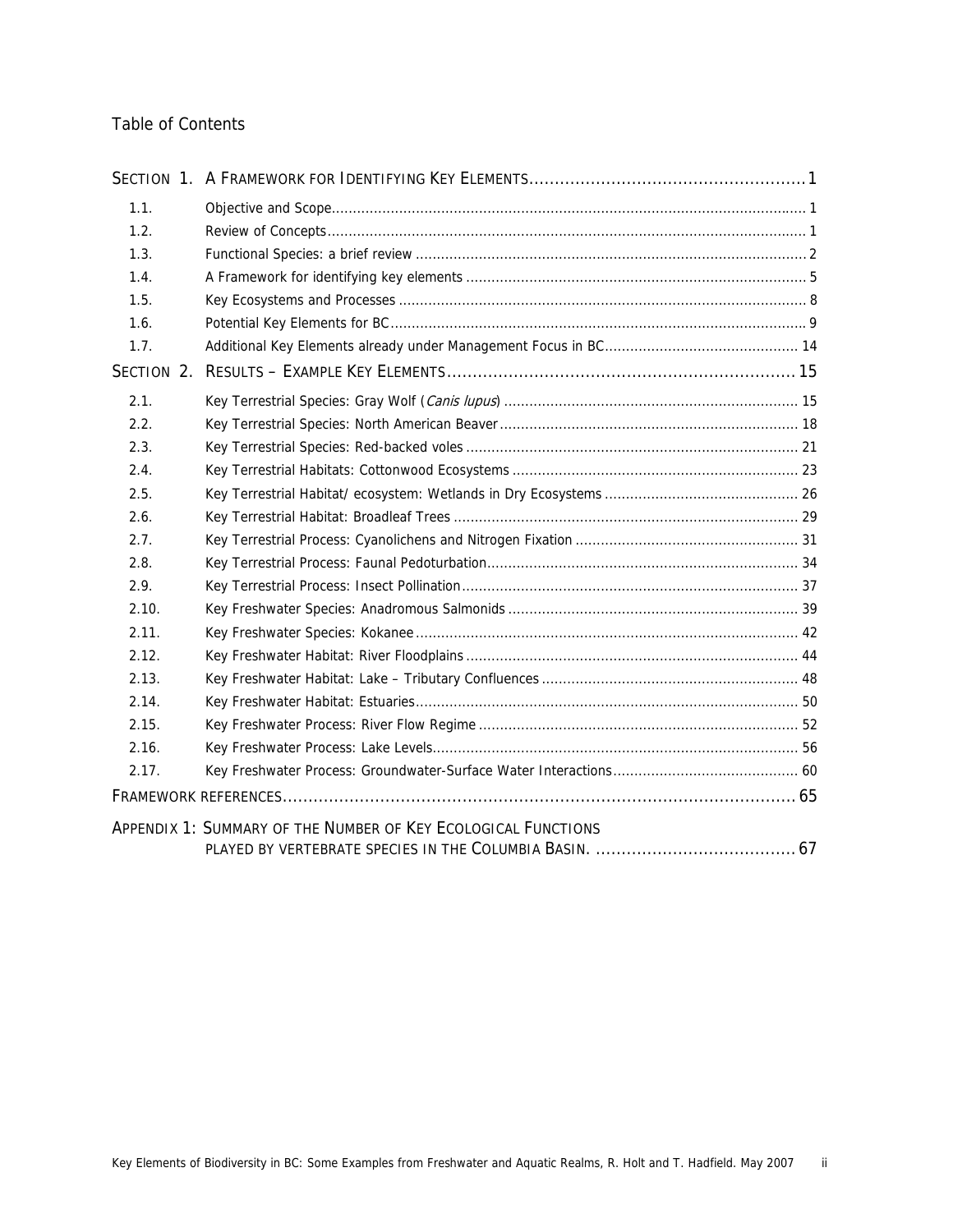# Table of Contents

| | | |
|---|---|---|
| SECTION 1. | A FRAMEWORK FOR IDENTIFYING KEY ELEMENTS | 1 |
| 1.1. | Objective and Scope | 1 |
| 1.2. | Review of Concepts | 1 |
| 1.3. | Functional Species: a brief review | 2 |
| 1.4. | A Framework for identifying key elements | 5 |
| 1.5. | Key Ecosystems and Processes | 8 |
| 1.6. | Potential Key Elements for BC | 9 |
| 1.7. | Additional Key Elements already under Management Focus in BC | 14 |
| SECTION 2. | RESULTS – EXAMPLE KEY ELEMENTS | 15 |
| 2.1. | Key Terrestrial Species: Gray Wolf (*Canis lupus*) | 15 |
| 2.2. | Key Terrestrial Species: North American Beaver | 18 |
| 2.3. | Key Terrestrial Species: Red-backed voles | 21 |
| 2.4. | Key Terrestrial Habitats: Cottonwood Ecosystems | 23 |
| 2.5. | Key Terrestrial Habitat/ ecosystem: Wetlands in Dry Ecosystems | 26 |
| 2.6. | Key Terrestrial Habitat: Broadleaf Trees | 29 |
| 2.7. | Key Terrestrial Process: Cyanolichens and Nitrogen Fixation | 31 |
| 2.8. | Key Terrestrial Process: Faunal Pedoturbation | 34 |
| 2.9. | Key Terrestrial Process: Insect Pollination | 37 |
| 2.10. | Key Freshwater Species: Anadromous Salmonids | 39 |
| 2.11. | Key Freshwater Species: Kokanee | 42 |
| 2.12. | Key Freshwater Habitat: River Floodplains | 44 |
| 2.13. | Key Freshwater Habitat: Lake – Tributary Confluences | 48 |
| 2.14. | Key Freshwater Habitat: Estuaries | 50 |
| 2.15. | Key Freshwater Process: River Flow Regime | 52 |
| 2.16. | Key Freshwater Process: Lake Levels | 56 |
| 2.17. | Key Freshwater Process: Groundwater-Surface Water Interactions | 60 |
| FRAMEWORK REFERENCES | | 65 |
| APPENDIX 1: SUMMARY OF THE NUMBER OF KEY ECOLOGICAL FUNCTIONS PLAYED BY VERTEBRATE SPECIES IN THE COLUMBIA BASIN. | | 67 |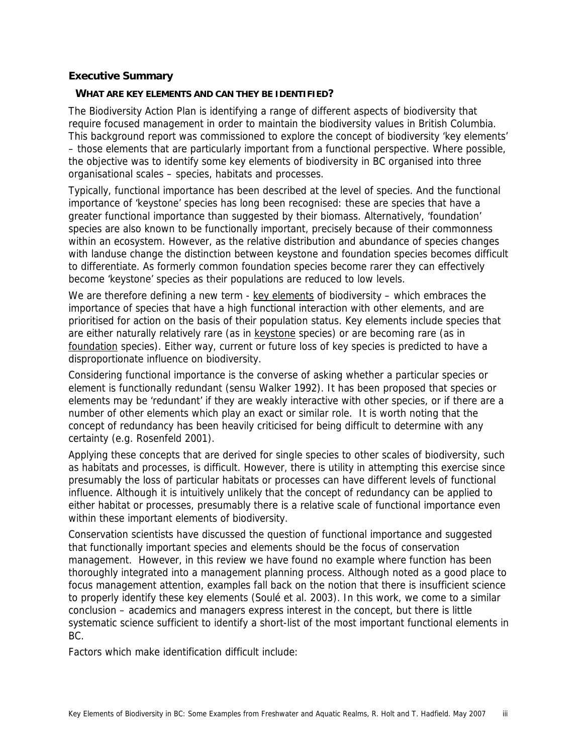## Executive Summary

### WHAT ARE KEY ELEMENTS AND CAN THEY BE IDENTIFIED?

The Biodiversity Action Plan is identifying a range of different aspects of biodiversity that require focused management in order to maintain the biodiversity values in British Columbia. This background report was commissioned to explore the concept of biodiversity 'key elements' – those elements that are particularly important from a functional perspective. Where possible, the objective was to identify some key elements of biodiversity in BC organised into three organisational scales – species, habitats and processes.

Typically, functional importance has been described at the level of species. And the functional importance of 'keystone' species has long been recognised: these are species that have a greater functional importance than suggested by their biomass. Alternatively, 'foundation' species are also known to be functionally important, precisely because of their commonness within an ecosystem. However, as the relative distribution and abundance of species changes with landuse change the distinction between keystone and foundation species becomes difficult to differentiate. As formerly common foundation species become rarer they can effectively become 'keystone' species as their populations are reduced to low levels.

We are therefore defining a new term - key elements of biodiversity – which embraces the importance of species that have a high functional interaction with other elements, and are prioritised for action on the basis of their population status. Key elements include species that are either naturally relatively rare (as in keystone species) or are becoming rare (as in foundation species). Either way, current or future loss of key species is predicted to have a disproportionate influence on biodiversity.

Considering functional importance is the converse of asking whether a particular species or element is functionally redundant (sensu Walker 1992). It has been proposed that species or elements may be 'redundant' if they are weakly interactive with other species, or if there are a number of other elements which play an exact or similar role. It is worth noting that the concept of redundancy has been heavily criticised for being difficult to determine with any certainty (e.g. Rosenfeld 2001).

Applying these concepts that are derived for single species to other scales of biodiversity, such as habitats and processes, is difficult. However, there is utility in attempting this exercise since presumably the loss of particular habitats or processes can have different levels of functional influence. Although it is intuitively unlikely that the concept of redundancy can be applied to either habitat or processes, presumably there is a relative scale of functional importance even within these important elements of biodiversity.

Conservation scientists have discussed the question of functional importance and suggested that functionally important species and elements should be the focus of conservation management. However, in this review we have found no example where function has been thoroughly integrated into a management planning process. Although noted as a good place to focus management attention, examples fall back on the notion that there is insufficient science to properly identify these key elements (Soulé et al. 2003). In this work, we come to a similar conclusion – academics and managers express interest in the concept, but there is little systematic science sufficient to identify a short-list of the most important functional elements in BC.

Factors which make identification difficult include: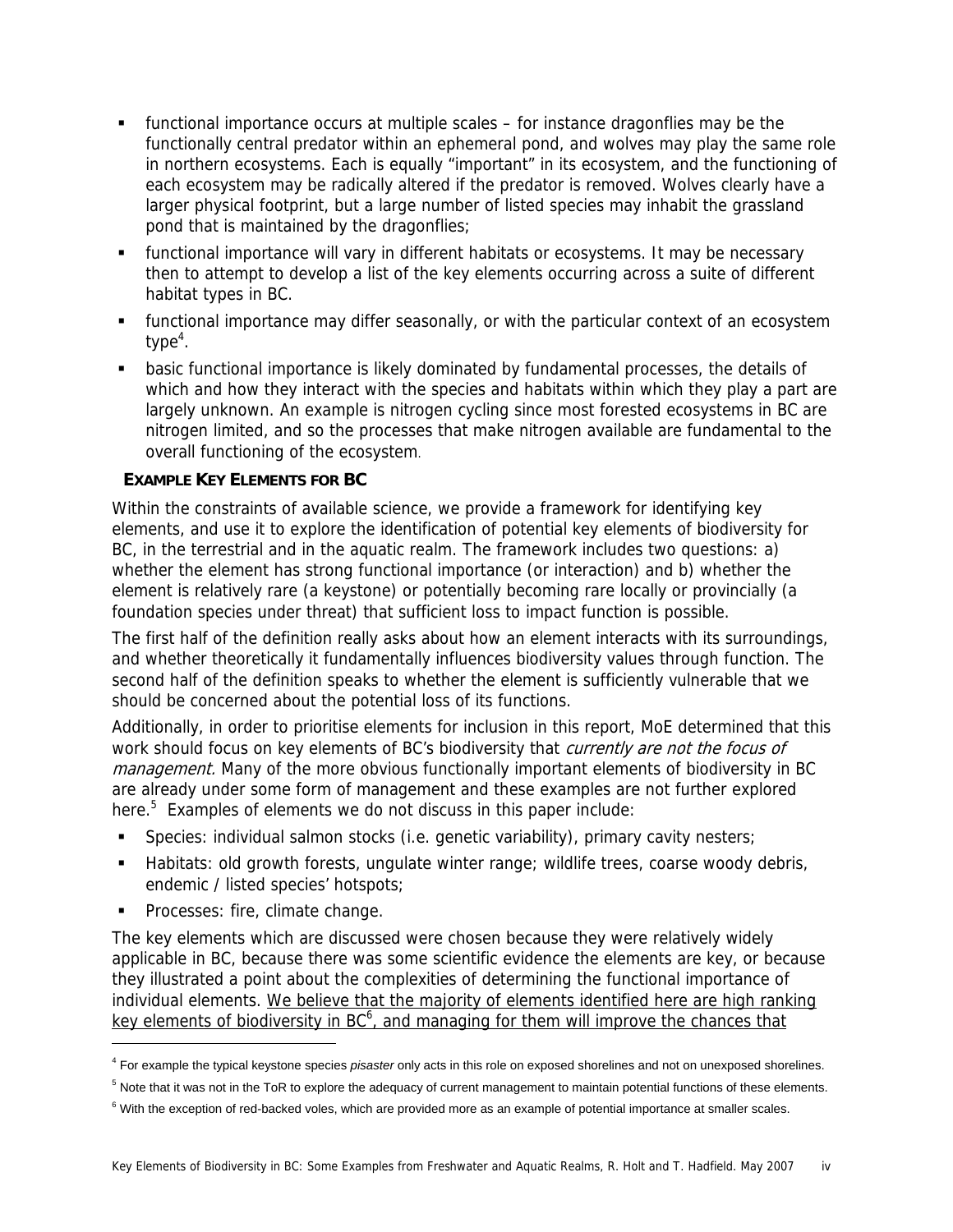- functional importance occurs at multiple scales – for instance dragonflies may be the functionally central predator within an ephemeral pond, and wolves may play the same role in northern ecosystems. Each is equally "important" in its ecosystem, and the functioning of each ecosystem may be radically altered if the predator is removed. Wolves clearly have a larger physical footprint, but a large number of listed species may inhabit the grassland pond that is maintained by the dragonflies;
- functional importance will vary in different habitats or ecosystems. It may be necessary then to attempt to develop a list of the key elements occurring across a suite of different habitat types in BC.
- functional importance may differ seasonally, or with the particular context of an ecosystem type[4].
- basic functional importance is likely dominated by fundamental processes, the details of which and how they interact with the species and habitats within which they play a part are largely unknown. An example is nitrogen cycling since most forested ecosystems in BC are nitrogen limited, and so the processes that make nitrogen available are fundamental to the overall functioning of the ecosystem.

## EXAMPLE KEY ELEMENTS FOR BC

Within the constraints of available science, we provide a framework for identifying key elements, and use it to explore the identification of potential key elements of biodiversity for BC, in the terrestrial and in the aquatic realm. The framework includes two questions: a) whether the element has strong functional importance (or interaction) and b) whether the element is relatively rare (a keystone) or potentially becoming rare locally or provincially (a foundation species under threat) that sufficient loss to impact function is possible.

The first half of the definition really asks about how an element interacts with its surroundings, and whether theoretically it fundamentally influences biodiversity values through function. The second half of the definition speaks to whether the element is sufficiently vulnerable that we should be concerned about the potential loss of its functions.

Additionally, in order to prioritise elements for inclusion in this report, MoE determined that this work should focus on key elements of BC's biodiversity that *currently are not the focus of management.* Many of the more obvious functionally important elements of biodiversity in BC are already under some form of management and these examples are not further explored here.[5] Examples of elements we do not discuss in this paper include:

- Species: individual salmon stocks (i.e. genetic variability), primary cavity nesters;
- Habitats: old growth forests, ungulate winter range; wildlife trees, coarse woody debris, endemic / listed species' hotspots;
- Processes: fire, climate change.

The key elements which are discussed were chosen because they were relatively widely applicable in BC, because there was some scientific evidence the elements are key, or because they illustrated a point about the complexities of determining the functional importance of individual elements. <u>We believe that the majority of elements identified here are high ranking key elements of biodiversity in BC[6], and managing for them will improve the chances that</u>

---

[4] For example the typical keystone species *pisaster* only acts in this role on exposed shorelines and not on unexposed shorelines.

[5] Note that it was not in the ToR to explore the adequacy of current management to maintain potential functions of these elements.

[6] With the exception of red-backed voles, which are provided more as an example of potential importance at smaller scales.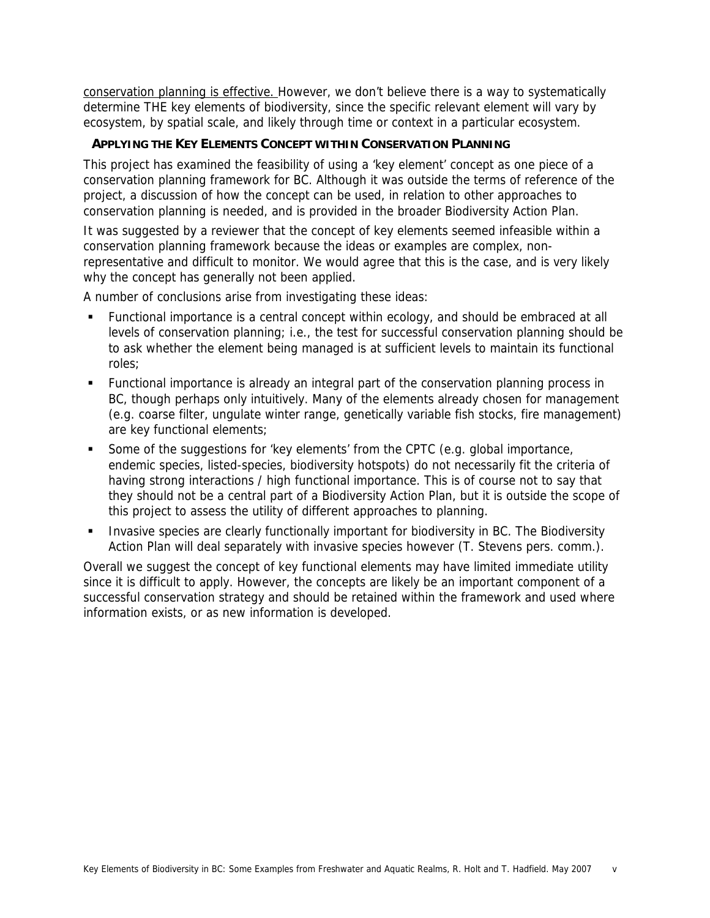conservation planning is effective. However, we don't believe there is a way to systematically determine THE key elements of biodiversity, since the specific relevant element will vary by ecosystem, by spatial scale, and likely through time or context in a particular ecosystem.

### APPLYING THE KEY ELEMENTS CONCEPT WITHIN CONSERVATION PLANNING

This project has examined the feasibility of using a 'key element' concept as one piece of a conservation planning framework for BC. Although it was outside the terms of reference of the project, a discussion of how the concept can be used, in relation to other approaches to conservation planning is needed, and is provided in the broader Biodiversity Action Plan.

It was suggested by a reviewer that the concept of key elements seemed infeasible within a conservation planning framework because the ideas or examples are complex, non-representative and difficult to monitor. We would agree that this is the case, and is very likely why the concept has generally not been applied.

A number of conclusions arise from investigating these ideas:

- Functional importance is a central concept within ecology, and should be embraced at all levels of conservation planning; i.e., the test for successful conservation planning should be to ask whether the element being managed is at sufficient levels to maintain its functional roles;
- Functional importance is already an integral part of the conservation planning process in BC, though perhaps only intuitively. Many of the elements already chosen for management (e.g. coarse filter, ungulate winter range, genetically variable fish stocks, fire management) are key functional elements;
- Some of the suggestions for 'key elements' from the CPTC (e.g. global importance, endemic species, listed-species, biodiversity hotspots) do not necessarily fit the criteria of having strong interactions / high functional importance. This is of course not to say that they should not be a central part of a Biodiversity Action Plan, but it is outside the scope of this project to assess the utility of different approaches to planning.
- Invasive species are clearly functionally important for biodiversity in BC. The Biodiversity Action Plan will deal separately with invasive species however (T. Stevens pers. comm.).

Overall we suggest the concept of key functional elements may have limited immediate utility since it is difficult to apply. However, the concepts are likely be an important component of a successful conservation strategy and should be retained within the framework and used where information exists, or as new information is developed.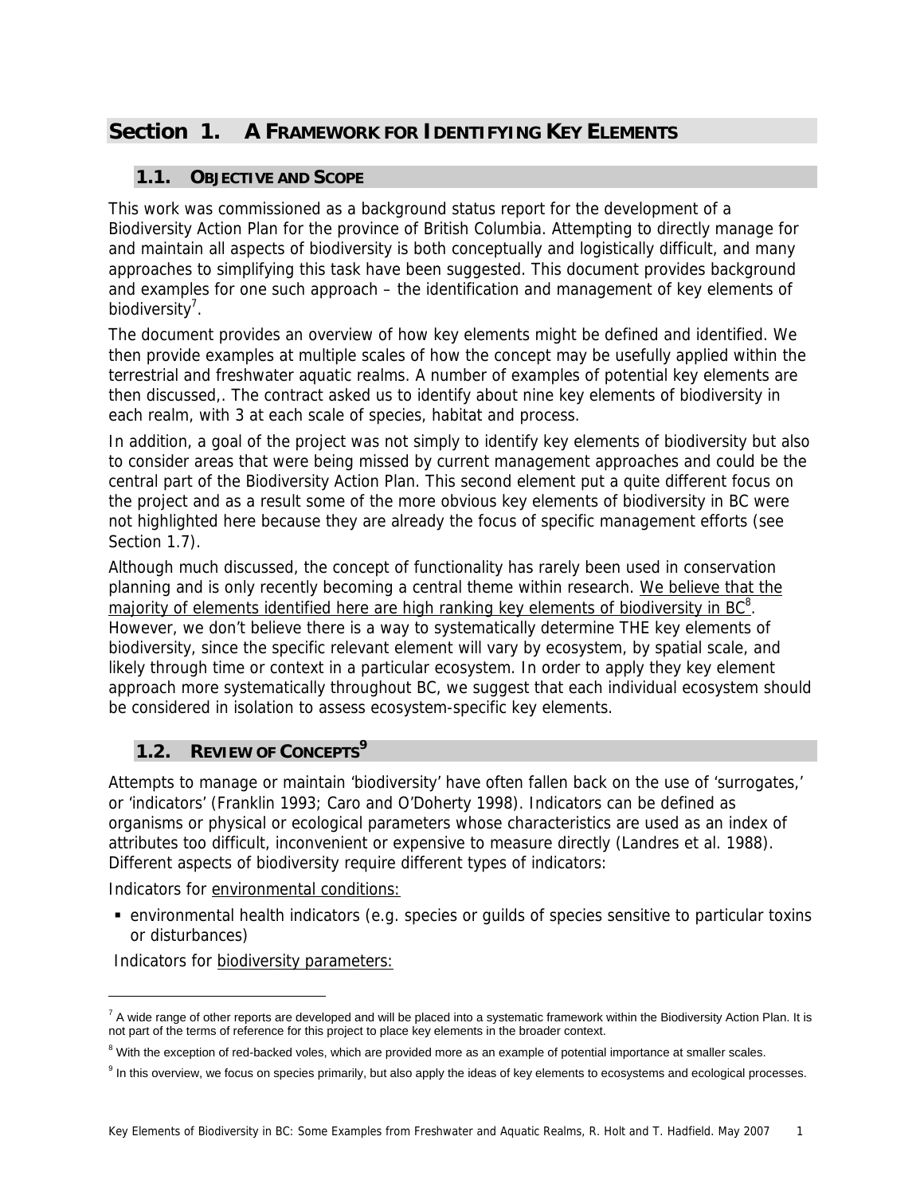# Section 1. A FRAMEWORK FOR IDENTIFYING KEY ELEMENTS

## 1.1. OBJECTIVE AND SCOPE

This work was commissioned as a background status report for the development of a Biodiversity Action Plan for the province of British Columbia. Attempting to directly manage for and maintain all aspects of biodiversity is both conceptually and logistically difficult, and many approaches to simplifying this task have been suggested. This document provides background and examples for one such approach – the identification and management of key elements of biodiversity[7].

The document provides an overview of how key elements might be defined and identified. We then provide examples at multiple scales of how the concept may be usefully applied within the terrestrial and freshwater aquatic realms. A number of examples of potential key elements are then discussed,. The contract asked us to identify about nine key elements of biodiversity in each realm, with 3 at each scale of species, habitat and process.

In addition, a goal of the project was not simply to identify key elements of biodiversity but also to consider areas that were being missed by current management approaches and could be the central part of the Biodiversity Action Plan. This second element put a quite different focus on the project and as a result some of the more obvious key elements of biodiversity in BC were not highlighted here because they are already the focus of specific management efforts (see Section 1.7).

Although much discussed, the concept of functionality has rarely been used in conservation planning and is only recently becoming a central theme within research. <u>We believe that the majority of elements identified here are high ranking key elements of biodiversity in BC</u>[8]. However, we don't believe there is a way to systematically determine THE key elements of biodiversity, since the specific relevant element will vary by ecosystem, by spatial scale, and likely through time or context in a particular ecosystem. In order to apply they key element approach more systematically throughout BC, we suggest that each individual ecosystem should be considered in isolation to assess ecosystem-specific key elements.

## 1.2. REVIEW OF CONCEPTS[9]

Attempts to manage or maintain 'biodiversity' have often fallen back on the use of 'surrogates,' or 'indicators' (Franklin 1993; Caro and O'Doherty 1998). Indicators can be defined as organisms or physical or ecological parameters whose characteristics are used as an index of attributes too difficult, inconvenient or expensive to measure directly (Landres et al. 1988). Different aspects of biodiversity require different types of indicators:

Indicators for <u>environmental conditions:</u>

- environmental health indicators (e.g. species or guilds of species sensitive to particular toxins or disturbances)

Indicators for <u>biodiversity parameters:</u>

---

[7] A wide range of other reports are developed and will be placed into a systematic framework within the Biodiversity Action Plan. It is not part of the terms of reference for this project to place key elements in the broader context.

[8] With the exception of red-backed voles, which are provided more as an example of potential importance at smaller scales.

[9] In this overview, we focus on species primarily, but also apply the ideas of key elements to ecosystems and ecological processes.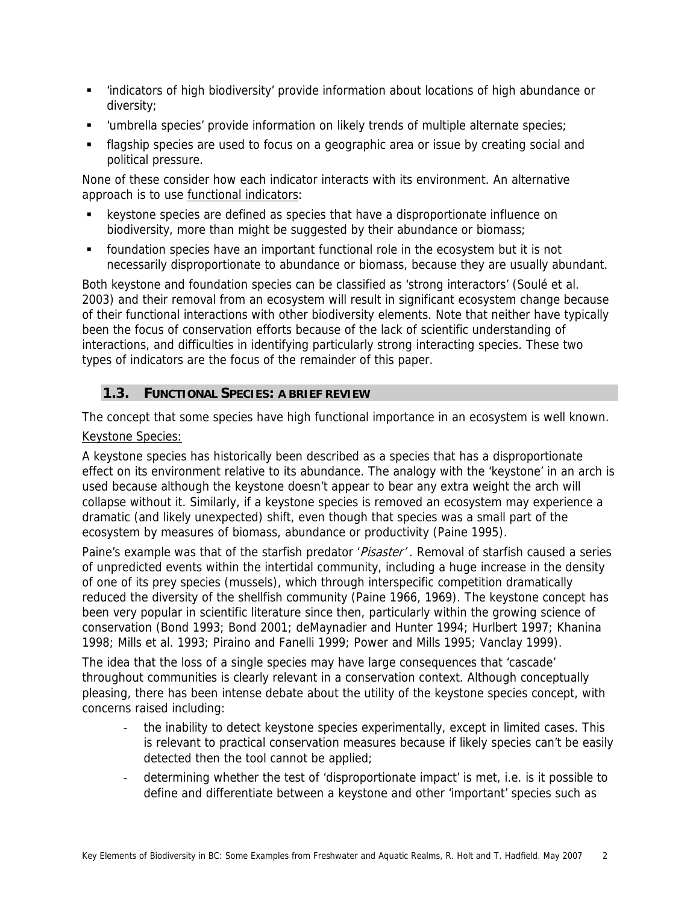- 'indicators of high biodiversity' provide information about locations of high abundance or diversity;
- 'umbrella species' provide information on likely trends of multiple alternate species;
- flagship species are used to focus on a geographic area or issue by creating social and political pressure.

None of these consider how each indicator interacts with its environment. An alternative approach is to use functional indicators:

- keystone species are defined as species that have a disproportionate influence on biodiversity, more than might be suggested by their abundance or biomass;
- foundation species have an important functional role in the ecosystem but it is not necessarily disproportionate to abundance or biomass, because they are usually abundant.

Both keystone and foundation species can be classified as 'strong interactors' (Soulé et al. 2003) and their removal from an ecosystem will result in significant ecosystem change because of their functional interactions with other biodiversity elements. Note that neither have typically been the focus of conservation efforts because of the lack of scientific understanding of interactions, and difficulties in identifying particularly strong interacting species. These two types of indicators are the focus of the remainder of this paper.

## 1.3. FUNCTIONAL SPECIES: A BRIEF REVIEW

The concept that some species have high functional importance in an ecosystem is well known.

Keystone Species:

A keystone species has historically been described as a species that has a disproportionate effect on its environment relative to its abundance. The analogy with the 'keystone' in an arch is used because although the keystone doesn't appear to bear any extra weight the arch will collapse without it. Similarly, if a keystone species is removed an ecosystem may experience a dramatic (and likely unexpected) shift, even though that species was a small part of the ecosystem by measures of biomass, abundance or productivity (Paine 1995).

Paine's example was that of the starfish predator '*Pisaster*'. Removal of starfish caused a series of unpredicted events within the intertidal community, including a huge increase in the density of one of its prey species (mussels), which through interspecific competition dramatically reduced the diversity of the shellfish community (Paine 1966, 1969). The keystone concept has been very popular in scientific literature since then, particularly within the growing science of conservation (Bond 1993; Bond 2001; deMaynadier and Hunter 1994; Hurlbert 1997; Khanina 1998; Mills et al. 1993; Piraino and Fanelli 1999; Power and Mills 1995; Vanclay 1999).

The idea that the loss of a single species may have large consequences that 'cascade' throughout communities is clearly relevant in a conservation context. Although conceptually pleasing, there has been intense debate about the utility of the keystone species concept, with concerns raised including:

- the inability to detect keystone species experimentally, except in limited cases. This is relevant to practical conservation measures because if likely species can't be easily detected then the tool cannot be applied;
- determining whether the test of 'disproportionate impact' is met, i.e. is it possible to define and differentiate between a keystone and other 'important' species such as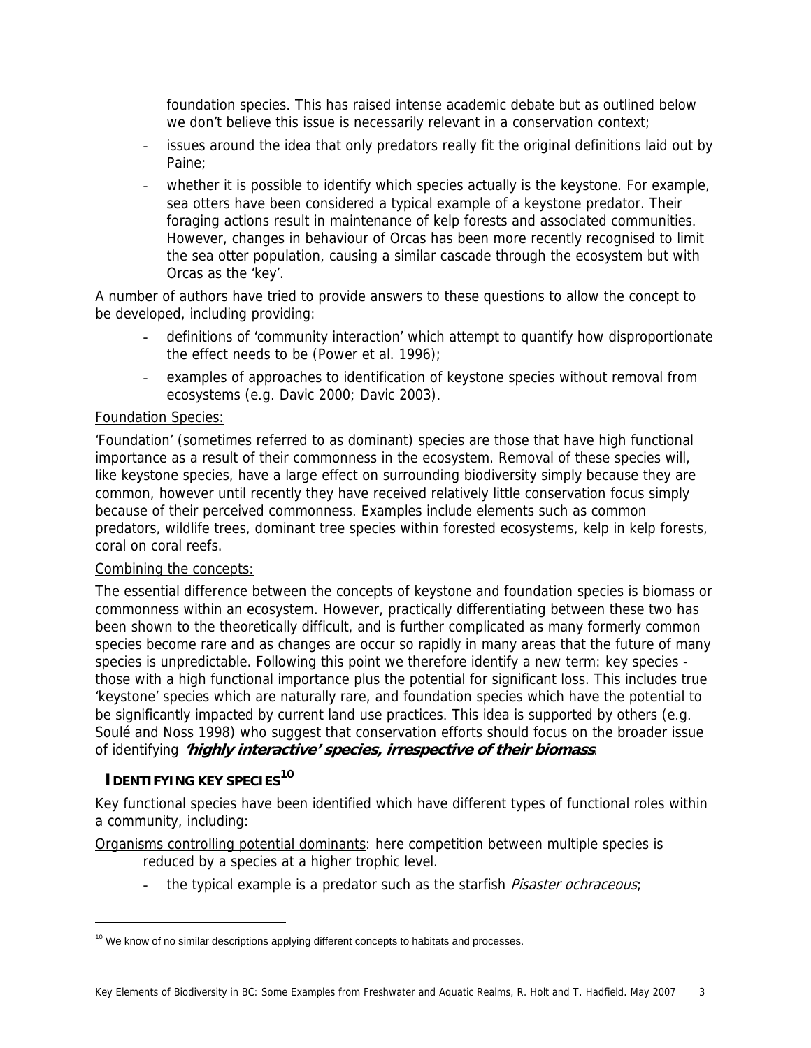foundation species. This has raised intense academic debate but as outlined below we don't believe this issue is necessarily relevant in a conservation context;

- issues around the idea that only predators really fit the original definitions laid out by Paine;
- whether it is possible to identify which species actually is the keystone. For example, sea otters have been considered a typical example of a keystone predator. Their foraging actions result in maintenance of kelp forests and associated communities. However, changes in behaviour of Orcas has been more recently recognised to limit the sea otter population, causing a similar cascade through the ecosystem but with Orcas as the 'key'.

A number of authors have tried to provide answers to these questions to allow the concept to be developed, including providing:

- definitions of 'community interaction' which attempt to quantify how disproportionate the effect needs to be (Power et al. 1996);
- examples of approaches to identification of keystone species without removal from ecosystems (e.g. Davic 2000; Davic 2003).

Foundation Species:

'Foundation' (sometimes referred to as dominant) species are those that have high functional importance as a result of their commonness in the ecosystem. Removal of these species will, like keystone species, have a large effect on surrounding biodiversity simply because they are common, however until recently they have received relatively little conservation focus simply because of their perceived commonness. Examples include elements such as common predators, wildlife trees, dominant tree species within forested ecosystems, kelp in kelp forests, coral on coral reefs.

Combining the concepts:

The essential difference between the concepts of keystone and foundation species is biomass or commonness within an ecosystem. However, practically differentiating between these two has been shown to the theoretically difficult, and is further complicated as many formerly common species become rare and as changes are occur so rapidly in many areas that the future of many species is unpredictable. Following this point we therefore identify a new term: key species - those with a high functional importance plus the potential for significant loss. This includes true 'keystone' species which are naturally rare, and foundation species which have the potential to be significantly impacted by current land use practices. This idea is supported by others (e.g. Soulé and Noss 1998) who suggest that conservation efforts should focus on the broader issue of identifying ***'highly interactive' species, irrespective of their biomass***.

## IDENTIFYING KEY SPECIES[10]

Key functional species have been identified which have different types of functional roles within a community, including:

Organisms controlling potential dominants: here competition between multiple species is reduced by a species at a higher trophic level.

- the typical example is a predator such as the starfish *Pisaster ochraceous*;

[10] We know of no similar descriptions applying different concepts to habitats and processes.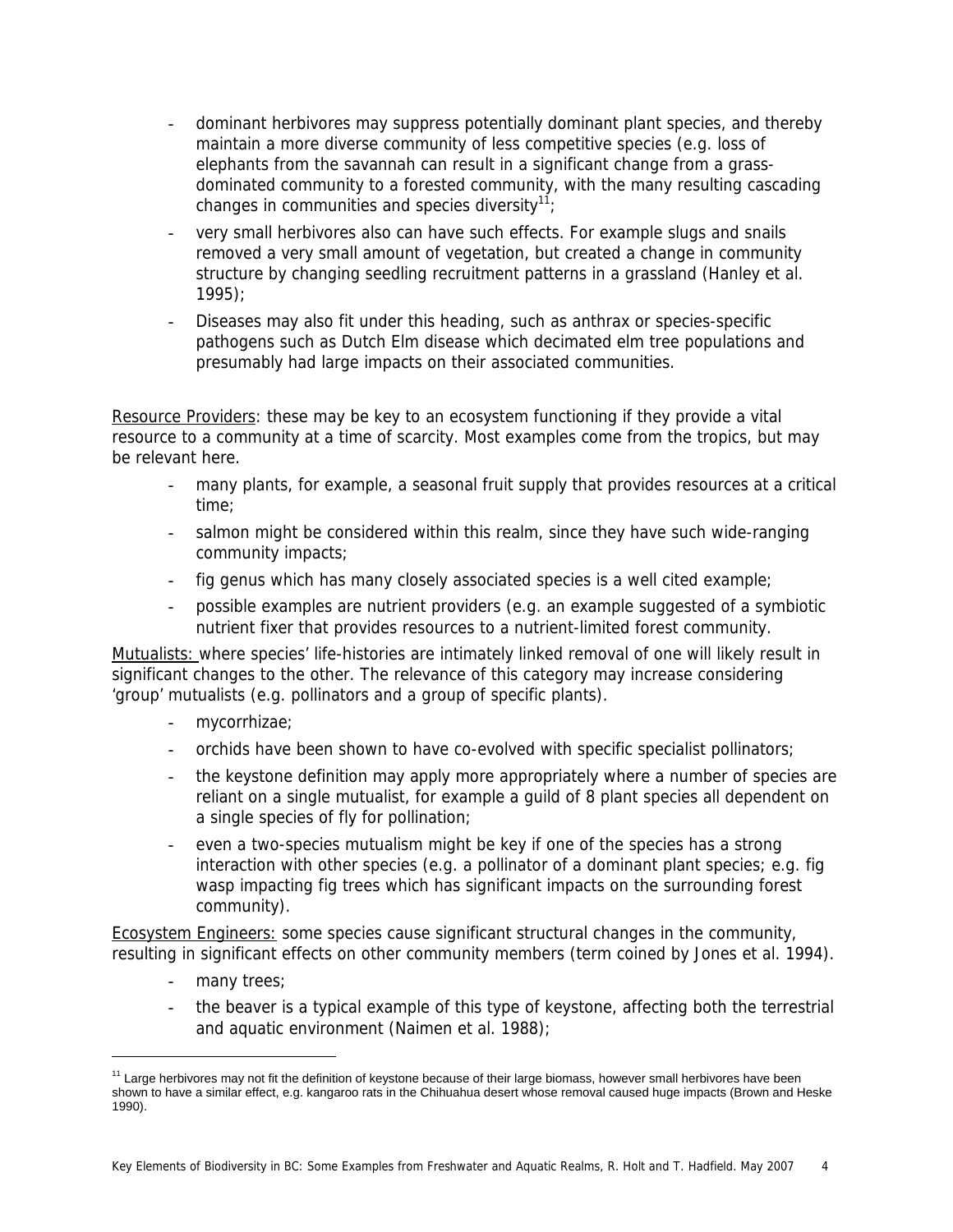- dominant herbivores may suppress potentially dominant plant species, and thereby maintain a more diverse community of less competitive species (e.g. loss of elephants from the savannah can result in a significant change from a grass-dominated community to a forested community, with the many resulting cascading changes in communities and species diversity[11];
- very small herbivores also can have such effects. For example slugs and snails removed a very small amount of vegetation, but created a change in community structure by changing seedling recruitment patterns in a grassland (Hanley et al. 1995);
- Diseases may also fit under this heading, such as anthrax or species-specific pathogens such as Dutch Elm disease which decimated elm tree populations and presumably had large impacts on their associated communities.

<u>Resource Providers</u>: these may be key to an ecosystem functioning if they provide a vital resource to a community at a time of scarcity. Most examples come from the tropics, but may be relevant here.

- many plants, for example, a seasonal fruit supply that provides resources at a critical time;
- salmon might be considered within this realm, since they have such wide-ranging community impacts;
- fig genus which has many closely associated species is a well cited example;
- possible examples are nutrient providers (e.g. an example suggested of a symbiotic nutrient fixer that provides resources to a nutrient-limited forest community.

<u>Mutualists:</u> where species' life-histories are intimately linked removal of one will likely result in significant changes to the other. The relevance of this category may increase considering 'group' mutualists (e.g. pollinators and a group of specific plants).

- mycorrhizae;
- orchids have been shown to have co-evolved with specific specialist pollinators;
- the keystone definition may apply more appropriately where a number of species are reliant on a single mutualist, for example a guild of 8 plant species all dependent on a single species of fly for pollination;
- even a two-species mutualism might be key if one of the species has a strong interaction with other species (e.g. a pollinator of a dominant plant species; e.g. fig wasp impacting fig trees which has significant impacts on the surrounding forest community).

<u>Ecosystem Engineers:</u> some species cause significant structural changes in the community, resulting in significant effects on other community members (term coined by Jones et al. 1994).

- many trees;
- the beaver is a typical example of this type of keystone, affecting both the terrestrial and aquatic environment (Naimen et al. 1988);

[11] Large herbivores may not fit the definition of keystone because of their large biomass, however small herbivores have been shown to have a similar effect, e.g. kangaroo rats in the Chihuahua desert whose removal caused huge impacts (Brown and Heske 1990).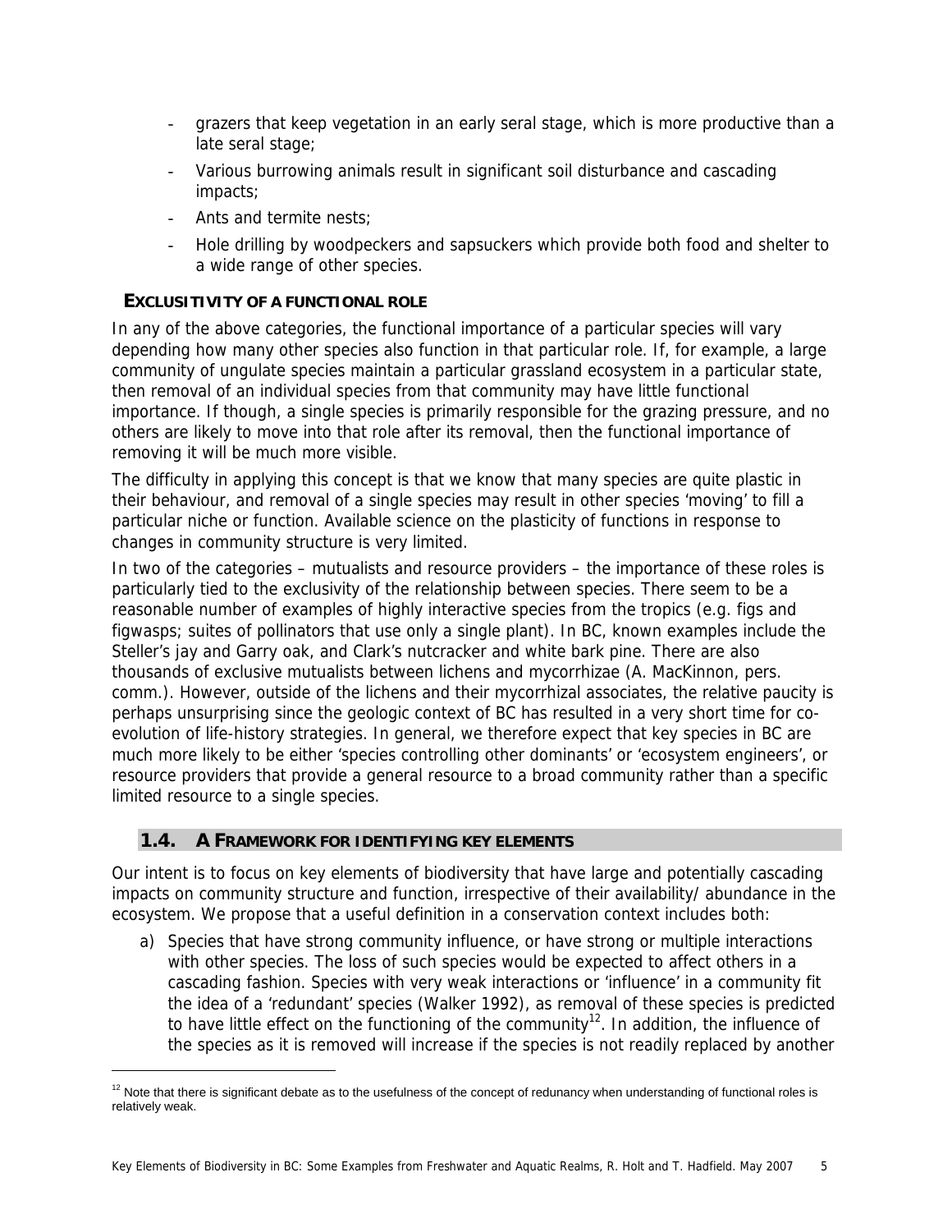- grazers that keep vegetation in an early seral stage, which is more productive than a late seral stage;
- Various burrowing animals result in significant soil disturbance and cascading impacts;
- Ants and termite nests;
- Hole drilling by woodpeckers and sapsuckers which provide both food and shelter to a wide range of other species.

### EXCLUSIVITY OF A FUNCTIONAL ROLE

In any of the above categories, the functional importance of a particular species will vary depending how many other species also function in that particular role. If, for example, a large community of ungulate species maintain a particular grassland ecosystem in a particular state, then removal of an individual species from that community may have little functional importance. If though, a single species is primarily responsible for the grazing pressure, and no others are likely to move into that role after its removal, then the functional importance of removing it will be much more visible.

The difficulty in applying this concept is that we know that many species are quite plastic in their behaviour, and removal of a single species may result in other species 'moving' to fill a particular niche or function. Available science on the plasticity of functions in response to changes in community structure is very limited.

In two of the categories – mutualists and resource providers – the importance of these roles is particularly tied to the exclusivity of the relationship between species. There seem to be a reasonable number of examples of highly interactive species from the tropics (e.g. figs and figwasps; suites of pollinators that use only a single plant). In BC, known examples include the Steller's jay and Garry oak, and Clark's nutcracker and white bark pine. There are also thousands of exclusive mutualists between lichens and mycorrhizae (A. MacKinnon, pers. comm.). However, outside of the lichens and their mycorrhizal associates, the relative paucity is perhaps unsurprising since the geologic context of BC has resulted in a very short time for co-evolution of life-history strategies. In general, we therefore expect that key species in BC are much more likely to be either 'species controlling other dominants' or 'ecosystem engineers', or resource providers that provide a general resource to a broad community rather than a specific limited resource to a single species.

## 1.4. A FRAMEWORK FOR IDENTIFYING KEY ELEMENTS

Our intent is to focus on key elements of biodiversity that have large and potentially cascading impacts on community structure and function, irrespective of their availability/ abundance in the ecosystem. We propose that a useful definition in a conservation context includes both:

a) Species that have strong community influence, or have strong or multiple interactions with other species. The loss of such species would be expected to affect others in a cascading fashion. Species with very weak interactions or 'influence' in a community fit the idea of a 'redundant' species (Walker 1992), as removal of these species is predicted to have little effect on the functioning of the community[12]. In addition, the influence of the species as it is removed will increase if the species is not readily replaced by another

[12] Note that there is significant debate as to the usefulness of the concept of redunancy when understanding of functional roles is relatively weak.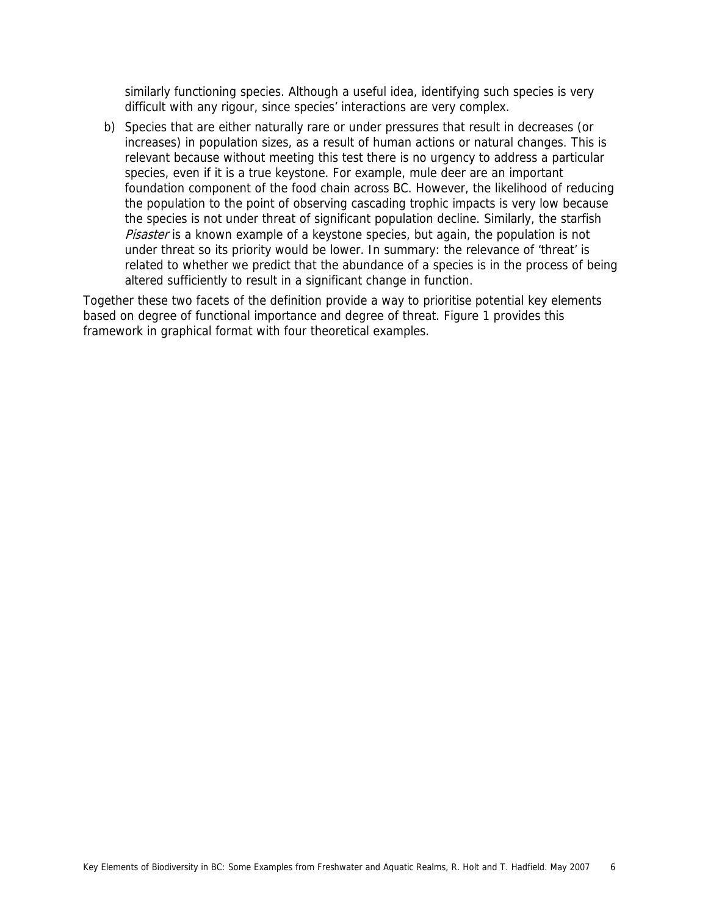similarly functioning species. Although a useful idea, identifying such species is very difficult with any rigour, since species' interactions are very complex.

b) Species that are either naturally rare or under pressures that result in decreases (or increases) in population sizes, as a result of human actions or natural changes. This is relevant because without meeting this test there is no urgency to address a particular species, even if it is a true keystone. For example, mule deer are an important foundation component of the food chain across BC. However, the likelihood of reducing the population to the point of observing cascading trophic impacts is very low because the species is not under threat of significant population decline. Similarly, the starfish *Pisaster* is a known example of a keystone species, but again, the population is not under threat so its priority would be lower. In summary: the relevance of 'threat' is related to whether we predict that the abundance of a species is in the process of being altered sufficiently to result in a significant change in function.

Together these two facets of the definition provide a way to prioritise potential key elements based on degree of functional importance and degree of threat. Figure 1 provides this framework in graphical format with four theoretical examples.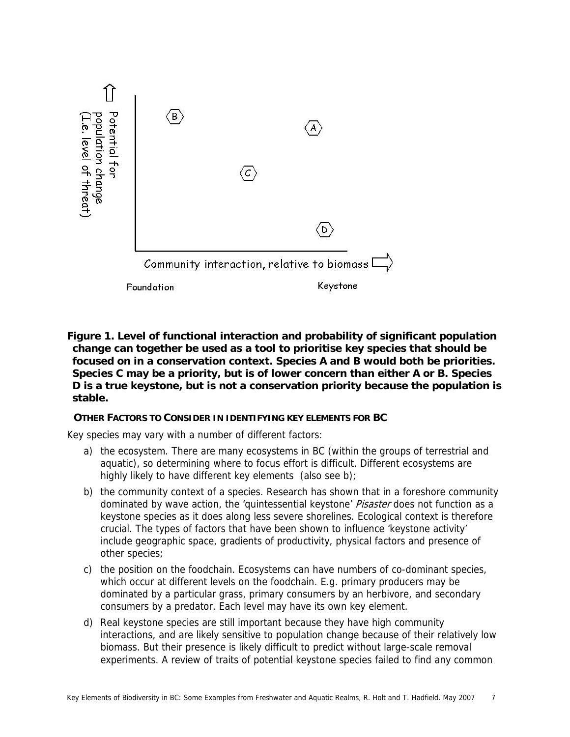**Figure 1. Level of functional interaction and probability of significant population change can together be used as a tool to prioritise key species that should be focused on in a conservation context. Species A and B would both be priorities. Species C may be a priority, but is of lower concern than either A or B. Species D is a true keystone, but is not a conservation priority because the population is stable.**

### OTHER FACTORS TO CONSIDER IN IDENTIFYING KEY ELEMENTS FOR BC

Key species may vary with a number of different factors:

a) the ecosystem. There are many ecosystems in BC (within the groups of terrestrial and aquatic), so determining where to focus effort is difficult. Different ecosystems are highly likely to have different key elements (also see b);

b) the community context of a species. Research has shown that in a foreshore community dominated by wave action, the 'quintessential keystone' *Pisaster* does not function as a keystone species as it does along less severe shorelines. Ecological context is therefore crucial. The types of factors that have been shown to influence 'keystone activity' include geographic space, gradients of productivity, physical factors and presence of other species;

c) the position on the foodchain. Ecosystems can have numbers of co-dominant species, which occur at different levels on the foodchain. E.g. primary producers may be dominated by a particular grass, primary consumers by an herbivore, and secondary consumers by a predator. Each level may have its own key element.

d) Real keystone species are still important because they have high community interactions, and are likely sensitive to population change because of their relatively low biomass. But their presence is likely difficult to predict without large-scale removal experiments. A review of traits of potential keystone species failed to find any common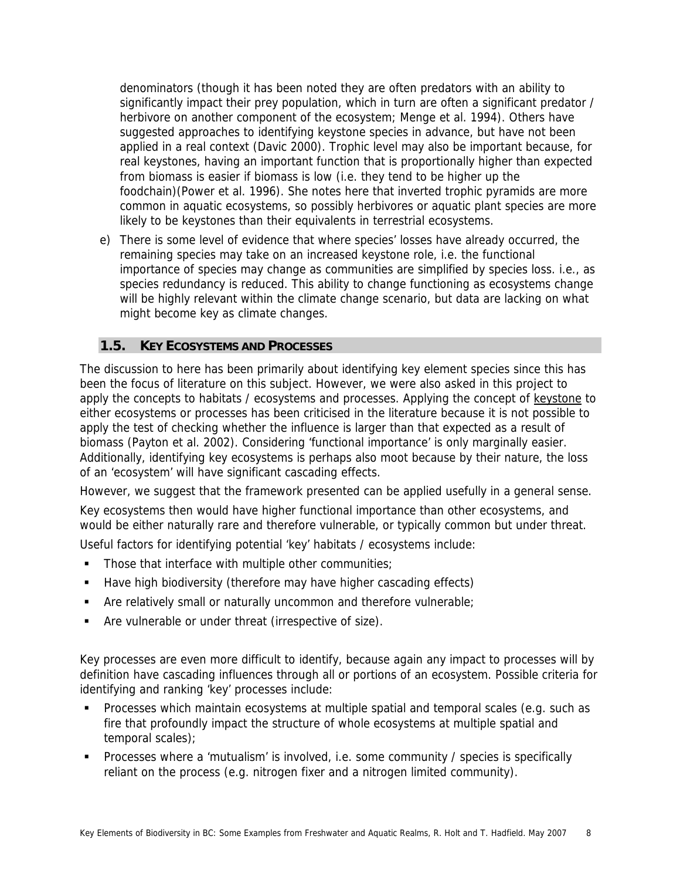denominators (though it has been noted they are often predators with an ability to significantly impact their prey population, which in turn are often a significant predator / herbivore on another component of the ecosystem; Menge et al. 1994). Others have suggested approaches to identifying keystone species in advance, but have not been applied in a real context (Davic 2000). Trophic level may also be important because, for real keystones, having an important function that is proportionally higher than expected from biomass is easier if biomass is low (i.e. they tend to be higher up the foodchain)(Power et al. 1996). She notes here that inverted trophic pyramids are more common in aquatic ecosystems, so possibly herbivores or aquatic plant species are more likely to be keystones than their equivalents in terrestrial ecosystems.

e) There is some level of evidence that where species' losses have already occurred, the remaining species may take on an increased keystone role, i.e. the functional importance of species may change as communities are simplified by species loss. i.e., as species redundancy is reduced. This ability to change functioning as ecosystems change will be highly relevant within the climate change scenario, but data are lacking on what might become key as climate changes.

## 1.5. KEY ECOSYSTEMS AND PROCESSES

The discussion to here has been primarily about identifying key element species since this has been the focus of literature on this subject. However, we were also asked in this project to apply the concepts to habitats / ecosystems and processes. Applying the concept of keystone to either ecosystems or processes has been criticised in the literature because it is not possible to apply the test of checking whether the influence is larger than that expected as a result of biomass (Payton et al. 2002). Considering 'functional importance' is only marginally easier. Additionally, identifying key ecosystems is perhaps also moot because by their nature, the loss of an 'ecosystem' will have significant cascading effects.

However, we suggest that the framework presented can be applied usefully in a general sense.

Key ecosystems then would have higher functional importance than other ecosystems, and would be either naturally rare and therefore vulnerable, or typically common but under threat.

Useful factors for identifying potential 'key' habitats / ecosystems include:

- Those that interface with multiple other communities;
- Have high biodiversity (therefore may have higher cascading effects)
- Are relatively small or naturally uncommon and therefore vulnerable;
- Are vulnerable or under threat (irrespective of size).

Key processes are even more difficult to identify, because again any impact to processes will by definition have cascading influences through all or portions of an ecosystem. Possible criteria for identifying and ranking 'key' processes include:

- Processes which maintain ecosystems at multiple spatial and temporal scales (e.g. such as fire that profoundly impact the structure of whole ecosystems at multiple spatial and temporal scales);
- Processes where a 'mutualism' is involved, i.e. some community / species is specifically reliant on the process (e.g. nitrogen fixer and a nitrogen limited community).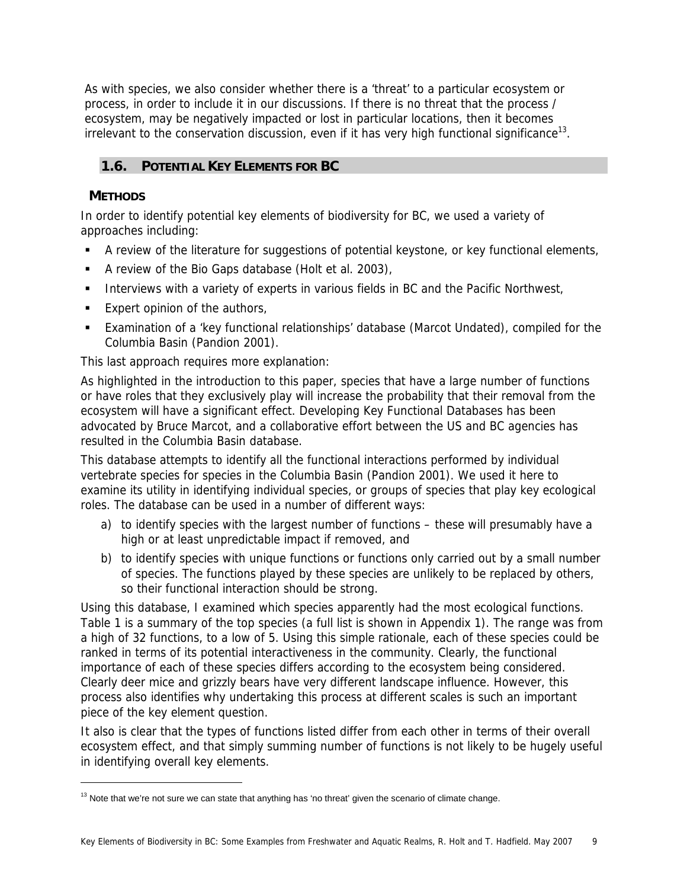As with species, we also consider whether there is a 'threat' to a particular ecosystem or process, in order to include it in our discussions. If there is no threat that the process / ecosystem, may be negatively impacted or lost in particular locations, then it becomes irrelevant to the conservation discussion, even if it has very high functional significance[13].

## 1.6. POTENTIAL KEY ELEMENTS FOR BC

### METHODS

In order to identify potential key elements of biodiversity for BC, we used a variety of approaches including:

- A review of the literature for suggestions of potential keystone, or key functional elements,
- A review of the Bio Gaps database (Holt et al. 2003),
- Interviews with a variety of experts in various fields in BC and the Pacific Northwest,
- Expert opinion of the authors,
- Examination of a 'key functional relationships' database (Marcot Undated), compiled for the Columbia Basin (Pandion 2001).

This last approach requires more explanation:

As highlighted in the introduction to this paper, species that have a large number of functions or have roles that they exclusively play will increase the probability that their removal from the ecosystem will have a significant effect. Developing Key Functional Databases has been advocated by Bruce Marcot, and a collaborative effort between the US and BC agencies has resulted in the Columbia Basin database.

This database attempts to identify all the functional interactions performed by individual vertebrate species for species in the Columbia Basin (Pandion 2001). We used it here to examine its utility in identifying individual species, or groups of species that play key ecological roles. The database can be used in a number of different ways:

a) to identify species with the largest number of functions – these will presumably have a high or at least unpredictable impact if removed, and
b) to identify species with unique functions or functions only carried out by a small number of species. The functions played by these species are unlikely to be replaced by others, so their functional interaction should be strong.

Using this database, I examined which species apparently had the most ecological functions. Table 1 is a summary of the top species (a full list is shown in Appendix 1). The range was from a high of 32 functions, to a low of 5. Using this simple rationale, each of these species could be ranked in terms of its potential interactiveness in the community. Clearly, the functional importance of each of these species differs according to the ecosystem being considered. Clearly deer mice and grizzly bears have very different landscape influence. However, this process also identifies why undertaking this process at different scales is such an important piece of the key element question.

It also is clear that the types of functions listed differ from each other in terms of their overall ecosystem effect, and that simply summing number of functions is not likely to be hugely useful in identifying overall key elements.

[13] Note that we're not sure we can state that anything has 'no threat' given the scenario of climate change.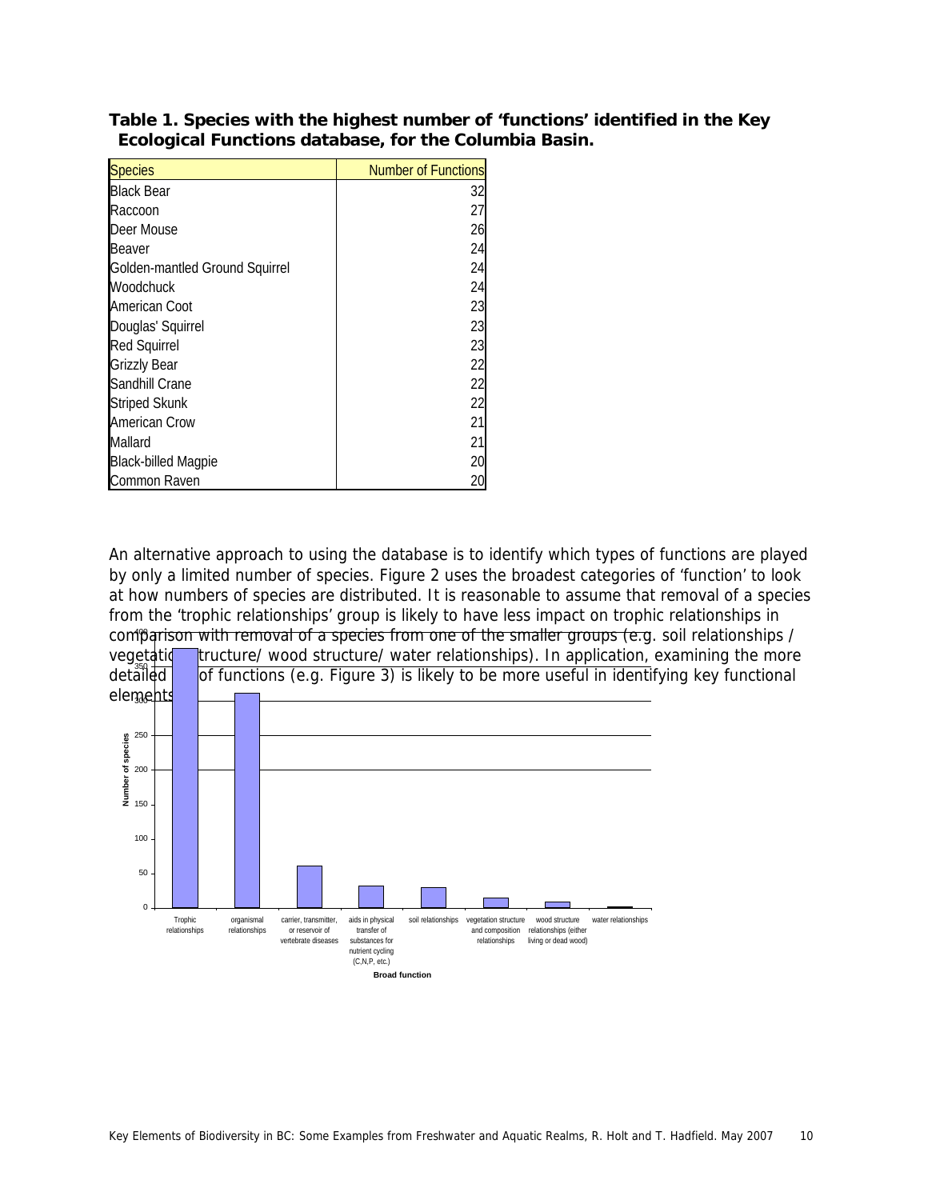**Table 1. Species with the highest number of 'functions' identified in the Key Ecological Functions database, for the Columbia Basin.**

| Species | Number of Functions |
|---|---|
| Black Bear | 32 |
| Raccoon | 27 |
| Deer Mouse | 26 |
| Beaver | 24 |
| Golden-mantled Ground Squirrel | 24 |
| Woodchuck | 24 |
| American Coot | 23 |
| Douglas' Squirrel | 23 |
| Red Squirrel | 23 |
| Grizzly Bear | 22 |
| Sandhill Crane | 22 |
| Striped Skunk | 22 |
| American Crow | 21 |
| Mallard | 21 |
| Black-billed Magpie | 20 |
| Common Raven | 20 |

An alternative approach to using the database is to identify which types of functions are played by only a limited number of species. Figure 2 uses the broadest categories of 'function' to look at how numbers of species are distributed. It is reasonable to assume that removal of a species from the 'trophic relationships' group is likely to have less impact on trophic relationships in comparison with removal of a species from one of the smaller groups (e.g. soil relationships / vegetation structure/ wood structure/ water relationships). In application, examining the more detailed level of functions (e.g. Figure 3) is likely to be more useful in identifying key functional elements.

Number of species

Trophic relationships | organismal relationships | carrier, transmitter, or reservoir of vertebrate diseases | aids in physical transfer of substances for nutrient cycling (C,N,P, etc.) | soil relationships | vegetation structure and composition relationships | wood structure relationships (either living or dead wood) | water relationships

Broad function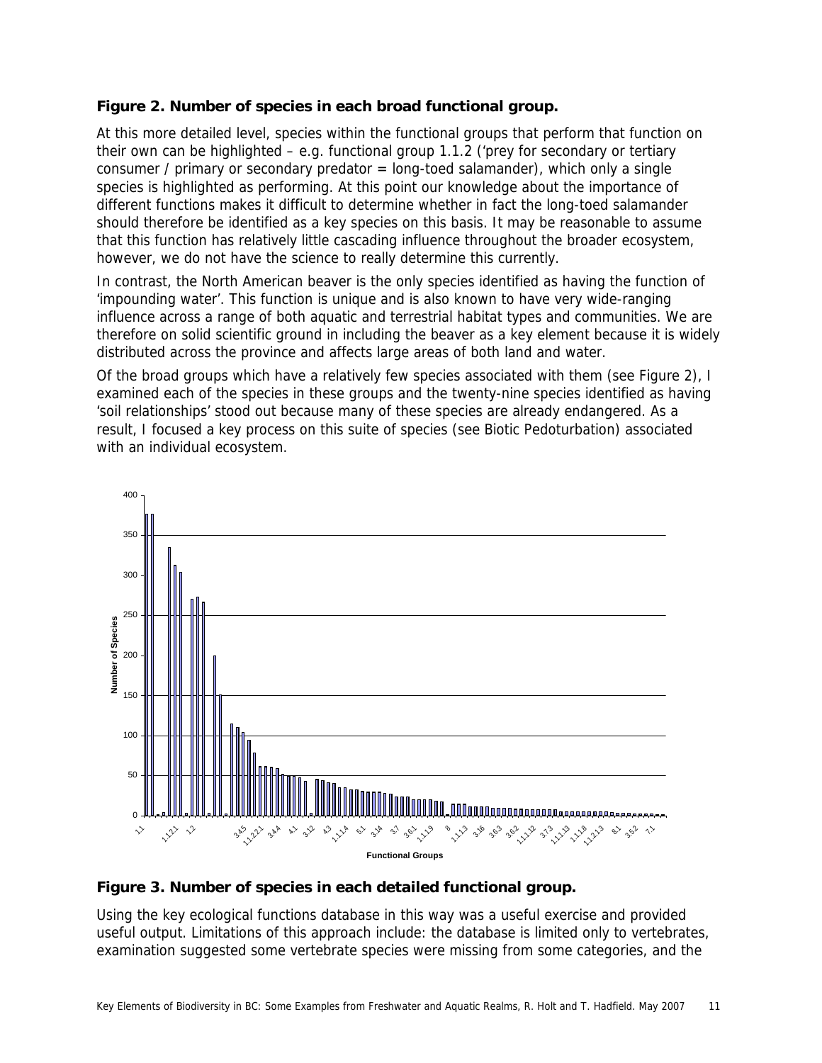**Figure 2. Number of species in each broad functional group.**

At this more detailed level, species within the functional groups that perform that function on their own can be highlighted – e.g. functional group 1.1.2 ('prey for secondary or tertiary consumer / primary or secondary predator = long-toed salamander), which only a single species is highlighted as performing. At this point our knowledge about the importance of different functions makes it difficult to determine whether in fact the long-toed salamander should therefore be identified as a key species on this basis. It may be reasonable to assume that this function has relatively little cascading influence throughout the broader ecosystem, however, we do not have the science to really determine this currently.

In contrast, the North American beaver is the only species identified as having the function of 'impounding water'. This function is unique and is also known to have very wide-ranging influence across a range of both aquatic and terrestrial habitat types and communities. We are therefore on solid scientific ground in including the beaver as a key element because it is widely distributed across the province and affects large areas of both land and water.

Of the broad groups which have a relatively few species associated with them (see Figure 2), I examined each of the species in these groups and the twenty-nine species identified as having 'soil relationships' stood out because many of these species are already endangered. As a result, I focused a key process on this suite of species (see Biotic Pedoturbation) associated with an individual ecosystem.

**Figure 3. Number of species in each detailed functional group.**

Using the key ecological functions database in this way was a useful exercise and provided useful output. Limitations of this approach include: the database is limited only to vertebrates, examination suggested some vertebrate species were missing from some categories, and the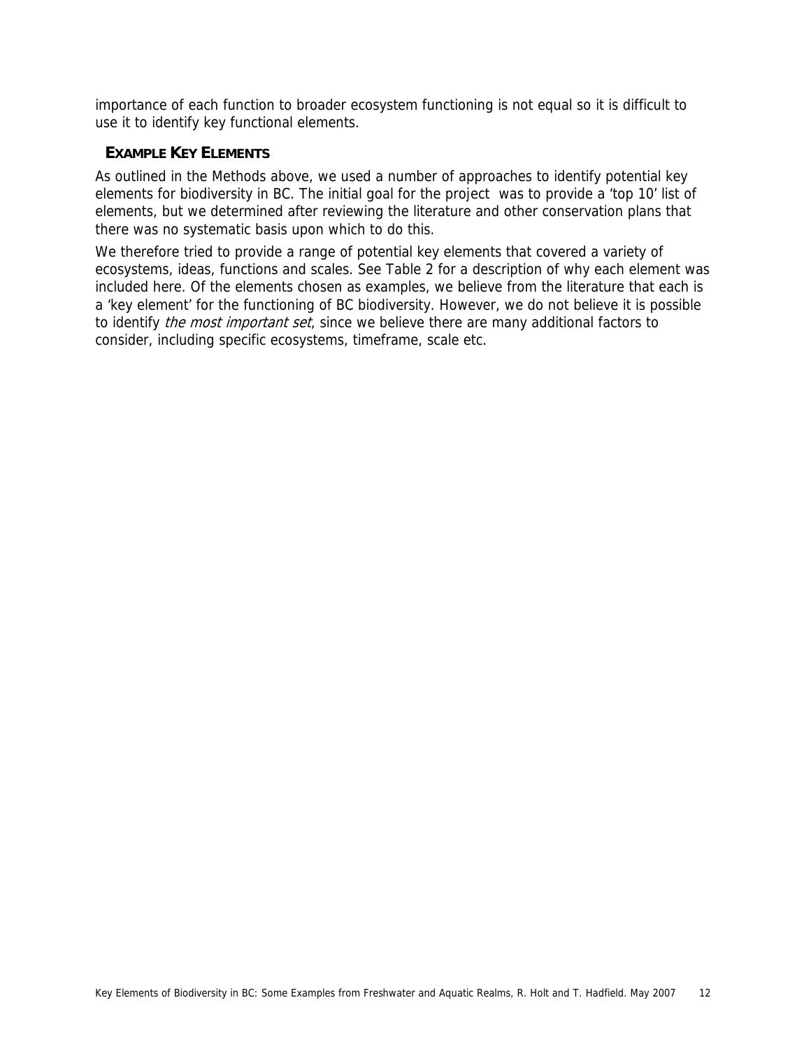importance of each function to broader ecosystem functioning is not equal so it is difficult to use it to identify key functional elements.

## EXAMPLE KEY ELEMENTS

As outlined in the Methods above, we used a number of approaches to identify potential key elements for biodiversity in BC. The initial goal for the project was to provide a 'top 10' list of elements, but we determined after reviewing the literature and other conservation plans that there was no systematic basis upon which to do this.

We therefore tried to provide a range of potential key elements that covered a variety of ecosystems, ideas, functions and scales. See Table 2 for a description of why each element was included here. Of the elements chosen as examples, we believe from the literature that each is a 'key element' for the functioning of BC biodiversity. However, we do not believe it is possible to identify *the most important set*, since we believe there are many additional factors to consider, including specific ecosystems, timeframe, scale etc.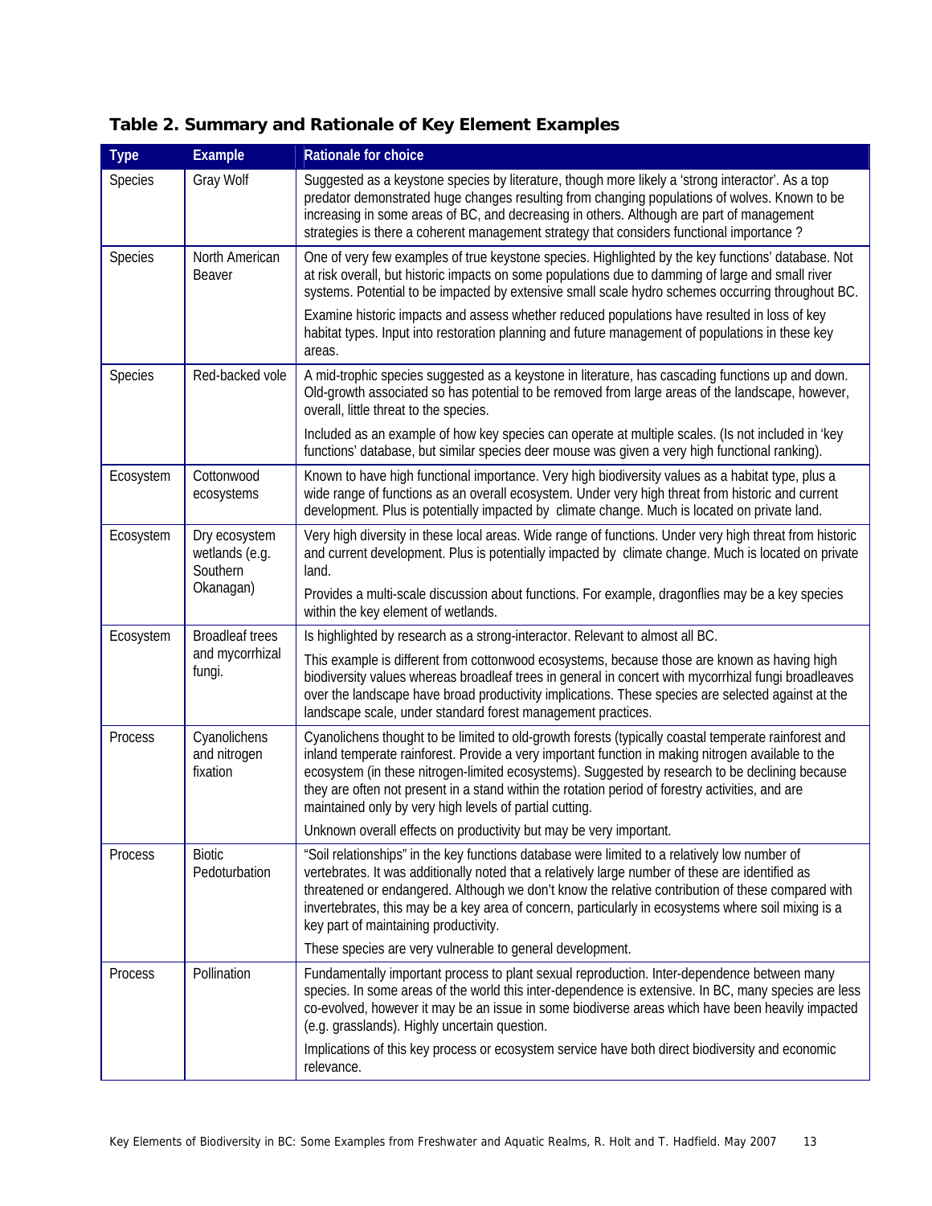**Table 2. Summary and Rationale of Key Element Examples**

| Type | Example | Rationale for choice |
|---|---|---|
| Species | Gray Wolf | Suggested as a keystone species by literature, though more likely a 'strong interactor'. As a top predator demonstrated huge changes resulting from changing populations of wolves. Known to be increasing in some areas of BC, and decreasing in others. Although are part of management strategies is there a coherent management strategy that considers functional importance ? |
| Species | North American Beaver | One of very few examples of true keystone species. Highlighted by the key functions' database. Not at risk overall, but historic impacts on some populations due to damming of large and small river systems. Potential to be impacted by extensive small scale hydro schemes occurring throughout BC. <br><br> Examine historic impacts and assess whether reduced populations have resulted in loss of key habitat types. Input into restoration planning and future management of populations in these key areas. |
| Species | Red-backed vole | A mid-trophic species suggested as a keystone in literature, has cascading functions up and down. Old-growth associated so has potential to be removed from large areas of the landscape, however, overall, little threat to the species. <br><br> Included as an example of how key species can operate at multiple scales. (Is not included in 'key functions' database, but similar species deer mouse was given a very high functional ranking). |
| Ecosystem | Cottonwood ecosystems | Known to have high functional importance. Very high biodiversity values as a habitat type, plus a wide range of functions as an overall ecosystem. Under very high threat from historic and current development. Plus is potentially impacted by climate change. Much is located on private land. |
| Ecosystem | Dry ecosystem wetlands (e.g. Southern Okanagan) | Very high diversity in these local areas. Wide range of functions. Under very high threat from historic and current development. Plus is potentially impacted by climate change. Much is located on private land. <br><br> Provides a multi-scale discussion about functions. For example, dragonflies may be a key species within the key element of wetlands. |
| Ecosystem | Broadleaf trees and mycorrhizal fungi. | Is highlighted by research as a strong-interactor. Relevant to almost all BC. <br><br> This example is different from cottonwood ecosystems, because those are known as having high biodiversity values whereas broadleaf trees in general in concert with mycorrhizal fungi broadleaves over the landscape have broad productivity implications. These species are selected against at the landscape scale, under standard forest management practices. |
| Process | Cyanolichens and nitrogen fixation | Cyanolichens thought to be limited to old-growth forests (typically coastal temperate rainforest and inland temperate rainforest. Provide a very important function in making nitrogen available to the ecosystem (in these nitrogen-limited ecosystems). Suggested by research to be declining because they are often not present in a stand within the rotation period of forestry activities, and are maintained only by very high levels of partial cutting. <br><br> Unknown overall effects on productivity but may be very important. |
| Process | Biotic Pedoturbation | "Soil relationships" in the key functions database were limited to a relatively low number of vertebrates. It was additionally noted that a relatively large number of these are identified as threatened or endangered. Although we don't know the relative contribution of these compared with invertebrates, this may be a key area of concern, particularly in ecosystems where soil mixing is a key part of maintaining productivity. <br><br> These species are very vulnerable to general development. |
| Process | Pollination | Fundamentally important process to plant sexual reproduction. Inter-dependence between many species. In some areas of the world this inter-dependence is extensive. In BC, many species are less co-evolved, however it may be an issue in some biodiverse areas which have been heavily impacted (e.g. grasslands). Highly uncertain question. <br><br> Implications of this key process or ecosystem service have both direct biodiversity and economic relevance. |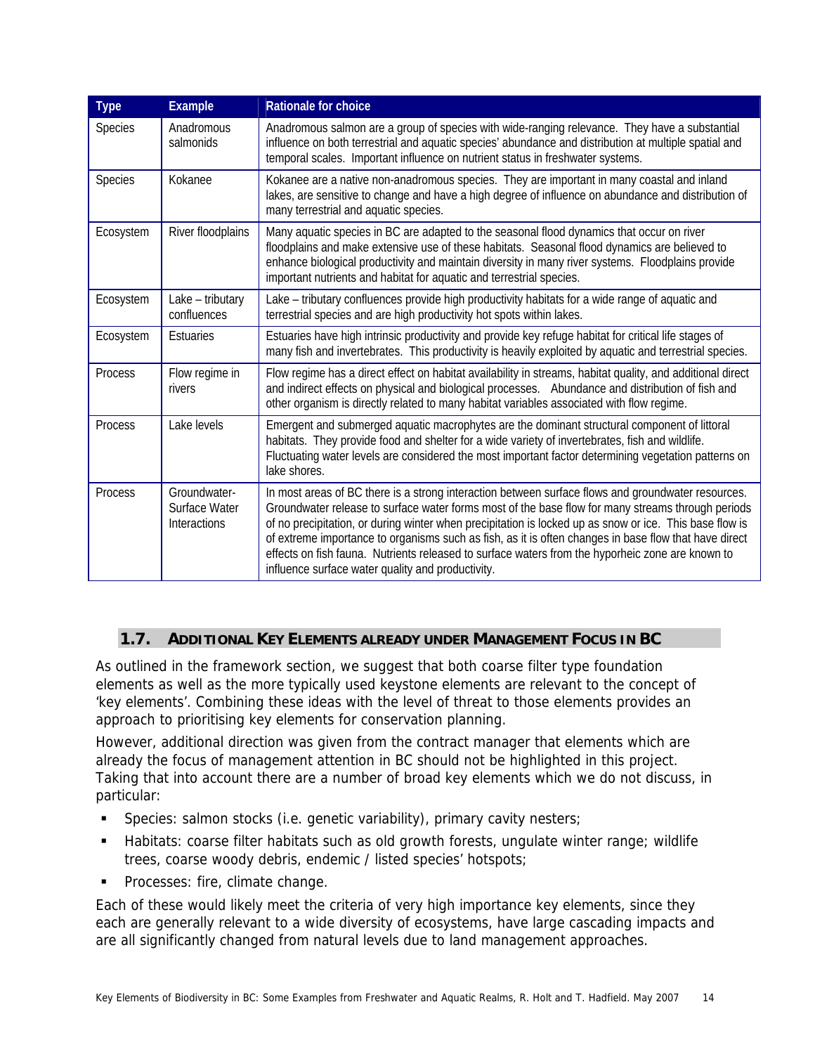| Type | Example | Rationale for choice |
|---|---|---|
| Species | Anadromous salmonids | Anadromous salmon are a group of species with wide-ranging relevance. They have a substantial influence on both terrestrial and aquatic species' abundance and distribution at multiple spatial and temporal scales. Important influence on nutrient status in freshwater systems. |
| Species | Kokanee | Kokanee are a native non-anadromous species. They are important in many coastal and inland lakes, are sensitive to change and have a high degree of influence on abundance and distribution of many terrestrial and aquatic species. |
| Ecosystem | River floodplains | Many aquatic species in BC are adapted to the seasonal flood dynamics that occur on river floodplains and make extensive use of these habitats. Seasonal flood dynamics are believed to enhance biological productivity and maintain diversity in many river systems. Floodplains provide important nutrients and habitat for aquatic and terrestrial species. |
| Ecosystem | Lake – tributary confluences | Lake – tributary confluences provide high productivity habitats for a wide range of aquatic and terrestrial species and are high productivity hot spots within lakes. |
| Ecosystem | Estuaries | Estuaries have high intrinsic productivity and provide key refuge habitat for critical life stages of many fish and invertebrates. This productivity is heavily exploited by aquatic and terrestrial species. |
| Process | Flow regime in rivers | Flow regime has a direct effect on habitat availability in streams, habitat quality, and additional direct and indirect effects on physical and biological processes. Abundance and distribution of fish and other organism is directly related to many habitat variables associated with flow regime. |
| Process | Lake levels | Emergent and submerged aquatic macrophytes are the dominant structural component of littoral habitats. They provide food and shelter for a wide variety of invertebrates, fish and wildlife. Fluctuating water levels are considered the most important factor determining vegetation patterns on lake shores. |
| Process | Groundwater-Surface Water Interactions | In most areas of BC there is a strong interaction between surface flows and groundwater resources. Groundwater release to surface water forms most of the base flow for many streams through periods of no precipitation, or during winter when precipitation is locked up as snow or ice. This base flow is of extreme importance to organisms such as fish, as it is often changes in base flow that have direct effects on fish fauna. Nutrients released to surface waters from the hyporheic zone are known to influence surface water quality and productivity. |

## 1.7. Additional Key Elements already under Management Focus in BC

As outlined in the framework section, we suggest that both coarse filter type foundation elements as well as the more typically used keystone elements are relevant to the concept of 'key elements'. Combining these ideas with the level of threat to those elements provides an approach to prioritising key elements for conservation planning.

However, additional direction was given from the contract manager that elements which are already the focus of management attention in BC should not be highlighted in this project. Taking that into account there are a number of broad key elements which we do not discuss, in particular:

- Species: salmon stocks (i.e. genetic variability), primary cavity nesters;
- Habitats: coarse filter habitats such as old growth forests, ungulate winter range; wildlife trees, coarse woody debris, endemic / listed species' hotspots;
- Processes: fire, climate change.

Each of these would likely meet the criteria of very high importance key elements, since they each are generally relevant to a wide diversity of ecosystems, have large cascading impacts and are all significantly changed from natural levels due to land management approaches.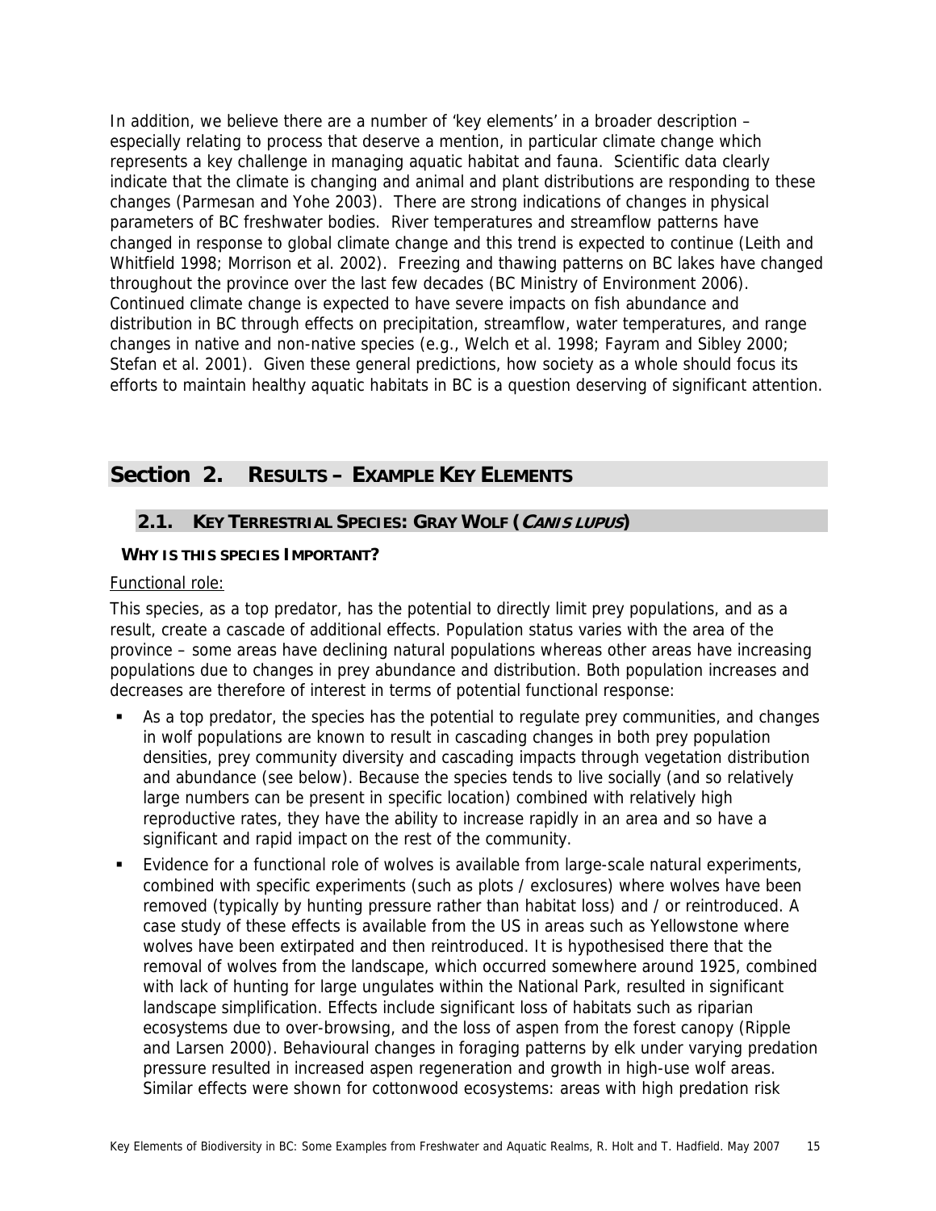In addition, we believe there are a number of 'key elements' in a broader description – especially relating to process that deserve a mention, in particular climate change which represents a key challenge in managing aquatic habitat and fauna. Scientific data clearly indicate that the climate is changing and animal and plant distributions are responding to these changes (Parmesan and Yohe 2003). There are strong indications of changes in physical parameters of BC freshwater bodies. River temperatures and streamflow patterns have changed in response to global climate change and this trend is expected to continue (Leith and Whitfield 1998; Morrison et al. 2002). Freezing and thawing patterns on BC lakes have changed throughout the province over the last few decades (BC Ministry of Environment 2006). Continued climate change is expected to have severe impacts on fish abundance and distribution in BC through effects on precipitation, streamflow, water temperatures, and range changes in native and non-native species (e.g., Welch et al. 1998; Fayram and Sibley 2000; Stefan et al. 2001). Given these general predictions, how society as a whole should focus its efforts to maintain healthy aquatic habitats in BC is a question deserving of significant attention.

# Section 2. Results – Example Key Elements

## 2.1. Key Terrestrial Species: Gray Wolf (*Canis lupus*)

### Why is this species important?

Functional role:

This species, as a top predator, has the potential to directly limit prey populations, and as a result, create a cascade of additional effects. Population status varies with the area of the province – some areas have declining natural populations whereas other areas have increasing populations due to changes in prey abundance and distribution. Both population increases and decreases are therefore of interest in terms of potential functional response:

- As a top predator, the species has the potential to regulate prey communities, and changes in wolf populations are known to result in cascading changes in both prey population densities, prey community diversity and cascading impacts through vegetation distribution and abundance (see below). Because the species tends to live socially (and so relatively large numbers can be present in specific location) combined with relatively high reproductive rates, they have the ability to increase rapidly in an area and so have a significant and rapid impact on the rest of the community.
- Evidence for a functional role of wolves is available from large-scale natural experiments, combined with specific experiments (such as plots / exclosures) where wolves have been removed (typically by hunting pressure rather than habitat loss) and / or reintroduced. A case study of these effects is available from the US in areas such as Yellowstone where wolves have been extirpated and then reintroduced. It is hypothesised there that the removal of wolves from the landscape, which occurred somewhere around 1925, combined with lack of hunting for large ungulates within the National Park, resulted in significant landscape simplification. Effects include significant loss of habitats such as riparian ecosystems due to over-browsing, and the loss of aspen from the forest canopy (Ripple and Larsen 2000). Behavioural changes in foraging patterns by elk under varying predation pressure resulted in increased aspen regeneration and growth in high-use wolf areas. Similar effects were shown for cottonwood ecosystems: areas with high predation risk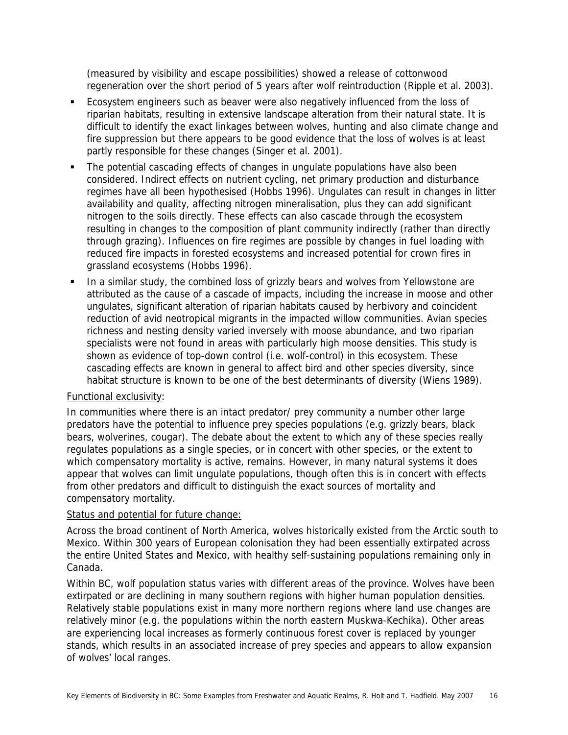(measured by visibility and escape possibilities) showed a release of cottonwood regeneration over the short period of 5 years after wolf reintroduction (Ripple et al. 2003).

- Ecosystem engineers such as beaver were also negatively influenced from the loss of riparian habitats, resulting in extensive landscape alteration from their natural state. It is difficult to identify the exact linkages between wolves, hunting and also climate change and fire suppression but there appears to be good evidence that the loss of wolves is at least partly responsible for these changes (Singer et al. 2001).
- The potential cascading effects of changes in ungulate populations have also been considered. Indirect effects on nutrient cycling, net primary production and disturbance regimes have all been hypothesised (Hobbs 1996). Ungulates can result in changes in litter availability and quality, affecting nitrogen mineralisation, plus they can add significant nitrogen to the soils directly. These effects can also cascade through the ecosystem resulting in changes to the composition of plant community indirectly (rather than directly through grazing). Influences on fire regimes are possible by changes in fuel loading with reduced fire impacts in forested ecosystems and increased potential for crown fires in grassland ecosystems (Hobbs 1996).
- In a similar study, the combined loss of grizzly bears and wolves from Yellowstone are attributed as the cause of a cascade of impacts, including the increase in moose and other ungulates, significant alteration of riparian habitats caused by herbivory and coincident reduction of avid neotropical migrants in the impacted willow communities. Avian species richness and nesting density varied inversely with moose abundance, and two riparian specialists were not found in areas with particularly high moose densities. This study is shown as evidence of top-down control (i.e. wolf-control) in this ecosystem. These cascading effects are known in general to affect bird and other species diversity, since habitat structure is known to be one of the best determinants of diversity (Wiens 1989).

Functional exclusivity:

In communities where there is an intact predator/ prey community a number other large predators have the potential to influence prey species populations (e.g. grizzly bears, black bears, wolverines, cougar). The debate about the extent to which any of these species really regulates populations as a single species, or in concert with other species, or the extent to which compensatory mortality is active, remains. However, in many natural systems it does appear that wolves can limit ungulate populations, though often this is in concert with effects from other predators and difficult to distinguish the exact sources of mortality and compensatory mortality.

Status and potential for future change:

Across the broad continent of North America, wolves historically existed from the Arctic south to Mexico. Within 300 years of European colonisation they had been essentially extirpated across the entire United States and Mexico, with healthy self-sustaining populations remaining only in Canada.

Within BC, wolf population status varies with different areas of the province. Wolves have been extirpated or are declining in many southern regions with higher human population densities. Relatively stable populations exist in many more northern regions where land use changes are relatively minor (e.g. the populations within the north eastern Muskwa-Kechika). Other areas are experiencing local increases as formerly continuous forest cover is replaced by younger stands, which results in an associated increase of prey species and appears to allow expansion of wolves' local ranges.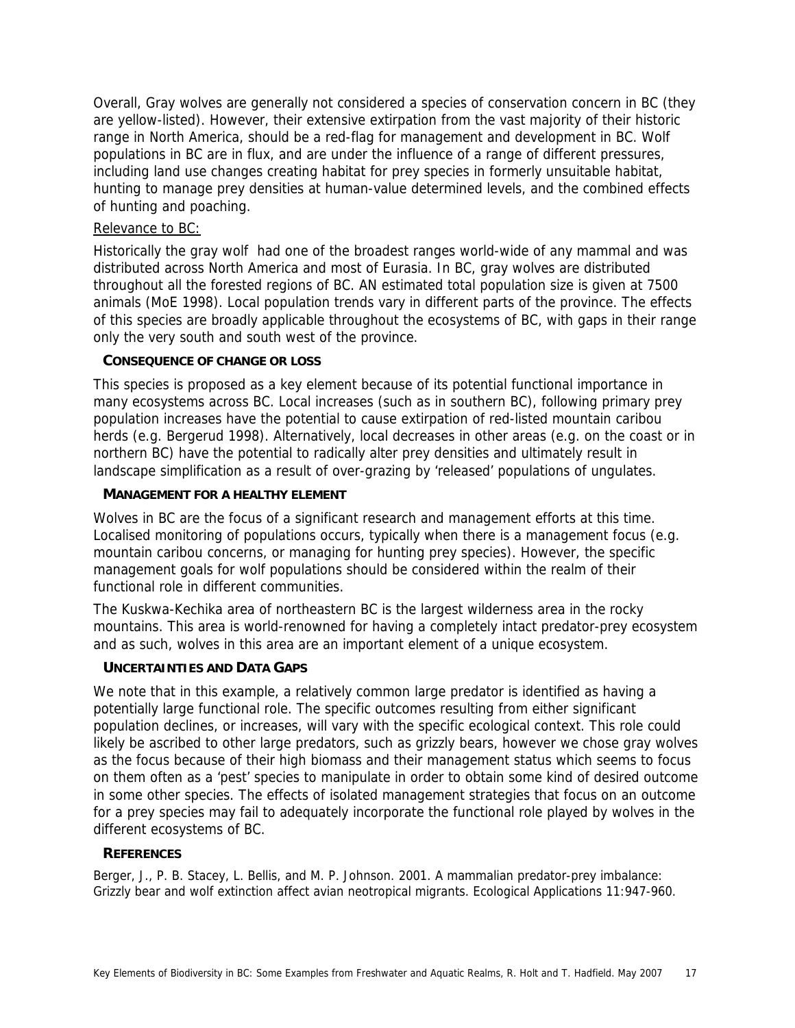Overall, Gray wolves are generally not considered a species of conservation concern in BC (they are yellow-listed). However, their extensive extirpation from the vast majority of their historic range in North America, should be a red-flag for management and development in BC. Wolf populations in BC are in flux, and are under the influence of a range of different pressures, including land use changes creating habitat for prey species in formerly unsuitable habitat, hunting to manage prey densities at human-value determined levels, and the combined effects of hunting and poaching.

Relevance to BC:

Historically the gray wolf had one of the broadest ranges world-wide of any mammal and was distributed across North America and most of Eurasia. In BC, gray wolves are distributed throughout all the forested regions of BC. AN estimated total population size is given at 7500 animals (MoE 1998). Local population trends vary in different parts of the province. The effects of this species are broadly applicable throughout the ecosystems of BC, with gaps in their range only the very south and south west of the province.

### CONSEQUENCE OF CHANGE OR LOSS

This species is proposed as a key element because of its potential functional importance in many ecosystems across BC. Local increases (such as in southern BC), following primary prey population increases have the potential to cause extirpation of red-listed mountain caribou herds (e.g. Bergerud 1998). Alternatively, local decreases in other areas (e.g. on the coast or in northern BC) have the potential to radically alter prey densities and ultimately result in landscape simplification as a result of over-grazing by 'released' populations of ungulates.

### MANAGEMENT FOR A HEALTHY ELEMENT

Wolves in BC are the focus of a significant research and management efforts at this time. Localised monitoring of populations occurs, typically when there is a management focus (e.g. mountain caribou concerns, or managing for hunting prey species). However, the specific management goals for wolf populations should be considered within the realm of their functional role in different communities.

The Kuskwa-Kechika area of northeastern BC is the largest wilderness area in the rocky mountains. This area is world-renowned for having a completely intact predator-prey ecosystem and as such, wolves in this area are an important element of a unique ecosystem.

### UNCERTAINTIES AND DATA GAPS

We note that in this example, a relatively common large predator is identified as having a potentially large functional role. The specific outcomes resulting from either significant population declines, or increases, will vary with the specific ecological context. This role could likely be ascribed to other large predators, such as grizzly bears, however we chose gray wolves as the focus because of their high biomass and their management status which seems to focus on them often as a 'pest' species to manipulate in order to obtain some kind of desired outcome in some other species. The effects of isolated management strategies that focus on an outcome for a prey species may fail to adequately incorporate the functional role played by wolves in the different ecosystems of BC.

### REFERENCES

Berger, J., P. B. Stacey, L. Bellis, and M. P. Johnson. 2001. A mammalian predator-prey imbalance: Grizzly bear and wolf extinction affect avian neotropical migrants. Ecological Applications 11:947-960.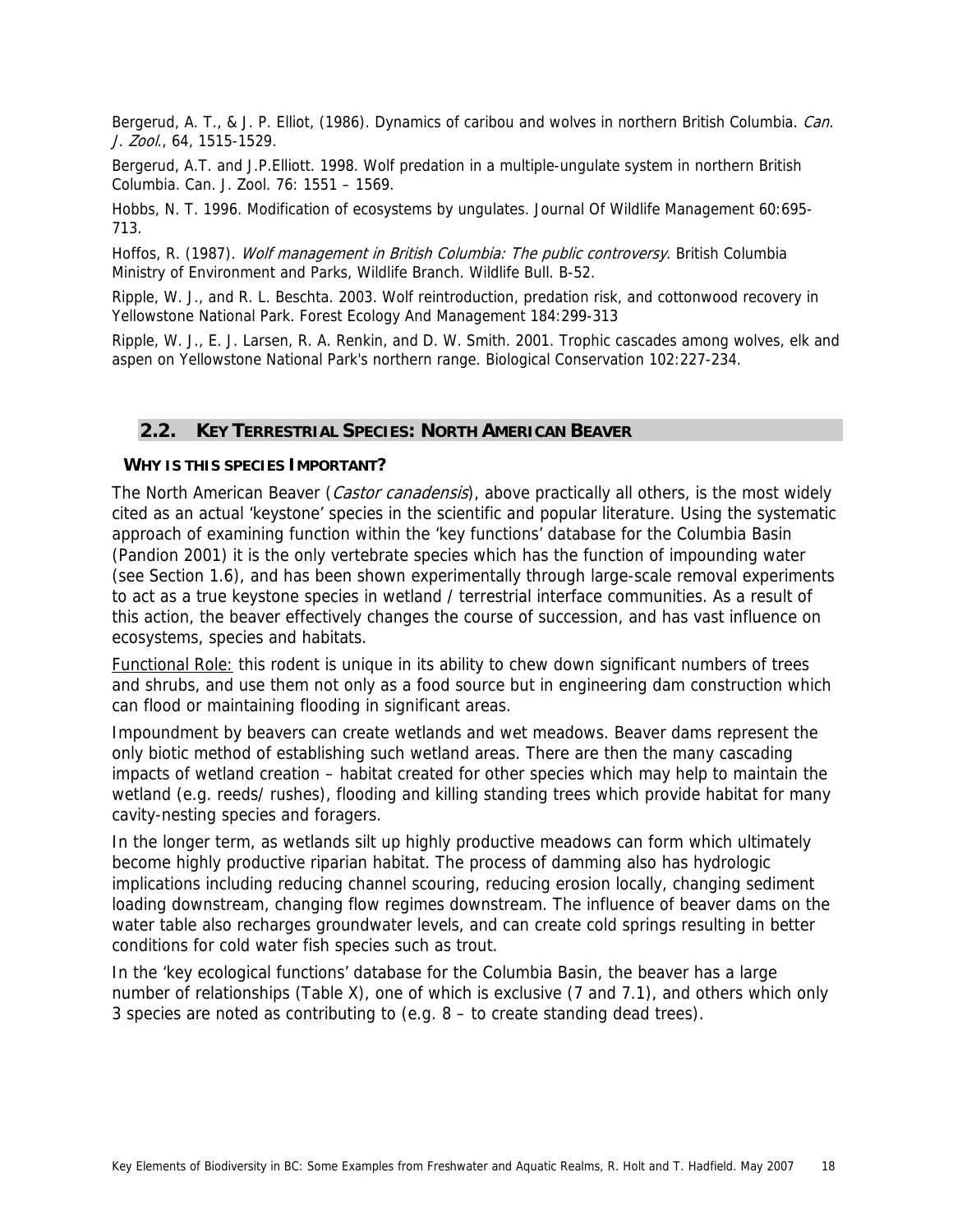Bergerud, A. T., & J. P. Elliot, (1986). Dynamics of caribou and wolves in northern British Columbia. *Can. J. Zool.*, 64, 1515-1529.

Bergerud, A.T. and J.P.Elliott. 1998. Wolf predation in a multiple-ungulate system in northern British Columbia. Can. J. Zool. 76: 1551 – 1569.

Hobbs, N. T. 1996. Modification of ecosystems by ungulates. Journal Of Wildlife Management 60:695-713.

Hoffos, R. (1987). *Wolf management in British Columbia: The public controversy*. British Columbia Ministry of Environment and Parks, Wildlife Branch. Wildlife Bull. B-52.

Ripple, W. J., and R. L. Beschta. 2003. Wolf reintroduction, predation risk, and cottonwood recovery in Yellowstone National Park. Forest Ecology And Management 184:299-313

Ripple, W. J., E. J. Larsen, R. A. Renkin, and D. W. Smith. 2001. Trophic cascades among wolves, elk and aspen on Yellowstone National Park's northern range. Biological Conservation 102:227-234.

## 2.2. KEY TERRESTRIAL SPECIES: NORTH AMERICAN BEAVER

### WHY IS THIS SPECIES IMPORTANT?

The North American Beaver (*Castor canadensis*), above practically all others, is the most widely cited as an actual 'keystone' species in the scientific and popular literature. Using the systematic approach of examining function within the 'key functions' database for the Columbia Basin (Pandion 2001) it is the only vertebrate species which has the function of impounding water (see Section 1.6), and has been shown experimentally through large-scale removal experiments to act as a true keystone species in wetland / terrestrial interface communities. As a result of this action, the beaver effectively changes the course of succession, and has vast influence on ecosystems, species and habitats.

<u>Functional Role:</u> this rodent is unique in its ability to chew down significant numbers of trees and shrubs, and use them not only as a food source but in engineering dam construction which can flood or maintaining flooding in significant areas.

Impoundment by beavers can create wetlands and wet meadows. Beaver dams represent the only biotic method of establishing such wetland areas. There are then the many cascading impacts of wetland creation – habitat created for other species which may help to maintain the wetland (e.g. reeds/ rushes), flooding and killing standing trees which provide habitat for many cavity-nesting species and foragers.

In the longer term, as wetlands silt up highly productive meadows can form which ultimately become highly productive riparian habitat. The process of damming also has hydrologic implications including reducing channel scouring, reducing erosion locally, changing sediment loading downstream, changing flow regimes downstream. The influence of beaver dams on the water table also recharges groundwater levels, and can create cold springs resulting in better conditions for cold water fish species such as trout.

In the 'key ecological functions' database for the Columbia Basin, the beaver has a large number of relationships (Table X), one of which is exclusive (7 and 7.1), and others which only 3 species are noted as contributing to (e.g. 8 – to create standing dead trees).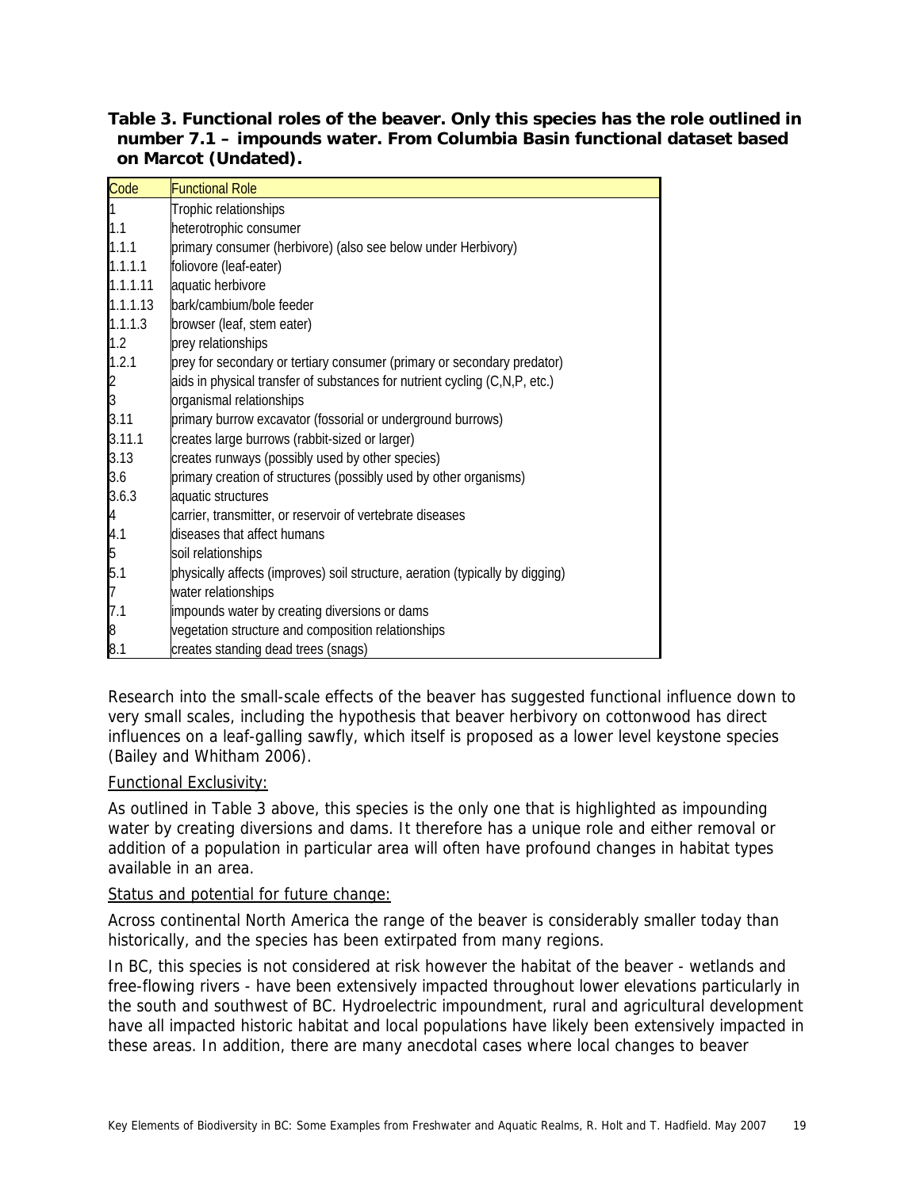**Table 3. Functional roles of the beaver. Only this species has the role outlined in number 7.1 – impounds water. From Columbia Basin functional dataset based on Marcot (Undated).**

| Code | Functional Role |
|---|---|
| 1 | Trophic relationships |
| 1.1 | heterotrophic consumer |
| 1.1.1 | primary consumer (herbivore) (also see below under Herbivory) |
| 1.1.1.1 | foliovore (leaf-eater) |
| 1.1.1.11 | aquatic herbivore |
| 1.1.1.13 | bark/cambium/bole feeder |
| 1.1.1.3 | browser (leaf, stem eater) |
| 1.2 | prey relationships |
| 1.2.1 | prey for secondary or tertiary consumer (primary or secondary predator) |
| 2 | aids in physical transfer of substances for nutrient cycling (C,N,P, etc.) |
| 3 | organismal relationships |
| 3.11 | primary burrow excavator (fossorial or underground burrows) |
| 3.11.1 | creates large burrows (rabbit-sized or larger) |
| 3.13 | creates runways (possibly used by other species) |
| 3.6 | primary creation of structures (possibly used by other organisms) |
| 3.6.3 | aquatic structures |
| 4 | carrier, transmitter, or reservoir of vertebrate diseases |
| 4.1 | diseases that affect humans |
| 5 | soil relationships |
| 5.1 | physically affects (improves) soil structure, aeration (typically by digging) |
| 7 | water relationships |
| 7.1 | impounds water by creating diversions or dams |
| 8 | vegetation structure and composition relationships |
| 8.1 | creates standing dead trees (snags) |

Research into the small-scale effects of the beaver has suggested functional influence down to very small scales, including the hypothesis that beaver herbivory on cottonwood has direct influences on a leaf-galling sawfly, which itself is proposed as a lower level keystone species (Bailey and Whitham 2006).

Functional Exclusivity:

As outlined in Table 3 above, this species is the only one that is highlighted as impounding water by creating diversions and dams. It therefore has a unique role and either removal or addition of a population in particular area will often have profound changes in habitat types available in an area.

Status and potential for future change:

Across continental North America the range of the beaver is considerably smaller today than historically, and the species has been extirpated from many regions.

In BC, this species is not considered at risk however the habitat of the beaver - wetlands and free-flowing rivers - have been extensively impacted throughout lower elevations particularly in the south and southwest of BC. Hydroelectric impoundment, rural and agricultural development have all impacted historic habitat and local populations have likely been extensively impacted in these areas. In addition, there are many anecdotal cases where local changes to beaver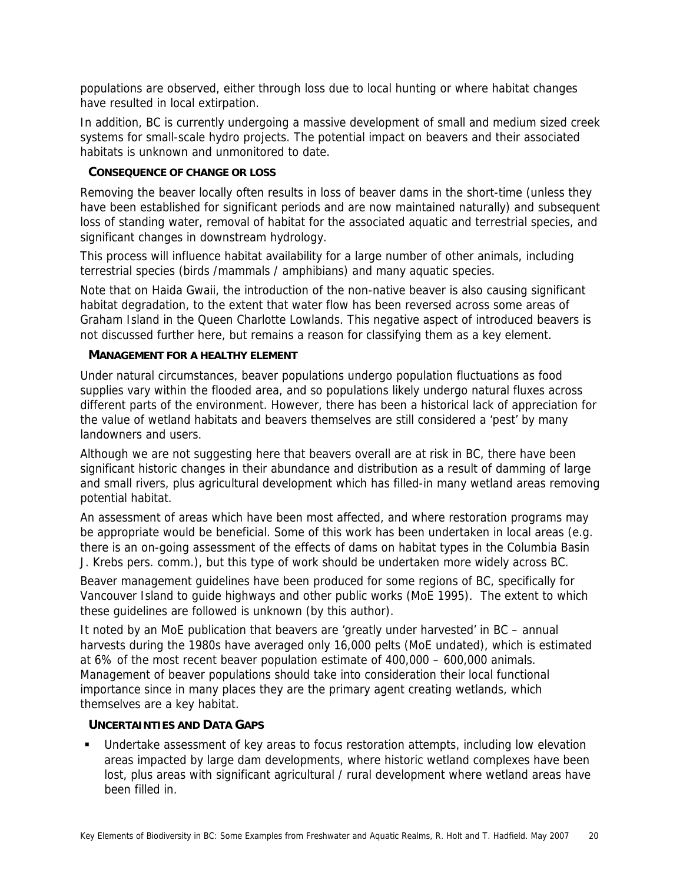populations are observed, either through loss due to local hunting or where habitat changes have resulted in local extirpation.

In addition, BC is currently undergoing a massive development of small and medium sized creek systems for small-scale hydro projects. The potential impact on beavers and their associated habitats is unknown and unmonitored to date.

#### CONSEQUENCE OF CHANGE OR LOSS

Removing the beaver locally often results in loss of beaver dams in the short-time (unless they have been established for significant periods and are now maintained naturally) and subsequent loss of standing water, removal of habitat for the associated aquatic and terrestrial species, and significant changes in downstream hydrology.

This process will influence habitat availability for a large number of other animals, including terrestrial species (birds /mammals / amphibians) and many aquatic species.

Note that on Haida Gwaii, the introduction of the non-native beaver is also causing significant habitat degradation, to the extent that water flow has been reversed across some areas of Graham Island in the Queen Charlotte Lowlands. This negative aspect of introduced beavers is not discussed further here, but remains a reason for classifying them as a key element.

#### MANAGEMENT FOR A HEALTHY ELEMENT

Under natural circumstances, beaver populations undergo population fluctuations as food supplies vary within the flooded area, and so populations likely undergo natural fluxes across different parts of the environment. However, there has been a historical lack of appreciation for the value of wetland habitats and beavers themselves are still considered a 'pest' by many landowners and users.

Although we are not suggesting here that beavers overall are at risk in BC, there have been significant historic changes in their abundance and distribution as a result of damming of large and small rivers, plus agricultural development which has filled-in many wetland areas removing potential habitat.

An assessment of areas which have been most affected, and where restoration programs may be appropriate would be beneficial. Some of this work has been undertaken in local areas (e.g. there is an on-going assessment of the effects of dams on habitat types in the Columbia Basin J. Krebs pers. comm.), but this type of work should be undertaken more widely across BC.

Beaver management guidelines have been produced for some regions of BC, specifically for Vancouver Island to guide highways and other public works (MoE 1995). The extent to which these guidelines are followed is unknown (by this author).

It noted by an MoE publication that beavers are 'greatly under harvested' in BC – annual harvests during the 1980s have averaged only 16,000 pelts (MoE undated), which is estimated at 6% of the most recent beaver population estimate of 400,000 – 600,000 animals. Management of beaver populations should take into consideration their local functional importance since in many places they are the primary agent creating wetlands, which themselves are a key habitat.

#### UNCERTAINTIES AND DATA GAPS

- Undertake assessment of key areas to focus restoration attempts, including low elevation areas impacted by large dam developments, where historic wetland complexes have been lost, plus areas with significant agricultural / rural development where wetland areas have been filled in.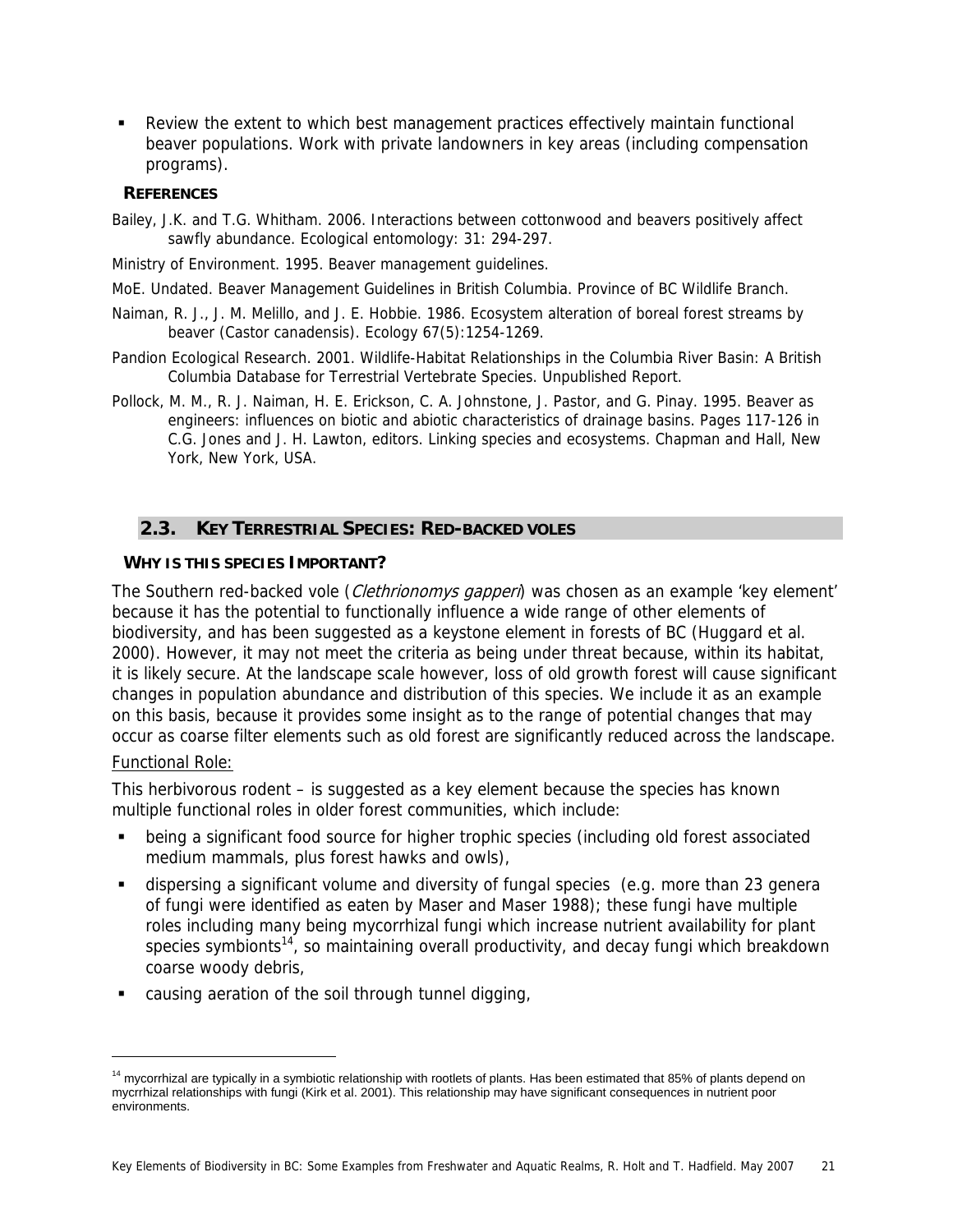- Review the extent to which best management practices effectively maintain functional beaver populations. Work with private landowners in key areas (including compensation programs).

### REFERENCES

Bailey, J.K. and T.G. Whitham. 2006. Interactions between cottonwood and beavers positively affect sawfly abundance. Ecological entomology: 31: 294-297.

Ministry of Environment. 1995. Beaver management guidelines.

MoE. Undated. Beaver Management Guidelines in British Columbia. Province of BC Wildlife Branch.

Naiman, R. J., J. M. Melillo, and J. E. Hobbie. 1986. Ecosystem alteration of boreal forest streams by beaver (Castor canadensis). Ecology 67(5):1254-1269.

Pandion Ecological Research. 2001. Wildlife-Habitat Relationships in the Columbia River Basin: A British Columbia Database for Terrestrial Vertebrate Species. Unpublished Report.

Pollock, M. M., R. J. Naiman, H. E. Erickson, C. A. Johnstone, J. Pastor, and G. Pinay. 1995. Beaver as engineers: influences on biotic and abiotic characteristics of drainage basins. Pages 117-126 in C.G. Jones and J. H. Lawton, editors. Linking species and ecosystems. Chapman and Hall, New York, New York, USA.

## 2.3. KEY TERRESTRIAL SPECIES: RED-BACKED VOLES

### WHY IS THIS SPECIES IMPORTANT?

The Southern red-backed vole (*Clethrionomys gapperi*) was chosen as an example 'key element' because it has the potential to functionally influence a wide range of other elements of biodiversity, and has been suggested as a keystone element in forests of BC (Huggard et al. 2000). However, it may not meet the criteria as being under threat because, within its habitat, it is likely secure. At the landscape scale however, loss of old growth forest will cause significant changes in population abundance and distribution of this species. We include it as an example on this basis, because it provides some insight as to the range of potential changes that may occur as coarse filter elements such as old forest are significantly reduced across the landscape.

Functional Role:

This herbivorous rodent – is suggested as a key element because the species has known multiple functional roles in older forest communities, which include:

- being a significant food source for higher trophic species (including old forest associated medium mammals, plus forest hawks and owls),
- dispersing a significant volume and diversity of fungal species (e.g. more than 23 genera of fungi were identified as eaten by Maser and Maser 1988); these fungi have multiple roles including many being mycorrhizal fungi which increase nutrient availability for plant species symbionts[14], so maintaining overall productivity, and decay fungi which breakdown coarse woody debris,
- causing aeration of the soil through tunnel digging,

[14] mycorrhizal are typically in a symbiotic relationship with rootlets of plants. Has been estimated that 85% of plants depend on mycrrhizal relationships with fungi (Kirk et al. 2001). This relationship may have significant consequences in nutrient poor environments.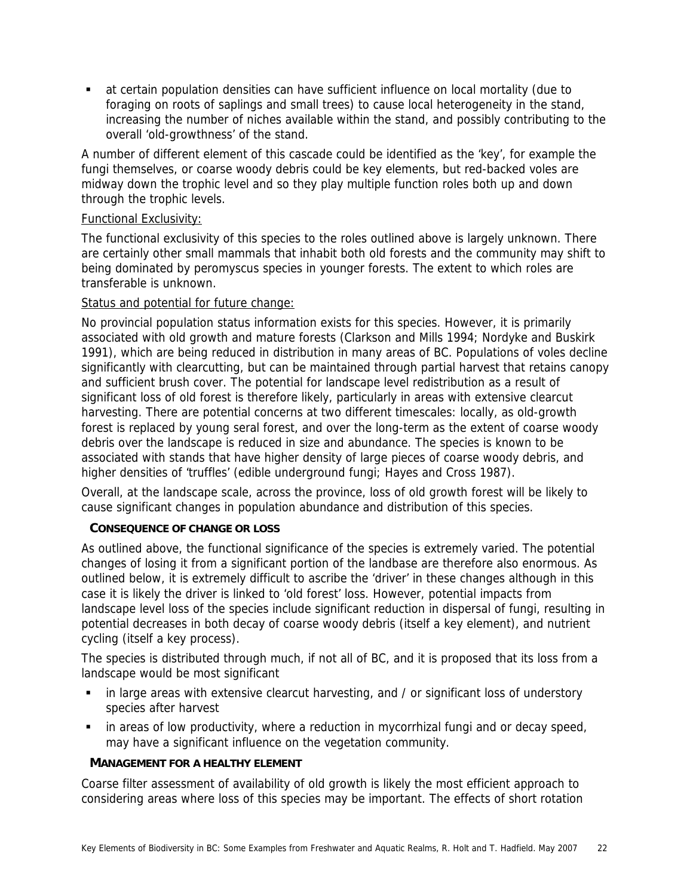- at certain population densities can have sufficient influence on local mortality (due to foraging on roots of saplings and small trees) to cause local heterogeneity in the stand, increasing the number of niches available within the stand, and possibly contributing to the overall 'old-growthness' of the stand.

A number of different element of this cascade could be identified as the 'key', for example the fungi themselves, or coarse woody debris could be key elements, but red-backed voles are midway down the trophic level and so they play multiple function roles both up and down through the trophic levels.

Functional Exclusivity:

The functional exclusivity of this species to the roles outlined above is largely unknown. There are certainly other small mammals that inhabit both old forests and the community may shift to being dominated by peromyscus species in younger forests. The extent to which roles are transferable is unknown.

Status and potential for future change:

No provincial population status information exists for this species. However, it is primarily associated with old growth and mature forests (Clarkson and Mills 1994; Nordyke and Buskirk 1991), which are being reduced in distribution in many areas of BC. Populations of voles decline significantly with clearcutting, but can be maintained through partial harvest that retains canopy and sufficient brush cover. The potential for landscape level redistribution as a result of significant loss of old forest is therefore likely, particularly in areas with extensive clearcut harvesting. There are potential concerns at two different timescales: locally, as old-growth forest is replaced by young seral forest, and over the long-term as the extent of coarse woody debris over the landscape is reduced in size and abundance. The species is known to be associated with stands that have higher density of large pieces of coarse woody debris, and higher densities of 'truffles' (edible underground fungi; Hayes and Cross 1987).

Overall, at the landscape scale, across the province, loss of old growth forest will be likely to cause significant changes in population abundance and distribution of this species.

### CONSEQUENCE OF CHANGE OR LOSS

As outlined above, the functional significance of the species is extremely varied. The potential changes of losing it from a significant portion of the landbase are therefore also enormous. As outlined below, it is extremely difficult to ascribe the 'driver' in these changes although in this case it is likely the driver is linked to 'old forest' loss. However, potential impacts from landscape level loss of the species include significant reduction in dispersal of fungi, resulting in potential decreases in both decay of coarse woody debris (itself a key element), and nutrient cycling (itself a key process).

The species is distributed through much, if not all of BC, and it is proposed that its loss from a landscape would be most significant

- in large areas with extensive clearcut harvesting, and / or significant loss of understory species after harvest
- in areas of low productivity, where a reduction in mycorrhizal fungi and or decay speed, may have a significant influence on the vegetation community.

### MANAGEMENT FOR A HEALTHY ELEMENT

Coarse filter assessment of availability of old growth is likely the most efficient approach to considering areas where loss of this species may be important. The effects of short rotation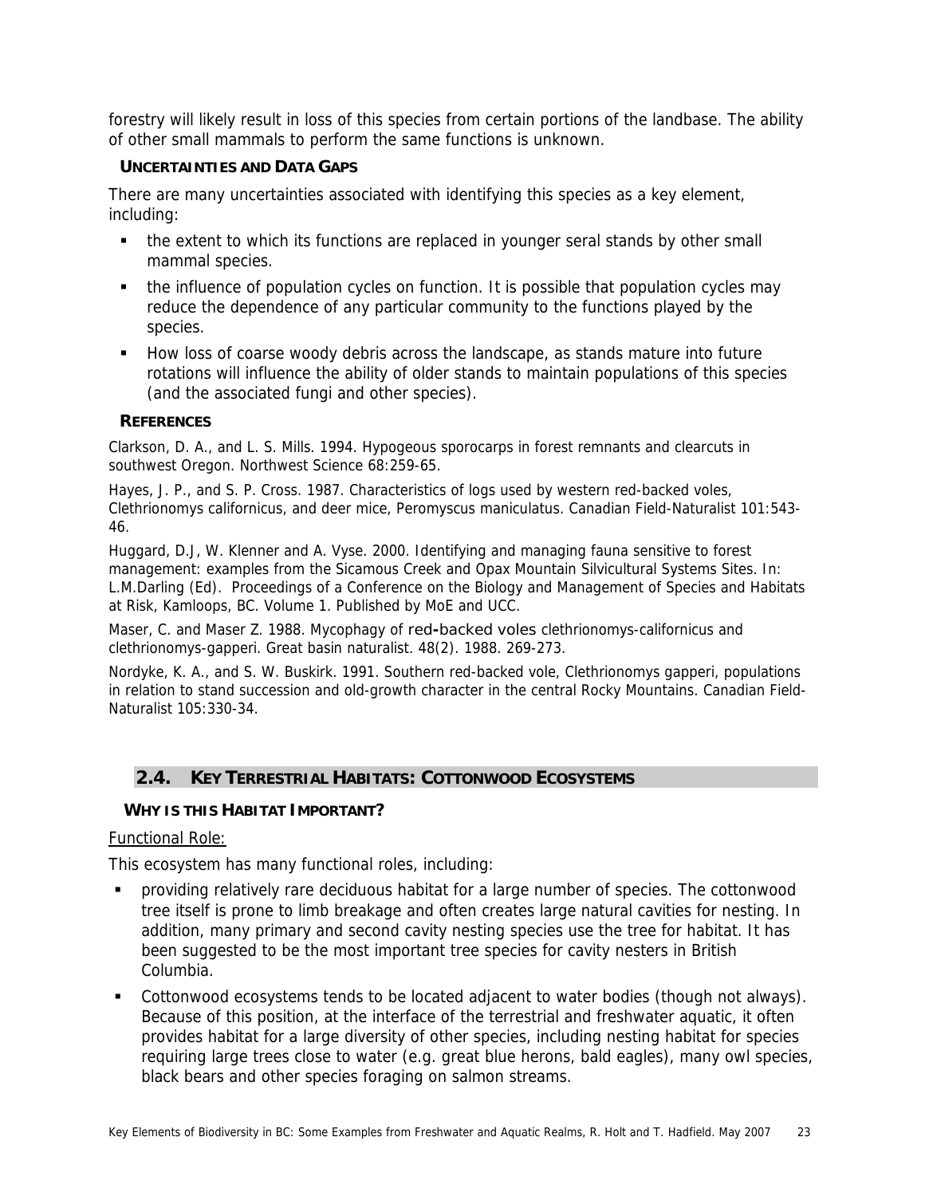forestry will likely result in loss of this species from certain portions of the landbase. The ability of other small mammals to perform the same functions is unknown.

### UNCERTAINTIES AND DATA GAPS

There are many uncertainties associated with identifying this species as a key element, including:

- the extent to which its functions are replaced in younger seral stands by other small mammal species.
- the influence of population cycles on function. It is possible that population cycles may reduce the dependence of any particular community to the functions played by the species.
- How loss of coarse woody debris across the landscape, as stands mature into future rotations will influence the ability of older stands to maintain populations of this species (and the associated fungi and other species).

### REFERENCES

Clarkson, D. A., and L. S. Mills. 1994. Hypogeous sporocarps in forest remnants and clearcuts in southwest Oregon. Northwest Science 68:259-65.

Hayes, J. P., and S. P. Cross. 1987. Characteristics of logs used by western red-backed voles, Clethrionomys californicus, and deer mice, Peromyscus maniculatus. Canadian Field-Naturalist 101:543-46.

Huggard, D.J, W. Klenner and A. Vyse. 2000. Identifying and managing fauna sensitive to forest management: examples from the Sicamous Creek and Opax Mountain Silvicultural Systems Sites. In: L.M.Darling (Ed). Proceedings of a Conference on the Biology and Management of Species and Habitats at Risk, Kamloops, BC. Volume 1. Published by MoE and UCC.

Maser, C. and Maser Z. 1988. Mycophagy of red-backed voles clethrionomys-californicus and clethrionomys-gapperi. Great basin naturalist. 48(2). 1988. 269-273.

Nordyke, K. A., and S. W. Buskirk. 1991. Southern red-backed vole, Clethrionomys gapperi, populations in relation to stand succession and old-growth character in the central Rocky Mountains. Canadian Field-Naturalist 105:330-34.

## 2.4. KEY TERRESTRIAL HABITATS: COTTONWOOD ECOSYSTEMS

### WHY IS THIS HABITAT IMPORTANT?

Functional Role:

This ecosystem has many functional roles, including:

- providing relatively rare deciduous habitat for a large number of species. The cottonwood tree itself is prone to limb breakage and often creates large natural cavities for nesting. In addition, many primary and second cavity nesting species use the tree for habitat. It has been suggested to be the most important tree species for cavity nesters in British Columbia.
- Cottonwood ecosystems tends to be located adjacent to water bodies (though not always). Because of this position, at the interface of the terrestrial and freshwater aquatic, it often provides habitat for a large diversity of other species, including nesting habitat for species requiring large trees close to water (e.g. great blue herons, bald eagles), many owl species, black bears and other species foraging on salmon streams.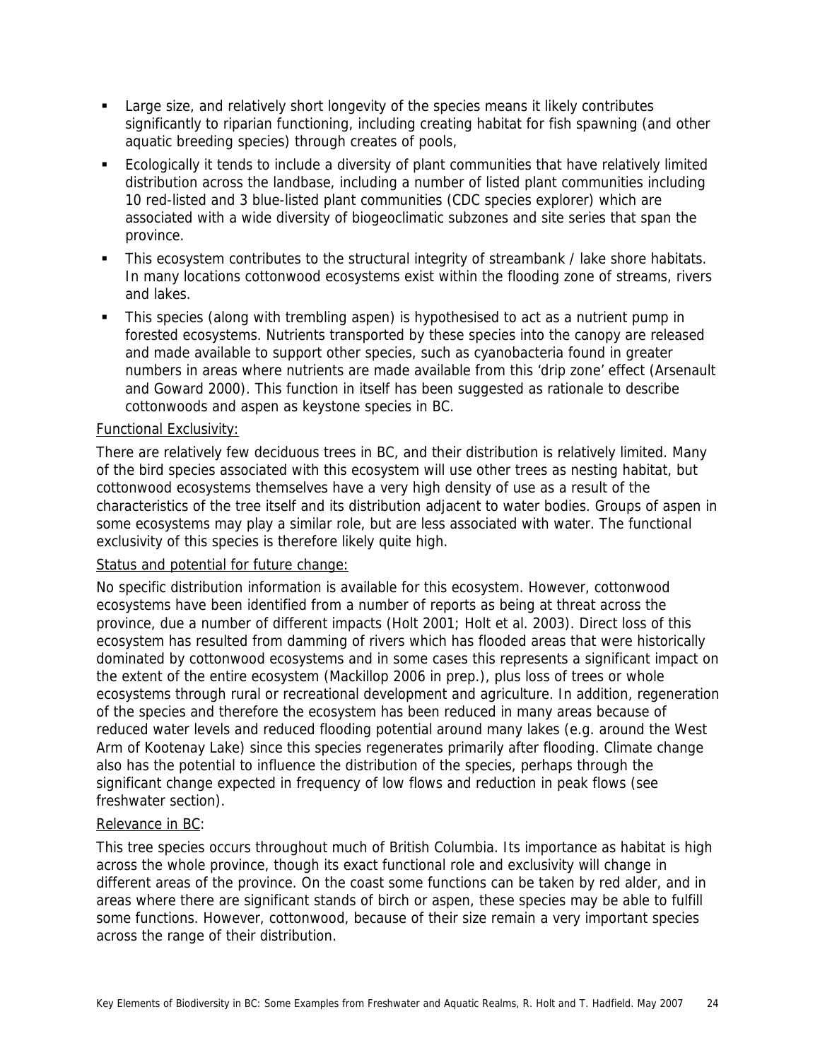- Large size, and relatively short longevity of the species means it likely contributes significantly to riparian functioning, including creating habitat for fish spawning (and other aquatic breeding species) through creates of pools,
- Ecologically it tends to include a diversity of plant communities that have relatively limited distribution across the landbase, including a number of listed plant communities including 10 red-listed and 3 blue-listed plant communities (CDC species explorer) which are associated with a wide diversity of biogeoclimatic subzones and site series that span the province.
- This ecosystem contributes to the structural integrity of streambank / lake shore habitats. In many locations cottonwood ecosystems exist within the flooding zone of streams, rivers and lakes.
- This species (along with trembling aspen) is hypothesised to act as a nutrient pump in forested ecosystems. Nutrients transported by these species into the canopy are released and made available to support other species, such as cyanobacteria found in greater numbers in areas where nutrients are made available from this 'drip zone' effect (Arsenault and Goward 2000). This function in itself has been suggested as rationale to describe cottonwoods and aspen as keystone species in BC.

Functional Exclusivity:

There are relatively few deciduous trees in BC, and their distribution is relatively limited. Many of the bird species associated with this ecosystem will use other trees as nesting habitat, but cottonwood ecosystems themselves have a very high density of use as a result of the characteristics of the tree itself and its distribution adjacent to water bodies. Groups of aspen in some ecosystems may play a similar role, but are less associated with water. The functional exclusivity of this species is therefore likely quite high.

Status and potential for future change:

No specific distribution information is available for this ecosystem. However, cottonwood ecosystems have been identified from a number of reports as being at threat across the province, due a number of different impacts (Holt 2001; Holt et al. 2003). Direct loss of this ecosystem has resulted from damming of rivers which has flooded areas that were historically dominated by cottonwood ecosystems and in some cases this represents a significant impact on the extent of the entire ecosystem (Mackillop 2006 in prep.), plus loss of trees or whole ecosystems through rural or recreational development and agriculture. In addition, regeneration of the species and therefore the ecosystem has been reduced in many areas because of reduced water levels and reduced flooding potential around many lakes (e.g. around the West Arm of Kootenay Lake) since this species regenerates primarily after flooding. Climate change also has the potential to influence the distribution of the species, perhaps through the significant change expected in frequency of low flows and reduction in peak flows (see freshwater section).

Relevance in BC:

This tree species occurs throughout much of British Columbia. Its importance as habitat is high across the whole province, though its exact functional role and exclusivity will change in different areas of the province. On the coast some functions can be taken by red alder, and in areas where there are significant stands of birch or aspen, these species may be able to fulfill some functions. However, cottonwood, because of their size remain a very important species across the range of their distribution.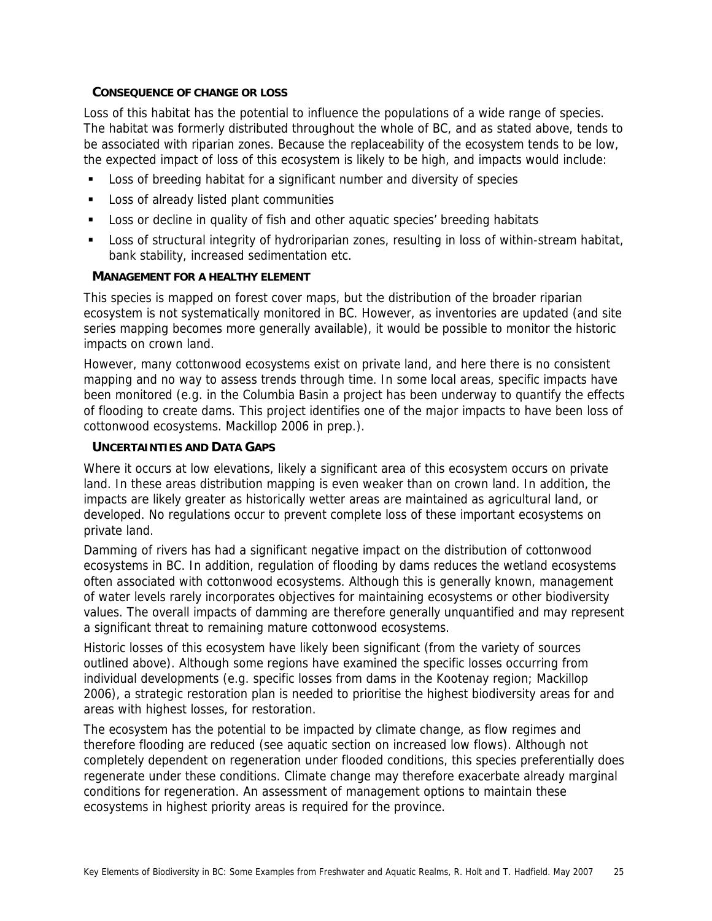#### Consequence of change or loss

Loss of this habitat has the potential to influence the populations of a wide range of species. The habitat was formerly distributed throughout the whole of BC, and as stated above, tends to be associated with riparian zones. Because the replaceability of the ecosystem tends to be low, the expected impact of loss of this ecosystem is likely to be high, and impacts would include:

- Loss of breeding habitat for a significant number and diversity of species
- Loss of already listed plant communities
- Loss or decline in quality of fish and other aquatic species' breeding habitats
- Loss of structural integrity of hydroriparian zones, resulting in loss of within-stream habitat, bank stability, increased sedimentation etc.

#### Management for a healthy element

This species is mapped on forest cover maps, but the distribution of the broader riparian ecosystem is not systematically monitored in BC. However, as inventories are updated (and site series mapping becomes more generally available), it would be possible to monitor the historic impacts on crown land.

However, many cottonwood ecosystems exist on private land, and here there is no consistent mapping and no way to assess trends through time. In some local areas, specific impacts have been monitored (e.g. in the Columbia Basin a project has been underway to quantify the effects of flooding to create dams. This project identifies one of the major impacts to have been loss of cottonwood ecosystems. Mackillop 2006 in prep.).

#### Uncertainties and data gaps

Where it occurs at low elevations, likely a significant area of this ecosystem occurs on private land. In these areas distribution mapping is even weaker than on crown land. In addition, the impacts are likely greater as historically wetter areas are maintained as agricultural land, or developed. No regulations occur to prevent complete loss of these important ecosystems on private land.

Damming of rivers has had a significant negative impact on the distribution of cottonwood ecosystems in BC. In addition, regulation of flooding by dams reduces the wetland ecosystems often associated with cottonwood ecosystems. Although this is generally known, management of water levels rarely incorporates objectives for maintaining ecosystems or other biodiversity values. The overall impacts of damming are therefore generally unquantified and may represent a significant threat to remaining mature cottonwood ecosystems.

Historic losses of this ecosystem have likely been significant (from the variety of sources outlined above). Although some regions have examined the specific losses occurring from individual developments (e.g. specific losses from dams in the Kootenay region; Mackillop 2006), a strategic restoration plan is needed to prioritise the highest biodiversity areas for and areas with highest losses, for restoration.

The ecosystem has the potential to be impacted by climate change, as flow regimes and therefore flooding are reduced (see aquatic section on increased low flows). Although not completely dependent on regeneration under flooded conditions, this species preferentially does regenerate under these conditions. Climate change may therefore exacerbate already marginal conditions for regeneration. An assessment of management options to maintain these ecosystems in highest priority areas is required for the province.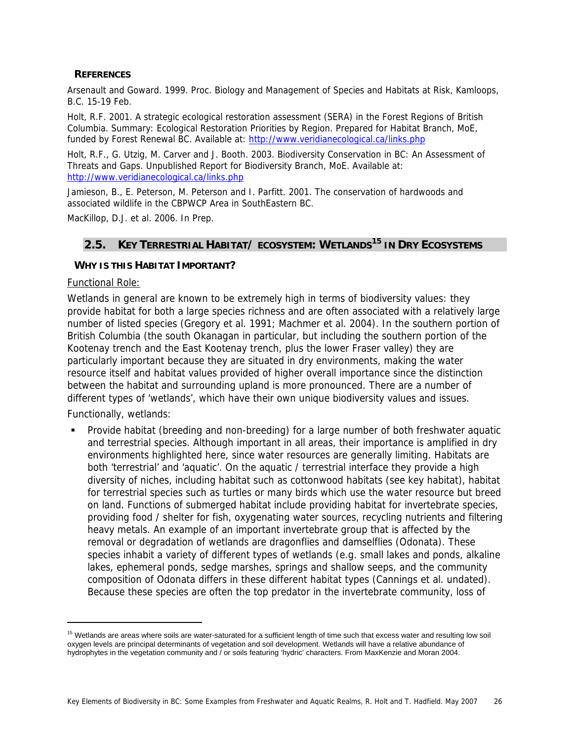**REFERENCES**

Arsenault and Goward. 1999. Proc. Biology and Management of Species and Habitats at Risk, Kamloops, B.C. 15-19 Feb.

Holt, R.F. 2001. A strategic ecological restoration assessment (SERA) in the Forest Regions of British Columbia. Summary: Ecological Restoration Priorities by Region. Prepared for Habitat Branch, MoE, funded by Forest Renewal BC. Available at: http://www.veridianecological.ca/links.php

Holt, R.F., G. Utzig, M. Carver and J. Booth. 2003. Biodiversity Conservation in BC: An Assessment of Threats and Gaps. Unpublished Report for Biodiversity Branch, MoE. Available at: http://www.veridianecological.ca/links.php

Jamieson, B., E. Peterson, M. Peterson and I. Parfitt. 2001. The conservation of hardwoods and associated wildlife in the CBPWCP Area in SouthEastern BC.

MacKillop, D.J. et al. 2006. In Prep.

## 2.5. KEY TERRESTRIAL HABITAT/ ECOSYSTEM: WETLANDS[15] IN DRY ECOSYSTEMS

### WHY IS THIS HABITAT IMPORTANT?

Functional Role:

Wetlands in general are known to be extremely high in terms of biodiversity values: they provide habitat for both a large species richness and are often associated with a relatively large number of listed species (Gregory et al. 1991; Machmer et al. 2004). In the southern portion of British Columbia (the south Okanagan in particular, but including the southern portion of the Kootenay trench and the East Kootenay trench, plus the lower Fraser valley) they are particularly important because they are situated in dry environments, making the water resource itself and habitat values provided of higher overall importance since the distinction between the habitat and surrounding upland is more pronounced. There are a number of different types of 'wetlands', which have their own unique biodiversity values and issues.

Functionally, wetlands:

- Provide habitat (breeding and non-breeding) for a large number of both freshwater aquatic and terrestrial species. Although important in all areas, their importance is amplified in dry environments highlighted here, since water resources are generally limiting. Habitats are both 'terrestrial' and 'aquatic'. On the aquatic / terrestrial interface they provide a high diversity of niches, including habitat such as cottonwood habitats (see key habitat), habitat for terrestrial species such as turtles or many birds which use the water resource but breed on land. Functions of submerged habitat include providing habitat for invertebrate species, providing food / shelter for fish, oxygenating water sources, recycling nutrients and filtering heavy metals. An example of an important invertebrate group that is affected by the removal or degradation of wetlands are dragonflies and damselflies (Odonata). These species inhabit a variety of different types of wetlands (e.g. small lakes and ponds, alkaline lakes, ephemeral ponds, sedge marshes, springs and shallow seeps, and the community composition of Odonata differs in these different habitat types (Cannings et al. undated). Because these species are often the top predator in the invertebrate community, loss of

[15] Wetlands are areas where soils are water-saturated for a sufficient length of time such that excess water and resulting low soil oxygen levels are principal determinants of vegetation and soil development. Wetlands will have a relative abundance of hydrophytes in the vegetation community and / or soils featuring 'hydric' characters. From MaxKenzie and Moran 2004.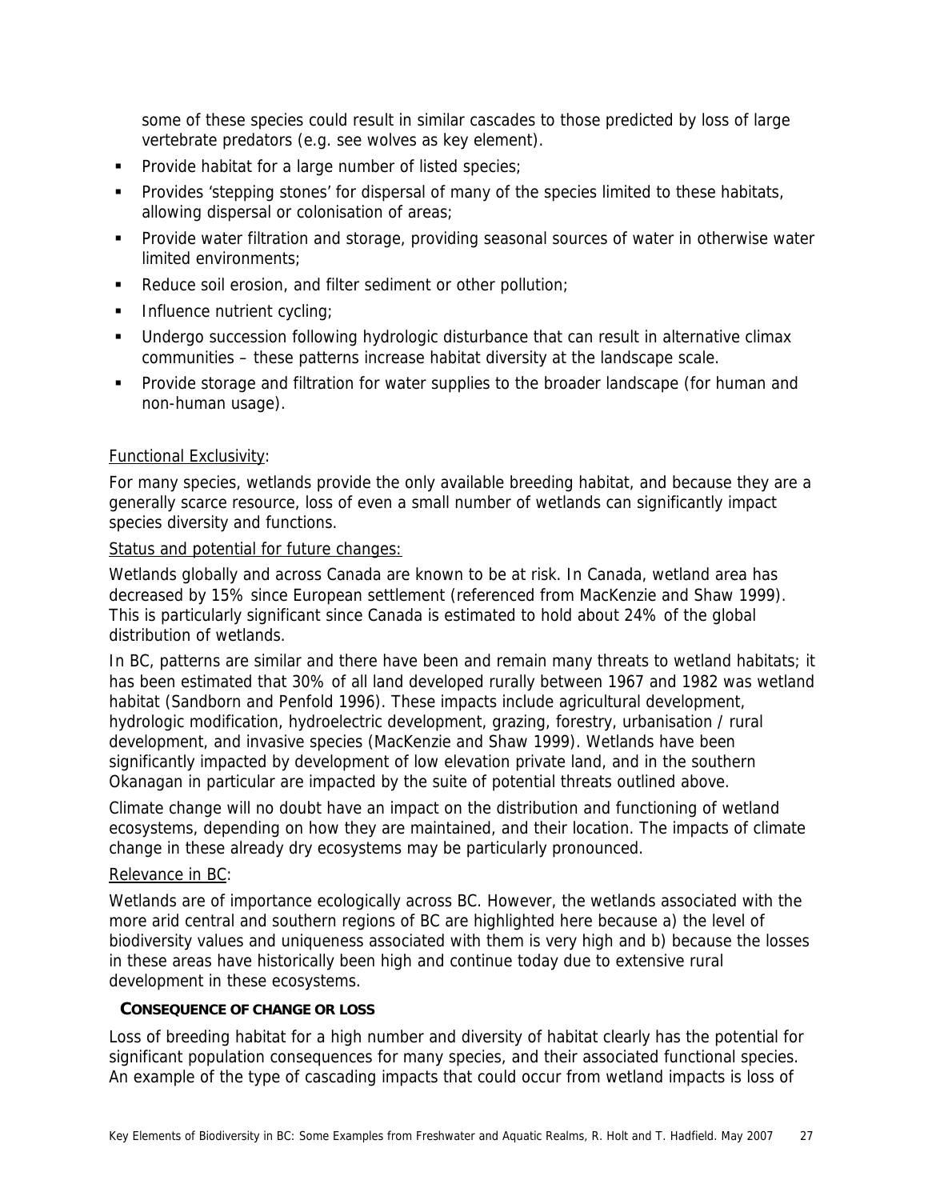some of these species could result in similar cascades to those predicted by loss of large vertebrate predators (e.g. see wolves as key element).

- Provide habitat for a large number of listed species;
- Provides 'stepping stones' for dispersal of many of the species limited to these habitats, allowing dispersal or colonisation of areas;
- Provide water filtration and storage, providing seasonal sources of water in otherwise water limited environments;
- Reduce soil erosion, and filter sediment or other pollution;
- Influence nutrient cycling;
- Undergo succession following hydrologic disturbance that can result in alternative climax communities – these patterns increase habitat diversity at the landscape scale.
- Provide storage and filtration for water supplies to the broader landscape (for human and non-human usage).

Functional Exclusivity:

For many species, wetlands provide the only available breeding habitat, and because they are a generally scarce resource, loss of even a small number of wetlands can significantly impact species diversity and functions.

Status and potential for future changes:

Wetlands globally and across Canada are known to be at risk. In Canada, wetland area has decreased by 15% since European settlement (referenced from MacKenzie and Shaw 1999). This is particularly significant since Canada is estimated to hold about 24% of the global distribution of wetlands.

In BC, patterns are similar and there have been and remain many threats to wetland habitats; it has been estimated that 30% of all land developed rurally between 1967 and 1982 was wetland habitat (Sandborn and Penfold 1996). These impacts include agricultural development, hydrologic modification, hydroelectric development, grazing, forestry, urbanisation / rural development, and invasive species (MacKenzie and Shaw 1999). Wetlands have been significantly impacted by development of low elevation private land, and in the southern Okanagan in particular are impacted by the suite of potential threats outlined above.

Climate change will no doubt have an impact on the distribution and functioning of wetland ecosystems, depending on how they are maintained, and their location. The impacts of climate change in these already dry ecosystems may be particularly pronounced.

Relevance in BC:

Wetlands are of importance ecologically across BC. However, the wetlands associated with the more arid central and southern regions of BC are highlighted here because a) the level of biodiversity values and uniqueness associated with them is very high and b) because the losses in these areas have historically been high and continue today due to extensive rural development in these ecosystems.

**CONSEQUENCE OF CHANGE OR LOSS**

Loss of breeding habitat for a high number and diversity of habitat clearly has the potential for significant population consequences for many species, and their associated functional species. An example of the type of cascading impacts that could occur from wetland impacts is loss of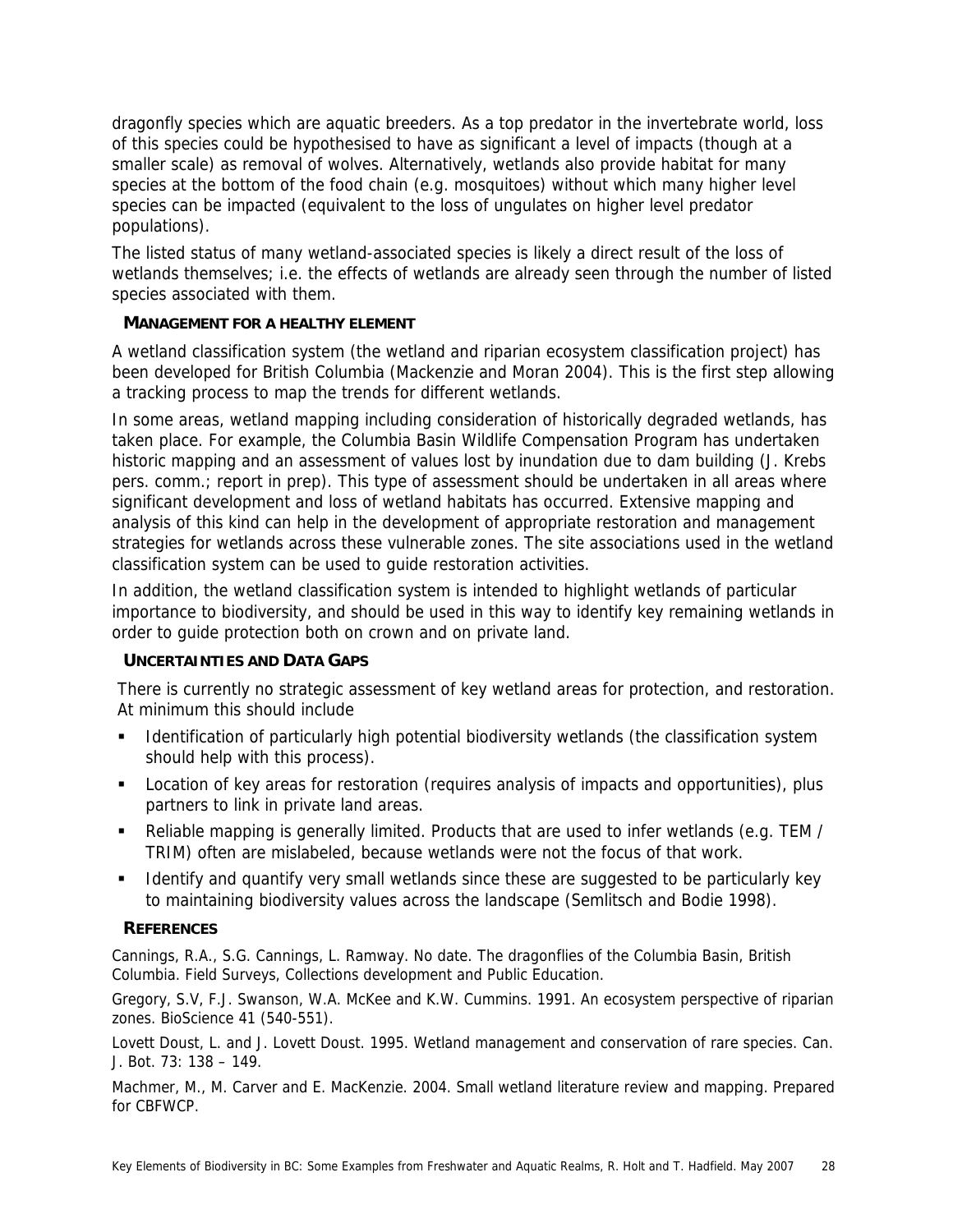dragonfly species which are aquatic breeders. As a top predator in the invertebrate world, loss of this species could be hypothesised to have as significant a level of impacts (though at a smaller scale) as removal of wolves. Alternatively, wetlands also provide habitat for many species at the bottom of the food chain (e.g. mosquitoes) without which many higher level species can be impacted (equivalent to the loss of ungulates on higher level predator populations).

The listed status of many wetland-associated species is likely a direct result of the loss of wetlands themselves; i.e. the effects of wetlands are already seen through the number of listed species associated with them.

### MANAGEMENT FOR A HEALTHY ELEMENT

A wetland classification system (the wetland and riparian ecosystem classification project) has been developed for British Columbia (Mackenzie and Moran 2004). This is the first step allowing a tracking process to map the trends for different wetlands.

In some areas, wetland mapping including consideration of historically degraded wetlands, has taken place. For example, the Columbia Basin Wildlife Compensation Program has undertaken historic mapping and an assessment of values lost by inundation due to dam building (J. Krebs pers. comm.; report in prep). This type of assessment should be undertaken in all areas where significant development and loss of wetland habitats has occurred. Extensive mapping and analysis of this kind can help in the development of appropriate restoration and management strategies for wetlands across these vulnerable zones. The site associations used in the wetland classification system can be used to guide restoration activities.

In addition, the wetland classification system is intended to highlight wetlands of particular importance to biodiversity, and should be used in this way to identify key remaining wetlands in order to guide protection both on crown and on private land.

### UNCERTAINTIES AND DATA GAPS

There is currently no strategic assessment of key wetland areas for protection, and restoration. At minimum this should include

- Identification of particularly high potential biodiversity wetlands (the classification system should help with this process).
- Location of key areas for restoration (requires analysis of impacts and opportunities), plus partners to link in private land areas.
- Reliable mapping is generally limited. Products that are used to infer wetlands (e.g. TEM / TRIM) often are mislabeled, because wetlands were not the focus of that work.
- Identify and quantify very small wetlands since these are suggested to be particularly key to maintaining biodiversity values across the landscape (Semlitsch and Bodie 1998).

### REFERENCES

Cannings, R.A., S.G. Cannings, L. Ramway. No date. The dragonflies of the Columbia Basin, British Columbia. Field Surveys, Collections development and Public Education.

Gregory, S.V, F.J. Swanson, W.A. McKee and K.W. Cummins. 1991. An ecosystem perspective of riparian zones. BioScience 41 (540-551).

Lovett Doust, L. and J. Lovett Doust. 1995. Wetland management and conservation of rare species. Can. J. Bot. 73: 138 – 149.

Machmer, M., M. Carver and E. MacKenzie. 2004. Small wetland literature review and mapping. Prepared for CBFWCP.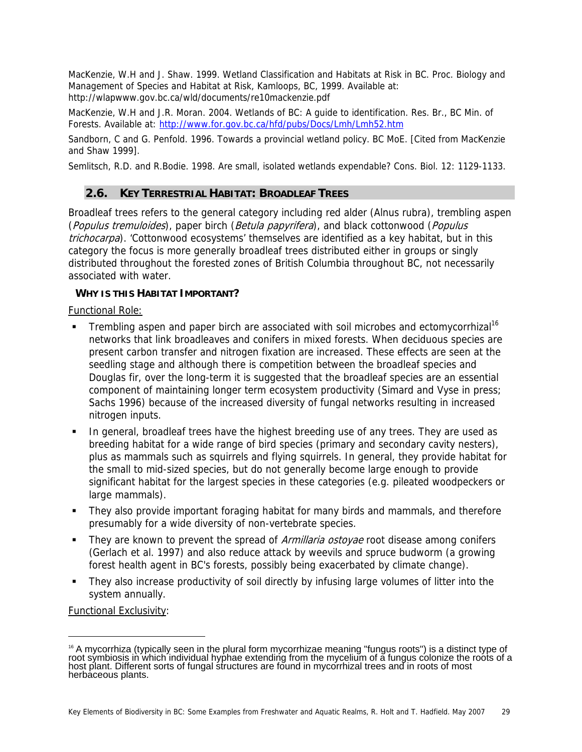MacKenzie, W.H and J. Shaw. 1999. Wetland Classification and Habitats at Risk in BC. Proc. Biology and Management of Species and Habitat at Risk, Kamloops, BC, 1999. Available at: http://wlapwww.gov.bc.ca/wld/documents/re10mackenzie.pdf

MacKenzie, W.H and J.R. Moran. 2004. Wetlands of BC: A guide to identification. Res. Br., BC Min. of Forests. Available at: http://www.for.gov.bc.ca/hfd/pubs/Docs/Lmh/Lmh52.htm

Sandborn, C and G. Penfold. 1996. Towards a provincial wetland policy. BC MoE. [Cited from MacKenzie and Shaw 1999].

Semlitsch, R.D. and R.Bodie. 1998. Are small, isolated wetlands expendable? Cons. Biol. 12: 1129-1133.

## 2.6. KEY TERRESTRIAL HABITAT: BROADLEAF TREES

Broadleaf trees refers to the general category including red alder (Alnus rubra), trembling aspen (*Populus tremuloides*), paper birch (*Betula papyrifera*), and black cottonwood (*Populus trichocarpa*). 'Cottonwood ecosystems' themselves are identified as a key habitat, but in this category the focus is more generally broadleaf trees distributed either in groups or singly distributed throughout the forested zones of British Columbia throughout BC, not necessarily associated with water.

### WHY IS THIS HABITAT IMPORTANT?

Functional Role:

- Trembling aspen and paper birch are associated with soil microbes and ectomycorrhizal[16] networks that link broadleaves and conifers in mixed forests. When deciduous species are present carbon transfer and nitrogen fixation are increased. These effects are seen at the seedling stage and although there is competition between the broadleaf species and Douglas fir, over the long-term it is suggested that the broadleaf species are an essential component of maintaining longer term ecosystem productivity (Simard and Vyse in press; Sachs 1996) because of the increased diversity of fungal networks resulting in increased nitrogen inputs.
- In general, broadleaf trees have the highest breeding use of any trees. They are used as breeding habitat for a wide range of bird species (primary and secondary cavity nesters), plus as mammals such as squirrels and flying squirrels. In general, they provide habitat for the small to mid-sized species, but do not generally become large enough to provide significant habitat for the largest species in these categories (e.g. pileated woodpeckers or large mammals).
- They also provide important foraging habitat for many birds and mammals, and therefore presumably for a wide diversity of non-vertebrate species.
- They are known to prevent the spread of *Armillaria ostoyae* root disease among conifers (Gerlach et al. 1997) and also reduce attack by weevils and spruce budworm (a growing forest health agent in BC's forests, possibly being exacerbated by climate change).
- They also increase productivity of soil directly by infusing large volumes of litter into the system annually.

Functional Exclusivity:

[16] A mycorrhiza (typically seen in the plural form mycorrhizae meaning "fungus roots") is a distinct type of root symbiosis in which individual hyphae extending from the mycelium of a fungus colonize the roots of a host plant. Different sorts of fungal structures are found in mycorrhizal trees and in roots of most herbaceous plants.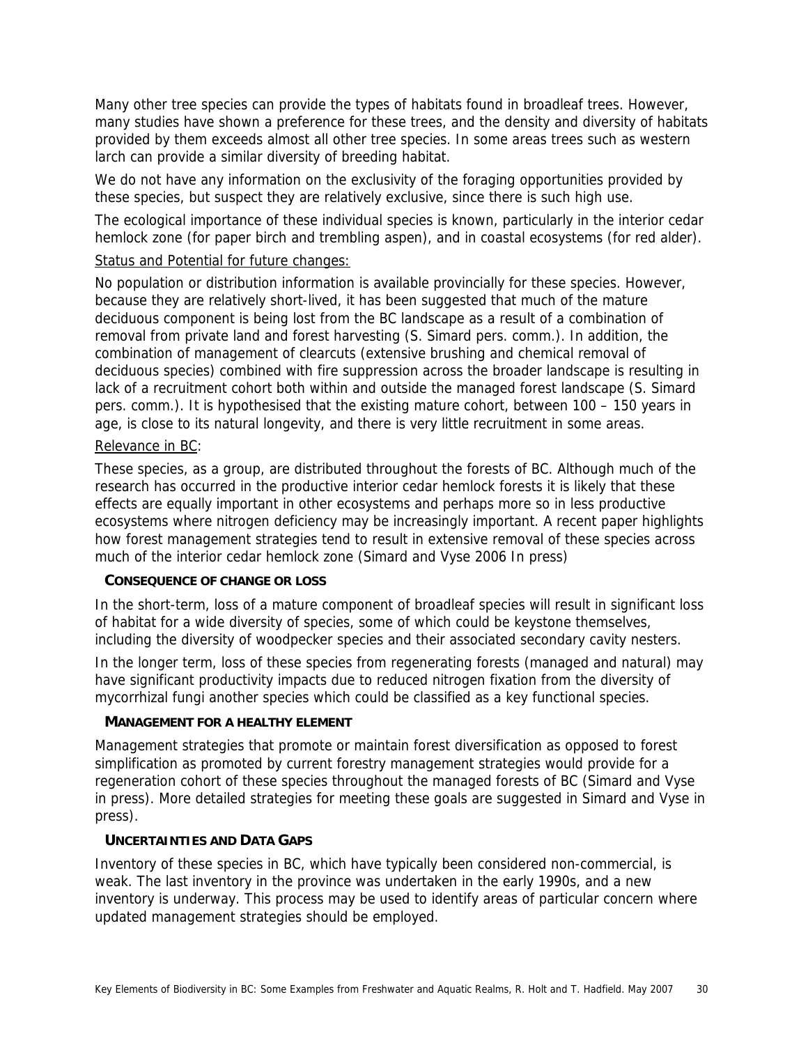Many other tree species can provide the types of habitats found in broadleaf trees. However, many studies have shown a preference for these trees, and the density and diversity of habitats provided by them exceeds almost all other tree species. In some areas trees such as western larch can provide a similar diversity of breeding habitat.

We do not have any information on the exclusivity of the foraging opportunities provided by these species, but suspect they are relatively exclusive, since there is such high use.

The ecological importance of these individual species is known, particularly in the interior cedar hemlock zone (for paper birch and trembling aspen), and in coastal ecosystems (for red alder).

Status and Potential for future changes:

No population or distribution information is available provincially for these species. However, because they are relatively short-lived, it has been suggested that much of the mature deciduous component is being lost from the BC landscape as a result of a combination of removal from private land and forest harvesting (S. Simard pers. comm.). In addition, the combination of management of clearcuts (extensive brushing and chemical removal of deciduous species) combined with fire suppression across the broader landscape is resulting in lack of a recruitment cohort both within and outside the managed forest landscape (S. Simard pers. comm.). It is hypothesised that the existing mature cohort, between 100 – 150 years in age, is close to its natural longevity, and there is very little recruitment in some areas.

Relevance in BC:

These species, as a group, are distributed throughout the forests of BC. Although much of the research has occurred in the productive interior cedar hemlock forests it is likely that these effects are equally important in other ecosystems and perhaps more so in less productive ecosystems where nitrogen deficiency may be increasingly important. A recent paper highlights how forest management strategies tend to result in extensive removal of these species across much of the interior cedar hemlock zone (Simard and Vyse 2006 In press)

#### CONSEQUENCE OF CHANGE OR LOSS

In the short-term, loss of a mature component of broadleaf species will result in significant loss of habitat for a wide diversity of species, some of which could be keystone themselves, including the diversity of woodpecker species and their associated secondary cavity nesters.

In the longer term, loss of these species from regenerating forests (managed and natural) may have significant productivity impacts due to reduced nitrogen fixation from the diversity of mycorrhizal fungi another species which could be classified as a key functional species.

#### MANAGEMENT FOR A HEALTHY ELEMENT

Management strategies that promote or maintain forest diversification as opposed to forest simplification as promoted by current forestry management strategies would provide for a regeneration cohort of these species throughout the managed forests of BC (Simard and Vyse in press). More detailed strategies for meeting these goals are suggested in Simard and Vyse in press).

#### UNCERTAINTIES AND DATA GAPS

Inventory of these species in BC, which have typically been considered non-commercial, is weak. The last inventory in the province was undertaken in the early 1990s, and a new inventory is underway. This process may be used to identify areas of particular concern where updated management strategies should be employed.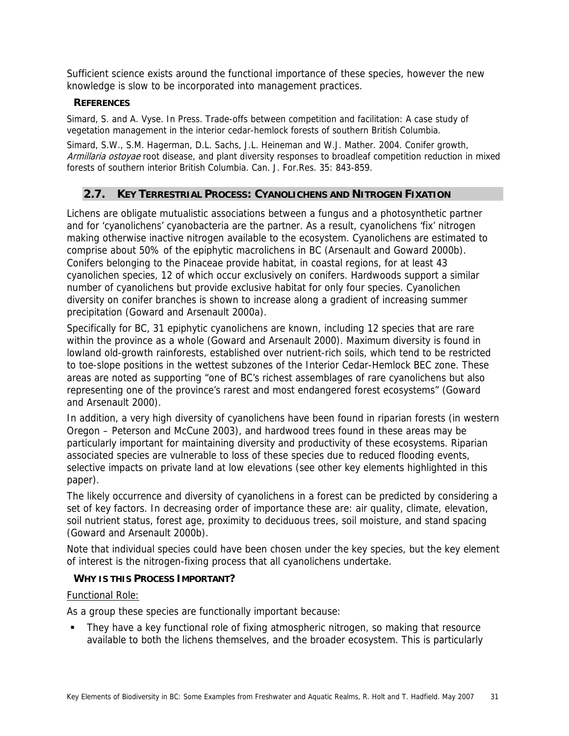Sufficient science exists around the functional importance of these species, however the new knowledge is slow to be incorporated into management practices.

### REFERENCES

Simard, S. and A. Vyse. In Press. Trade-offs between competition and facilitation: A case study of vegetation management in the interior cedar-hemlock forests of southern British Columbia.

Simard, S.W., S.M. Hagerman, D.L. Sachs, J.L. Heineman and W.J. Mather. 2004. Conifer growth, *Armillaria ostoyae* root disease, and plant diversity responses to broadleaf competition reduction in mixed forests of southern interior British Columbia. Can. J. For.Res. 35: 843-859.

## 2.7. KEY TERRESTRIAL PROCESS: CYANOLICHENS AND NITROGEN FIXATION

Lichens are obligate mutualistic associations between a fungus and a photosynthetic partner and for 'cyanolichens' cyanobacteria are the partner. As a result, cyanolichens 'fix' nitrogen making otherwise inactive nitrogen available to the ecosystem. Cyanolichens are estimated to comprise about 50% of the epiphytic macrolichens in BC (Arsenault and Goward 2000b). Conifers belonging to the Pinaceae provide habitat, in coastal regions, for at least 43 cyanolichen species, 12 of which occur exclusively on conifers. Hardwoods support a similar number of cyanolichens but provide exclusive habitat for only four species. Cyanolichen diversity on conifer branches is shown to increase along a gradient of increasing summer precipitation (Goward and Arsenault 2000a).

Specifically for BC, 31 epiphytic cyanolichens are known, including 12 species that are rare within the province as a whole (Goward and Arsenault 2000). Maximum diversity is found in lowland old-growth rainforests, established over nutrient-rich soils, which tend to be restricted to toe-slope positions in the wettest subzones of the Interior Cedar-Hemlock BEC zone. These areas are noted as supporting "one of BC's richest assemblages of rare cyanolichens but also representing one of the province's rarest and most endangered forest ecosystems" (Goward and Arsenault 2000).

In addition, a very high diversity of cyanolichens have been found in riparian forests (in western Oregon – Peterson and McCune 2003), and hardwood trees found in these areas may be particularly important for maintaining diversity and productivity of these ecosystems. Riparian associated species are vulnerable to loss of these species due to reduced flooding events, selective impacts on private land at low elevations (see other key elements highlighted in this paper).

The likely occurrence and diversity of cyanolichens in a forest can be predicted by considering a set of key factors. In decreasing order of importance these are: air quality, climate, elevation, soil nutrient status, forest age, proximity to deciduous trees, soil moisture, and stand spacing (Goward and Arsenault 2000b).

Note that individual species could have been chosen under the key species, but the key element of interest is the nitrogen-fixing process that all cyanolichens undertake.

### WHY IS THIS PROCESS IMPORTANT?

Functional Role:

As a group these species are functionally important because:

- They have a key functional role of fixing atmospheric nitrogen, so making that resource available to both the lichens themselves, and the broader ecosystem. This is particularly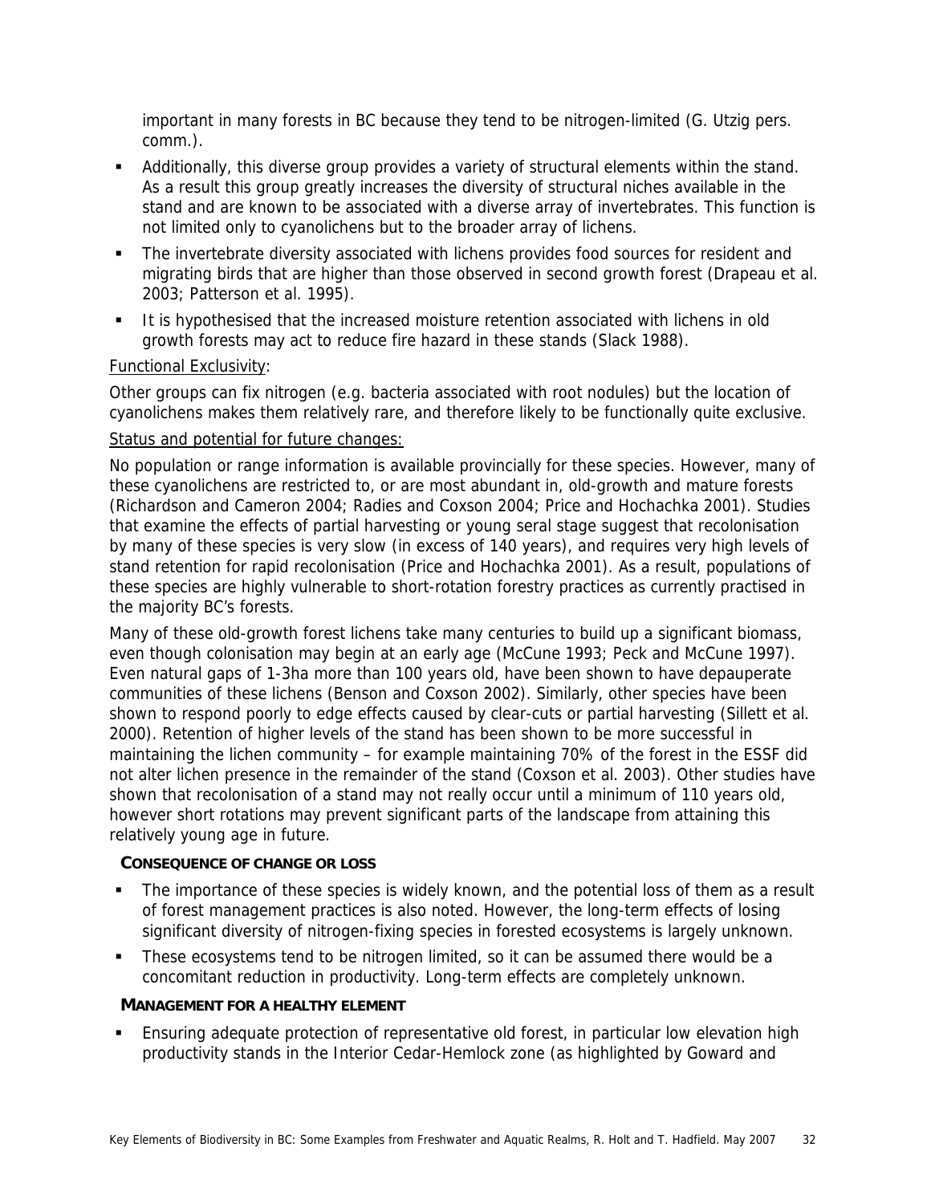important in many forests in BC because they tend to be nitrogen-limited (G. Utzig pers. comm.).

- Additionally, this diverse group provides a variety of structural elements within the stand. As a result this group greatly increases the diversity of structural niches available in the stand and are known to be associated with a diverse array of invertebrates. This function is not limited only to cyanolichens but to the broader array of lichens.
- The invertebrate diversity associated with lichens provides food sources for resident and migrating birds that are higher than those observed in second growth forest (Drapeau et al. 2003; Patterson et al. 1995).
- It is hypothesised that the increased moisture retention associated with lichens in old growth forests may act to reduce fire hazard in these stands (Slack 1988).

Functional Exclusivity:

Other groups can fix nitrogen (e.g. bacteria associated with root nodules) but the location of cyanolichens makes them relatively rare, and therefore likely to be functionally quite exclusive.

Status and potential for future changes:

No population or range information is available provincially for these species. However, many of these cyanolichens are restricted to, or are most abundant in, old-growth and mature forests (Richardson and Cameron 2004; Radies and Coxson 2004; Price and Hochachka 2001). Studies that examine the effects of partial harvesting or young seral stage suggest that recolonisation by many of these species is very slow (in excess of 140 years), and requires very high levels of stand retention for rapid recolonisation (Price and Hochachka 2001). As a result, populations of these species are highly vulnerable to short-rotation forestry practices as currently practised in the majority BC's forests.

Many of these old-growth forest lichens take many centuries to build up a significant biomass, even though colonisation may begin at an early age (McCune 1993; Peck and McCune 1997). Even natural gaps of 1-3ha more than 100 years old, have been shown to have depauperate communities of these lichens (Benson and Coxson 2002). Similarly, other species have been shown to respond poorly to edge effects caused by clear-cuts or partial harvesting (Sillett et al. 2000). Retention of higher levels of the stand has been shown to be more successful in maintaining the lichen community – for example maintaining 70% of the forest in the ESSF did not alter lichen presence in the remainder of the stand (Coxson et al. 2003). Other studies have shown that recolonisation of a stand may not really occur until a minimum of 110 years old, however short rotations may prevent significant parts of the landscape from attaining this relatively young age in future.

**CONSEQUENCE OF CHANGE OR LOSS**

- The importance of these species is widely known, and the potential loss of them as a result of forest management practices is also noted. However, the long-term effects of losing significant diversity of nitrogen-fixing species in forested ecosystems is largely unknown.
- These ecosystems tend to be nitrogen limited, so it can be assumed there would be a concomitant reduction in productivity. Long-term effects are completely unknown.

**MANAGEMENT FOR A HEALTHY ELEMENT**

- Ensuring adequate protection of representative old forest, in particular low elevation high productivity stands in the Interior Cedar-Hemlock zone (as highlighted by Goward and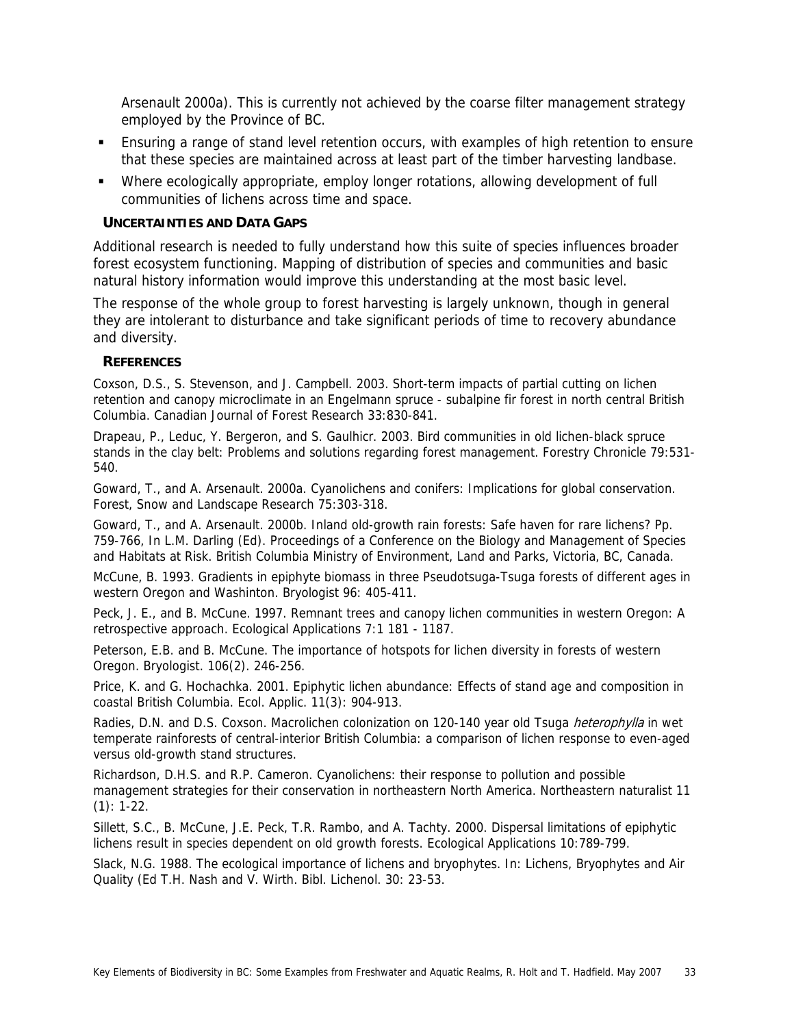Arsenault 2000a). This is currently not achieved by the coarse filter management strategy employed by the Province of BC.

- Ensuring a range of stand level retention occurs, with examples of high retention to ensure that these species are maintained across at least part of the timber harvesting landbase.
- Where ecologically appropriate, employ longer rotations, allowing development of full communities of lichens across time and space.

### UNCERTAINTIES AND DATA GAPS

Additional research is needed to fully understand how this suite of species influences broader forest ecosystem functioning. Mapping of distribution of species and communities and basic natural history information would improve this understanding at the most basic level.

The response of the whole group to forest harvesting is largely unknown, though in general they are intolerant to disturbance and take significant periods of time to recovery abundance and diversity.

### REFERENCES

Coxson, D.S., S. Stevenson, and J. Campbell. 2003. Short-term impacts of partial cutting on lichen retention and canopy microclimate in an Engelmann spruce - subalpine fir forest in north central British Columbia. Canadian Journal of Forest Research 33:830-841.

Drapeau, P., Leduc, Y. Bergeron, and S. Gaulhicr. 2003. Bird communities in old lichen-black spruce stands in the clay belt: Problems and solutions regarding forest management. Forestry Chronicle 79:531-540.

Goward, T., and A. Arsenault. 2000a. Cyanolichens and conifers: Implications for global conservation. Forest, Snow and Landscape Research 75:303-318.

Goward, T., and A. Arsenault. 2000b. Inland old-growth rain forests: Safe haven for rare lichens? Pp. 759-766, In L.M. Darling (Ed). Proceedings of a Conference on the Biology and Management of Species and Habitats at Risk. British Columbia Ministry of Environment, Land and Parks, Victoria, BC, Canada.

McCune, B. 1993. Gradients in epiphyte biomass in three Pseudotsuga-Tsuga forests of different ages in western Oregon and Washinton. Bryologist 96: 405-411.

Peck, J. E., and B. McCune. 1997. Remnant trees and canopy lichen communities in western Oregon: A retrospective approach. Ecological Applications 7:1 181 - 1187.

Peterson, E.B. and B. McCune. The importance of hotspots for lichen diversity in forests of western Oregon. Bryologist. 106(2). 246-256.

Price, K. and G. Hochachka. 2001. Epiphytic lichen abundance: Effects of stand age and composition in coastal British Columbia. Ecol. Applic. 11(3): 904-913.

Radies, D.N. and D.S. Coxson. Macrolichen colonization on 120-140 year old Tsuga *heterophylla* in wet temperate rainforests of central-interior British Columbia: a comparison of lichen response to even-aged versus old-growth stand structures.

Richardson, D.H.S. and R.P. Cameron. Cyanolichens: their response to pollution and possible management strategies for their conservation in northeastern North America. Northeastern naturalist 11 (1): 1-22.

Sillett, S.C., B. McCune, J.E. Peck, T.R. Rambo, and A. Tachty. 2000. Dispersal limitations of epiphytic lichens result in species dependent on old growth forests. Ecological Applications 10:789-799.

Slack, N.G. 1988. The ecological importance of lichens and bryophytes. In: Lichens, Bryophytes and Air Quality (Ed T.H. Nash and V. Wirth. Bibl. Lichenol. 30: 23-53.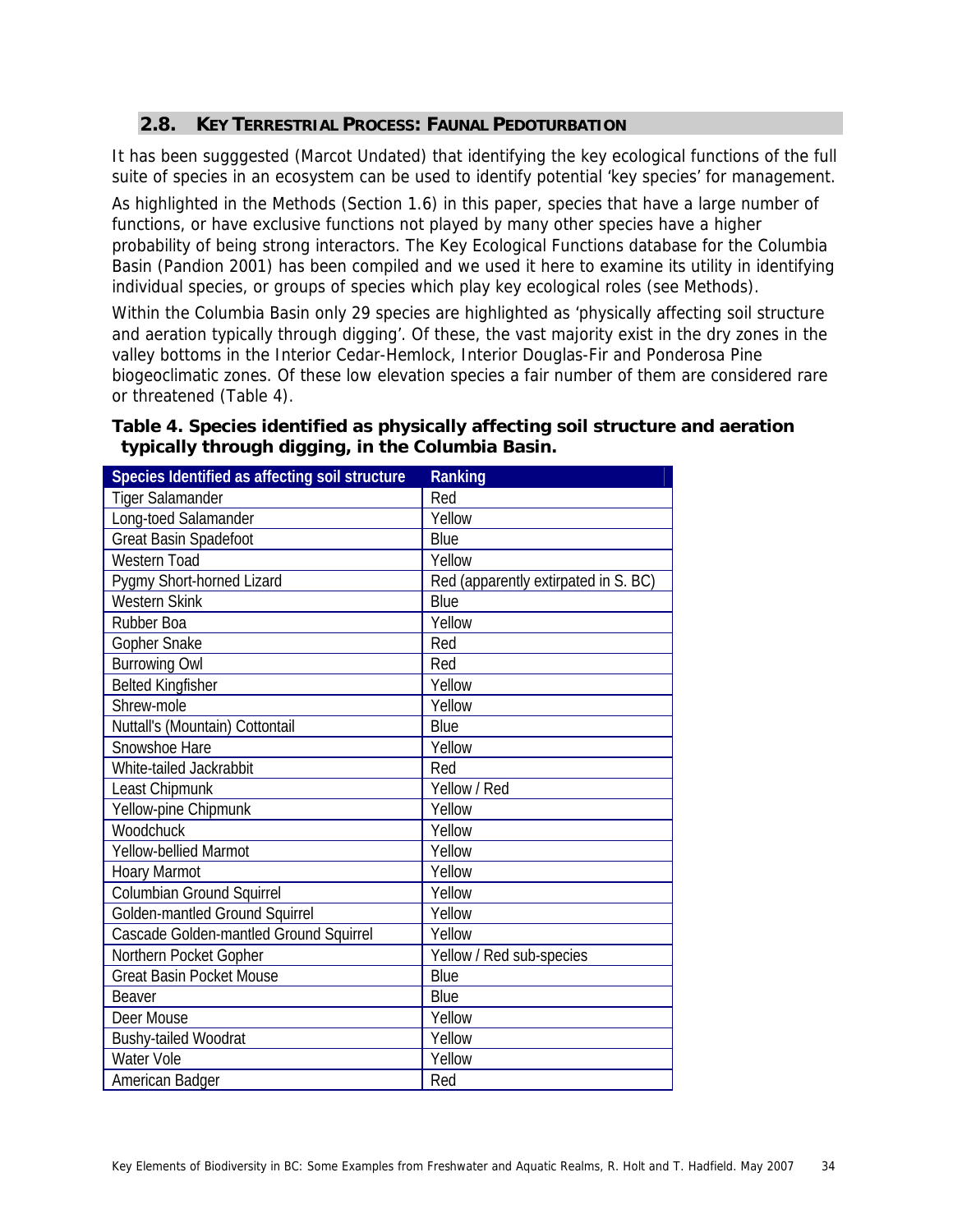## 2.8. KEY TERRESTRIAL PROCESS: FAUNAL PEDOTURBATION

It has been sugggested (Marcot Undated) that identifying the key ecological functions of the full suite of species in an ecosystem can be used to identify potential 'key species' for management.

As highlighted in the Methods (Section 1.6) in this paper, species that have a large number of functions, or have exclusive functions not played by many other species have a higher probability of being strong interactors. The Key Ecological Functions database for the Columbia Basin (Pandion 2001) has been compiled and we used it here to examine its utility in identifying individual species, or groups of species which play key ecological roles (see Methods).

Within the Columbia Basin only 29 species are highlighted as 'physically affecting soil structure and aeration typically through digging'. Of these, the vast majority exist in the dry zones in the valley bottoms in the Interior Cedar-Hemlock, Interior Douglas-Fir and Ponderosa Pine biogeoclimatic zones. Of these low elevation species a fair number of them are considered rare or threatened (Table 4).

**Table 4. Species identified as physically affecting soil structure and aeration typically through digging, in the Columbia Basin.**

| Species Identified as affecting soil structure | Ranking |
|---|---|
| Tiger Salamander | Red |
| Long-toed Salamander | Yellow |
| Great Basin Spadefoot | Blue |
| Western Toad | Yellow |
| Pygmy Short-horned Lizard | Red (apparently extirpated in S. BC) |
| Western Skink | Blue |
| Rubber Boa | Yellow |
| Gopher Snake | Red |
| Burrowing Owl | Red |
| Belted Kingfisher | Yellow |
| Shrew-mole | Yellow |
| Nuttall's (Mountain) Cottontail | Blue |
| Snowshoe Hare | Yellow |
| White-tailed Jackrabbit | Red |
| Least Chipmunk | Yellow / Red |
| Yellow-pine Chipmunk | Yellow |
| Woodchuck | Yellow |
| Yellow-bellied Marmot | Yellow |
| Hoary Marmot | Yellow |
| Columbian Ground Squirrel | Yellow |
| Golden-mantled Ground Squirrel | Yellow |
| Cascade Golden-mantled Ground Squirrel | Yellow |
| Northern Pocket Gopher | Yellow / Red sub-species |
| Great Basin Pocket Mouse | Blue |
| Beaver | Blue |
| Deer Mouse | Yellow |
| Bushy-tailed Woodrat | Yellow |
| Water Vole | Yellow |
| American Badger | Red |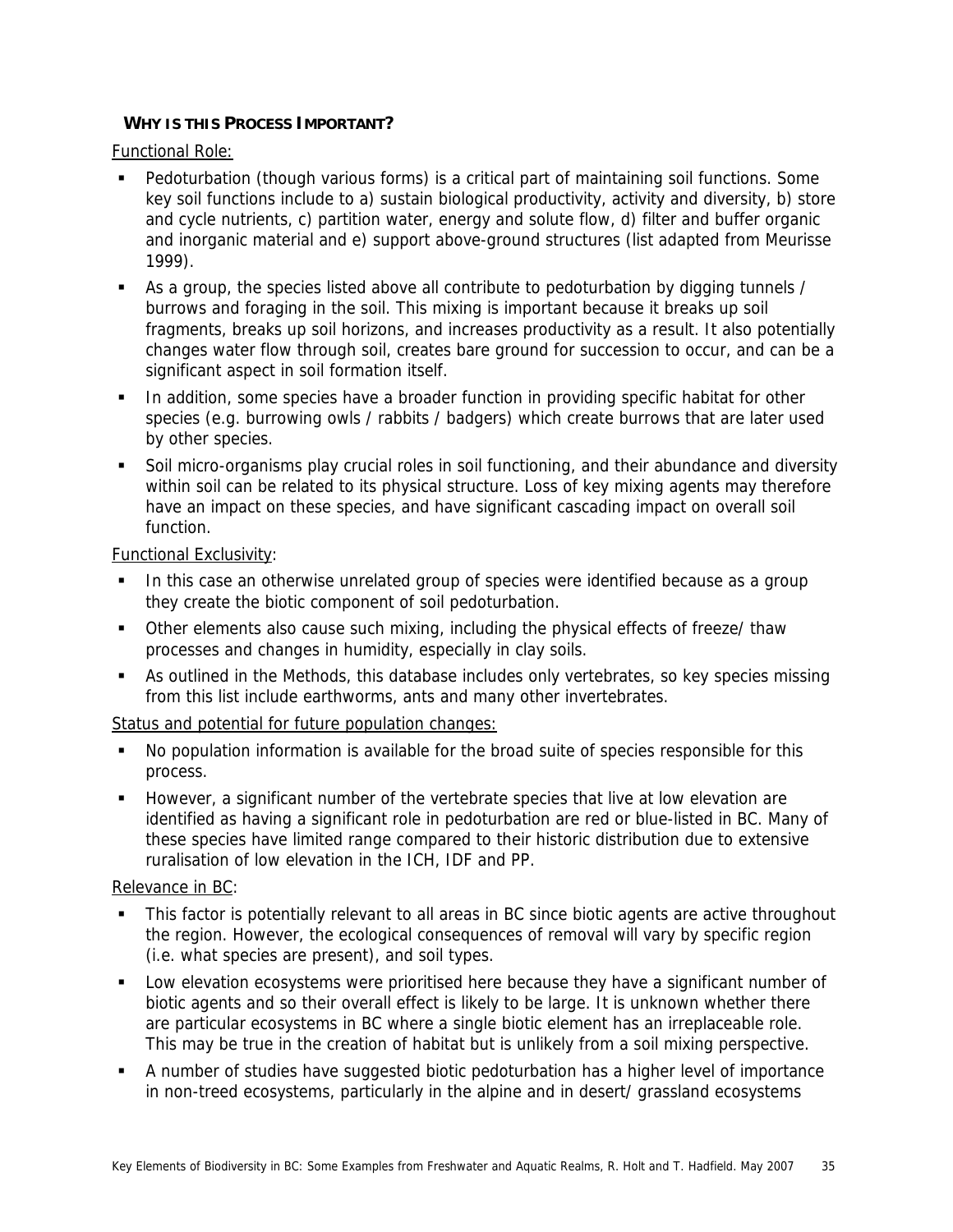### WHY IS THIS PROCESS IMPORTANT?

Functional Role:

- Pedoturbation (though various forms) is a critical part of maintaining soil functions. Some key soil functions include to a) sustain biological productivity, activity and diversity, b) store and cycle nutrients, c) partition water, energy and solute flow, d) filter and buffer organic and inorganic material and e) support above-ground structures (list adapted from Meurisse 1999).
- As a group, the species listed above all contribute to pedoturbation by digging tunnels / burrows and foraging in the soil. This mixing is important because it breaks up soil fragments, breaks up soil horizons, and increases productivity as a result. It also potentially changes water flow through soil, creates bare ground for succession to occur, and can be a significant aspect in soil formation itself.
- In addition, some species have a broader function in providing specific habitat for other species (e.g. burrowing owls / rabbits / badgers) which create burrows that are later used by other species.
- Soil micro-organisms play crucial roles in soil functioning, and their abundance and diversity within soil can be related to its physical structure. Loss of key mixing agents may therefore have an impact on these species, and have significant cascading impact on overall soil function.

Functional Exclusivity:

- In this case an otherwise unrelated group of species were identified because as a group they create the biotic component of soil pedoturbation.
- Other elements also cause such mixing, including the physical effects of freeze/ thaw processes and changes in humidity, especially in clay soils.
- As outlined in the Methods, this database includes only vertebrates, so key species missing from this list include earthworms, ants and many other invertebrates.

Status and potential for future population changes:

- No population information is available for the broad suite of species responsible for this process.
- However, a significant number of the vertebrate species that live at low elevation are identified as having a significant role in pedoturbation are red or blue-listed in BC. Many of these species have limited range compared to their historic distribution due to extensive ruralisation of low elevation in the ICH, IDF and PP.

Relevance in BC:

- This factor is potentially relevant to all areas in BC since biotic agents are active throughout the region. However, the ecological consequences of removal will vary by specific region (i.e. what species are present), and soil types.
- Low elevation ecosystems were prioritised here because they have a significant number of biotic agents and so their overall effect is likely to be large. It is unknown whether there are particular ecosystems in BC where a single biotic element has an irreplaceable role. This may be true in the creation of habitat but is unlikely from a soil mixing perspective.
- A number of studies have suggested biotic pedoturbation has a higher level of importance in non-treed ecosystems, particularly in the alpine and in desert/ grassland ecosystems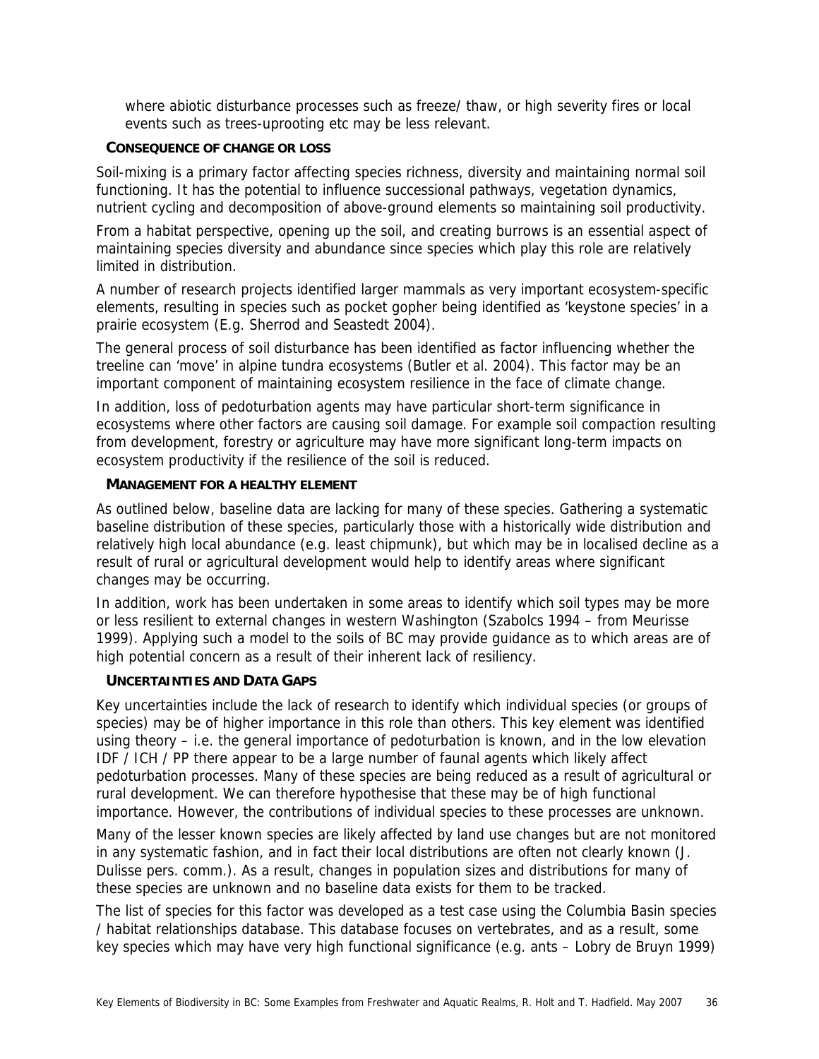where abiotic disturbance processes such as freeze/ thaw, or high severity fires or local events such as trees-uprooting etc may be less relevant.

#### CONSEQUENCE OF CHANGE OR LOSS

Soil-mixing is a primary factor affecting species richness, diversity and maintaining normal soil functioning. It has the potential to influence successional pathways, vegetation dynamics, nutrient cycling and decomposition of above-ground elements so maintaining soil productivity.

From a habitat perspective, opening up the soil, and creating burrows is an essential aspect of maintaining species diversity and abundance since species which play this role are relatively limited in distribution.

A number of research projects identified larger mammals as very important ecosystem-specific elements, resulting in species such as pocket gopher being identified as 'keystone species' in a prairie ecosystem (E.g. Sherrod and Seastedt 2004).

The general process of soil disturbance has been identified as factor influencing whether the treeline can 'move' in alpine tundra ecosystems (Butler et al. 2004). This factor may be an important component of maintaining ecosystem resilience in the face of climate change.

In addition, loss of pedoturbation agents may have particular short-term significance in ecosystems where other factors are causing soil damage. For example soil compaction resulting from development, forestry or agriculture may have more significant long-term impacts on ecosystem productivity if the resilience of the soil is reduced.

#### MANAGEMENT FOR A HEALTHY ELEMENT

As outlined below, baseline data are lacking for many of these species. Gathering a systematic baseline distribution of these species, particularly those with a historically wide distribution and relatively high local abundance (e.g. least chipmunk), but which may be in localised decline as a result of rural or agricultural development would help to identify areas where significant changes may be occurring.

In addition, work has been undertaken in some areas to identify which soil types may be more or less resilient to external changes in western Washington (Szabolcs 1994 – from Meurisse 1999). Applying such a model to the soils of BC may provide guidance as to which areas are of high potential concern as a result of their inherent lack of resiliency.

#### UNCERTAINTIES AND DATA GAPS

Key uncertainties include the lack of research to identify which individual species (or groups of species) may be of higher importance in this role than others. This key element was identified using theory – i.e. the general importance of pedoturbation is known, and in the low elevation IDF / ICH / PP there appear to be a large number of faunal agents which likely affect pedoturbation processes. Many of these species are being reduced as a result of agricultural or rural development. We can therefore hypothesise that these may be of high functional importance. However, the contributions of individual species to these processes are unknown.

Many of the lesser known species are likely affected by land use changes but are not monitored in any systematic fashion, and in fact their local distributions are often not clearly known (J. Dulisse pers. comm.). As a result, changes in population sizes and distributions for many of these species are unknown and no baseline data exists for them to be tracked.

The list of species for this factor was developed as a test case using the Columbia Basin species / habitat relationships database. This database focuses on vertebrates, and as a result, some key species which may have very high functional significance (e.g. ants – Lobry de Bruyn 1999)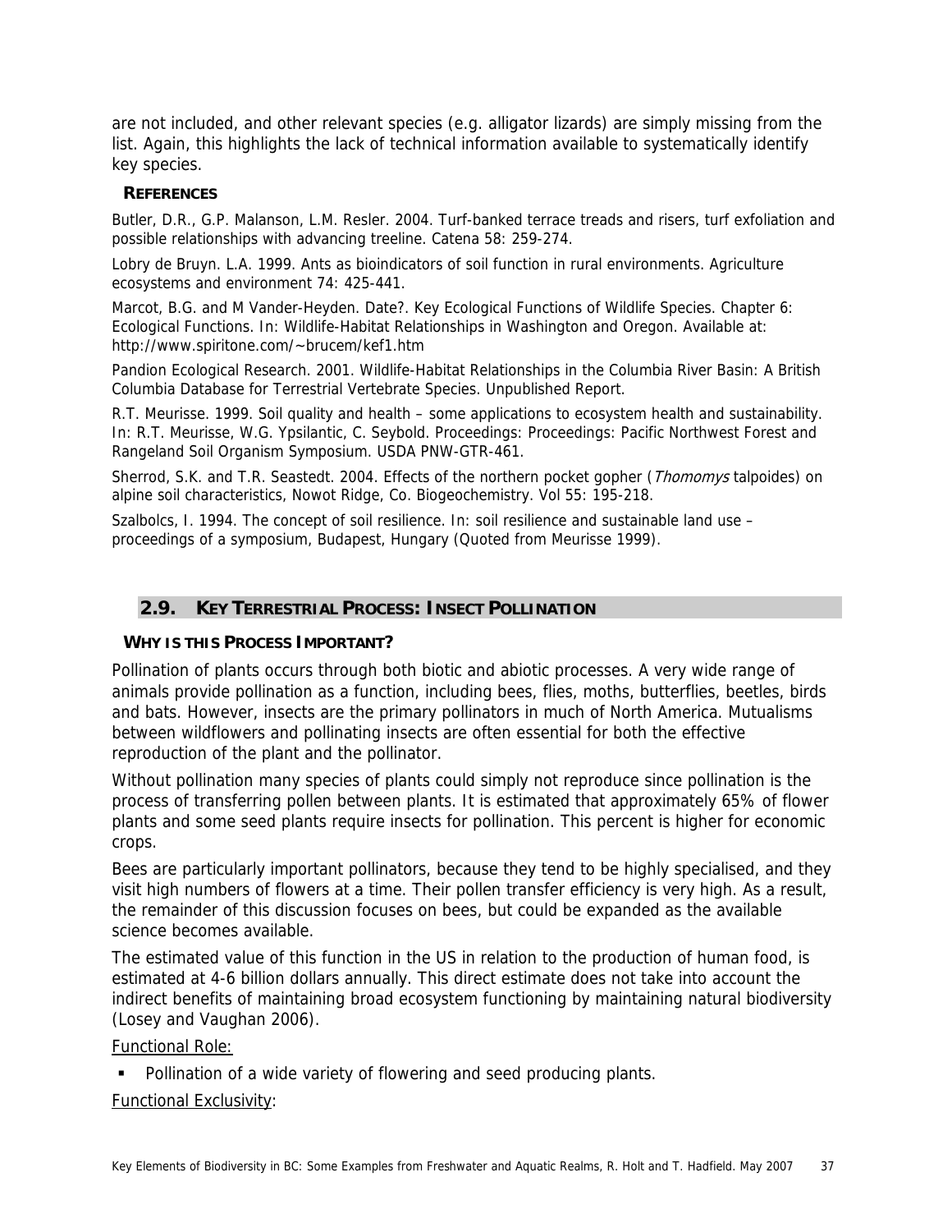are not included, and other relevant species (e.g. alligator lizards) are simply missing from the list. Again, this highlights the lack of technical information available to systematically identify key species.

### REFERENCES

Butler, D.R., G.P. Malanson, L.M. Resler. 2004. Turf-banked terrace treads and risers, turf exfoliation and possible relationships with advancing treeline. Catena 58: 259-274.

Lobry de Bruyn. L.A. 1999. Ants as bioindicators of soil function in rural environments. Agriculture ecosystems and environment 74: 425-441.

Marcot, B.G. and M Vander-Heyden. Date?. Key Ecological Functions of Wildlife Species. Chapter 6: Ecological Functions. In: Wildlife-Habitat Relationships in Washington and Oregon. Available at: http://www.spiritone.com/~brucem/kef1.htm

Pandion Ecological Research. 2001. Wildlife-Habitat Relationships in the Columbia River Basin: A British Columbia Database for Terrestrial Vertebrate Species. Unpublished Report.

R.T. Meurisse. 1999. Soil quality and health – some applications to ecosystem health and sustainability. In: R.T. Meurisse, W.G. Ypsilantic, C. Seybold. Proceedings: Proceedings: Pacific Northwest Forest and Rangeland Soil Organism Symposium. USDA PNW-GTR-461.

Sherrod, S.K. and T.R. Seastedt. 2004. Effects of the northern pocket gopher (*Thomomys* talpoides) on alpine soil characteristics, Nowot Ridge, Co. Biogeochemistry. Vol 55: 195-218.

Szalbolcs, I. 1994. The concept of soil resilience. In: soil resilience and sustainable land use – proceedings of a symposium, Budapest, Hungary (Quoted from Meurisse 1999).

## 2.9. KEY TERRESTRIAL PROCESS: INSECT POLLINATION

### WHY IS THIS PROCESS IMPORTANT?

Pollination of plants occurs through both biotic and abiotic processes. A very wide range of animals provide pollination as a function, including bees, flies, moths, butterflies, beetles, birds and bats. However, insects are the primary pollinators in much of North America. Mutualisms between wildflowers and pollinating insects are often essential for both the effective reproduction of the plant and the pollinator.

Without pollination many species of plants could simply not reproduce since pollination is the process of transferring pollen between plants. It is estimated that approximately 65% of flower plants and some seed plants require insects for pollination. This percent is higher for economic crops.

Bees are particularly important pollinators, because they tend to be highly specialised, and they visit high numbers of flowers at a time. Their pollen transfer efficiency is very high. As a result, the remainder of this discussion focuses on bees, but could be expanded as the available science becomes available.

The estimated value of this function in the US in relation to the production of human food, is estimated at 4-6 billion dollars annually. This direct estimate does not take into account the indirect benefits of maintaining broad ecosystem functioning by maintaining natural biodiversity (Losey and Vaughan 2006).

Functional Role:

- Pollination of a wide variety of flowering and seed producing plants.

Functional Exclusivity: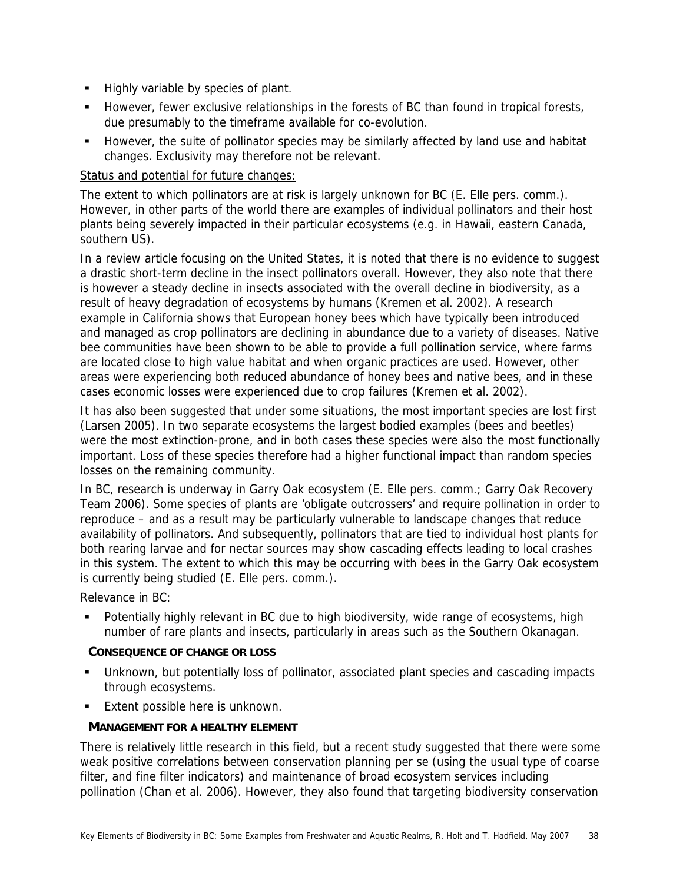- Highly variable by species of plant.
- However, fewer exclusive relationships in the forests of BC than found in tropical forests, due presumably to the timeframe available for co-evolution.
- However, the suite of pollinator species may be similarly affected by land use and habitat changes. Exclusivity may therefore not be relevant.

Status and potential for future changes:

The extent to which pollinators are at risk is largely unknown for BC (E. Elle pers. comm.). However, in other parts of the world there are examples of individual pollinators and their host plants being severely impacted in their particular ecosystems (e.g. in Hawaii, eastern Canada, southern US).

In a review article focusing on the United States, it is noted that there is no evidence to suggest a drastic short-term decline in the insect pollinators overall. However, they also note that there is however a steady decline in insects associated with the overall decline in biodiversity, as a result of heavy degradation of ecosystems by humans (Kremen et al. 2002). A research example in California shows that European honey bees which have typically been introduced and managed as crop pollinators are declining in abundance due to a variety of diseases. Native bee communities have been shown to be able to provide a full pollination service, where farms are located close to high value habitat and when organic practices are used. However, other areas were experiencing both reduced abundance of honey bees and native bees, and in these cases economic losses were experienced due to crop failures (Kremen et al. 2002).

It has also been suggested that under some situations, the most important species are lost first (Larsen 2005). In two separate ecosystems the largest bodied examples (bees and beetles) were the most extinction-prone, and in both cases these species were also the most functionally important. Loss of these species therefore had a higher functional impact than random species losses on the remaining community.

In BC, research is underway in Garry Oak ecosystem (E. Elle pers. comm.; Garry Oak Recovery Team 2006). Some species of plants are 'obligate outcrossers' and require pollination in order to reproduce – and as a result may be particularly vulnerable to landscape changes that reduce availability of pollinators. And subsequently, pollinators that are tied to individual host plants for both rearing larvae and for nectar sources may show cascading effects leading to local crashes in this system. The extent to which this may be occurring with bees in the Garry Oak ecosystem is currently being studied (E. Elle pers. comm.).

Relevance in BC:

- Potentially highly relevant in BC due to high biodiversity, wide range of ecosystems, high number of rare plants and insects, particularly in areas such as the Southern Okanagan.

**CONSEQUENCE OF CHANGE OR LOSS**

- Unknown, but potentially loss of pollinator, associated plant species and cascading impacts through ecosystems.
- Extent possible here is unknown.

**MANAGEMENT FOR A HEALTHY ELEMENT**

There is relatively little research in this field, but a recent study suggested that there were some weak positive correlations between conservation planning per se (using the usual type of coarse filter, and fine filter indicators) and maintenance of broad ecosystem services including pollination (Chan et al. 2006). However, they also found that targeting biodiversity conservation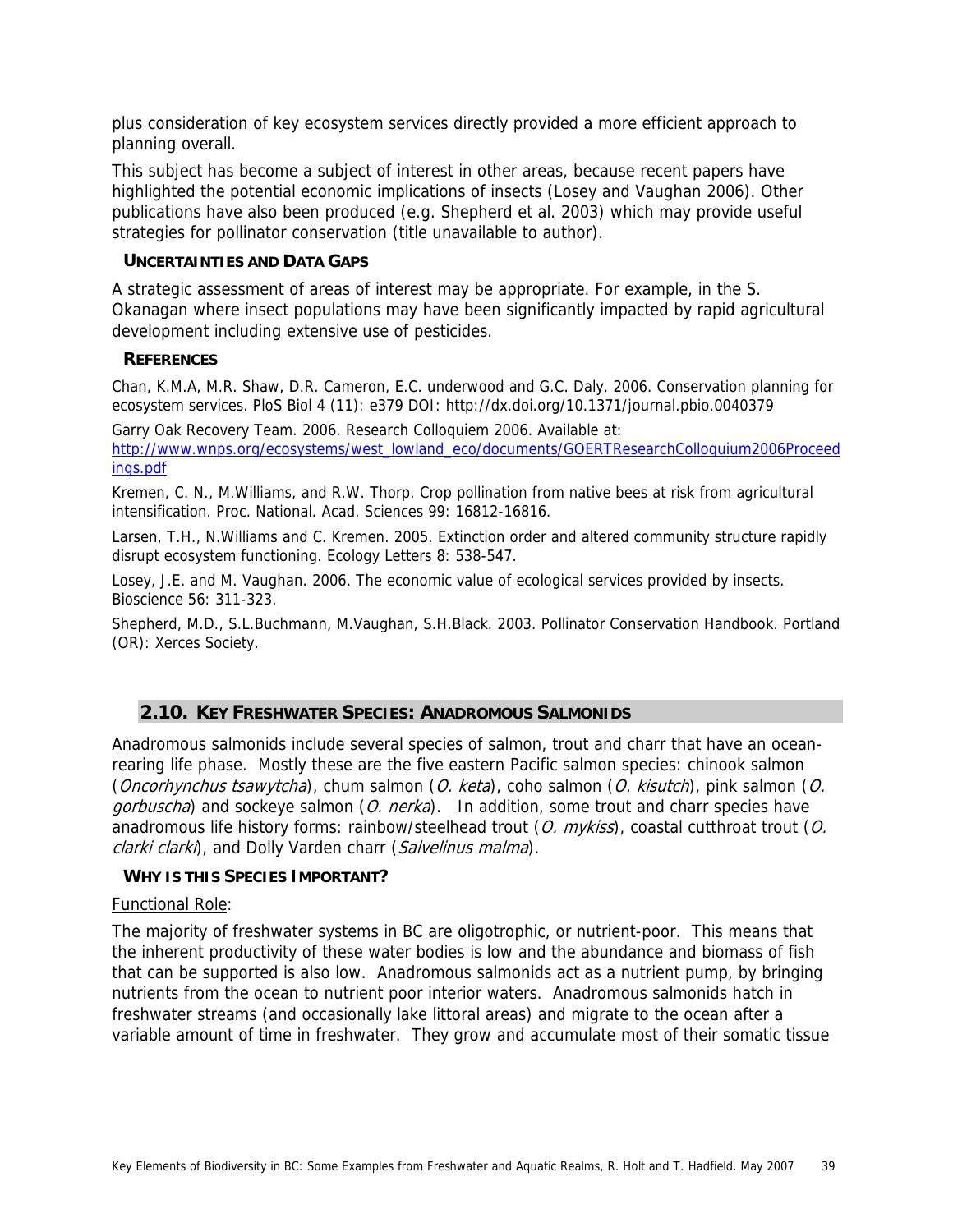plus consideration of key ecosystem services directly provided a more efficient approach to planning overall.

This subject has become a subject of interest in other areas, because recent papers have highlighted the potential economic implications of insects (Losey and Vaughan 2006). Other publications have also been produced (e.g. Shepherd et al. 2003) which may provide useful strategies for pollinator conservation (title unavailable to author).

### UNCERTAINTIES AND DATA GAPS

A strategic assessment of areas of interest may be appropriate. For example, in the S. Okanagan where insect populations may have been significantly impacted by rapid agricultural development including extensive use of pesticides.

### REFERENCES

Chan, K.M.A, M.R. Shaw, D.R. Cameron, E.C. underwood and G.C. Daly. 2006. Conservation planning for ecosystem services. PloS Biol 4 (11): e379 DOI: http://dx.doi.org/10.1371/journal.pbio.0040379

Garry Oak Recovery Team. 2006. Research Colloquiem 2006. Available at: http://www.wnps.org/ecosystems/west_lowland_eco/documents/GOERTResearchColloquium2006Proceedings.pdf

Kremen, C. N., M.Williams, and R.W. Thorp. Crop pollination from native bees at risk from agricultural intensification. Proc. National. Acad. Sciences 99: 16812-16816.

Larsen, T.H., N.Williams and C. Kremen. 2005. Extinction order and altered community structure rapidly disrupt ecosystem functioning. Ecology Letters 8: 538-547.

Losey, J.E. and M. Vaughan. 2006. The economic value of ecological services provided by insects. Bioscience 56: 311-323.

Shepherd, M.D., S.L.Buchmann, M.Vaughan, S.H.Black. 2003. Pollinator Conservation Handbook. Portland (OR): Xerces Society.

## 2.10. KEY FRESHWATER SPECIES: ANADROMOUS SALMONIDS

Anadromous salmonids include several species of salmon, trout and charr that have an ocean-rearing life phase. Mostly these are the five eastern Pacific salmon species: chinook salmon (*Oncorhynchus tsawytcha*), chum salmon (*O. keta*), coho salmon (*O. kisutch*), pink salmon (*O. gorbuscha*) and sockeye salmon (*O. nerka*). In addition, some trout and charr species have anadromous life history forms: rainbow/steelhead trout (*O. mykiss*), coastal cutthroat trout (*O. clarki clarki*), and Dolly Varden charr (*Salvelinus malma*).

### WHY IS THIS SPECIES IMPORTANT?

Functional Role:

The majority of freshwater systems in BC are oligotrophic, or nutrient-poor. This means that the inherent productivity of these water bodies is low and the abundance and biomass of fish that can be supported is also low. Anadromous salmonids act as a nutrient pump, by bringing nutrients from the ocean to nutrient poor interior waters. Anadromous salmonids hatch in freshwater streams (and occasionally lake littoral areas) and migrate to the ocean after a variable amount of time in freshwater. They grow and accumulate most of their somatic tissue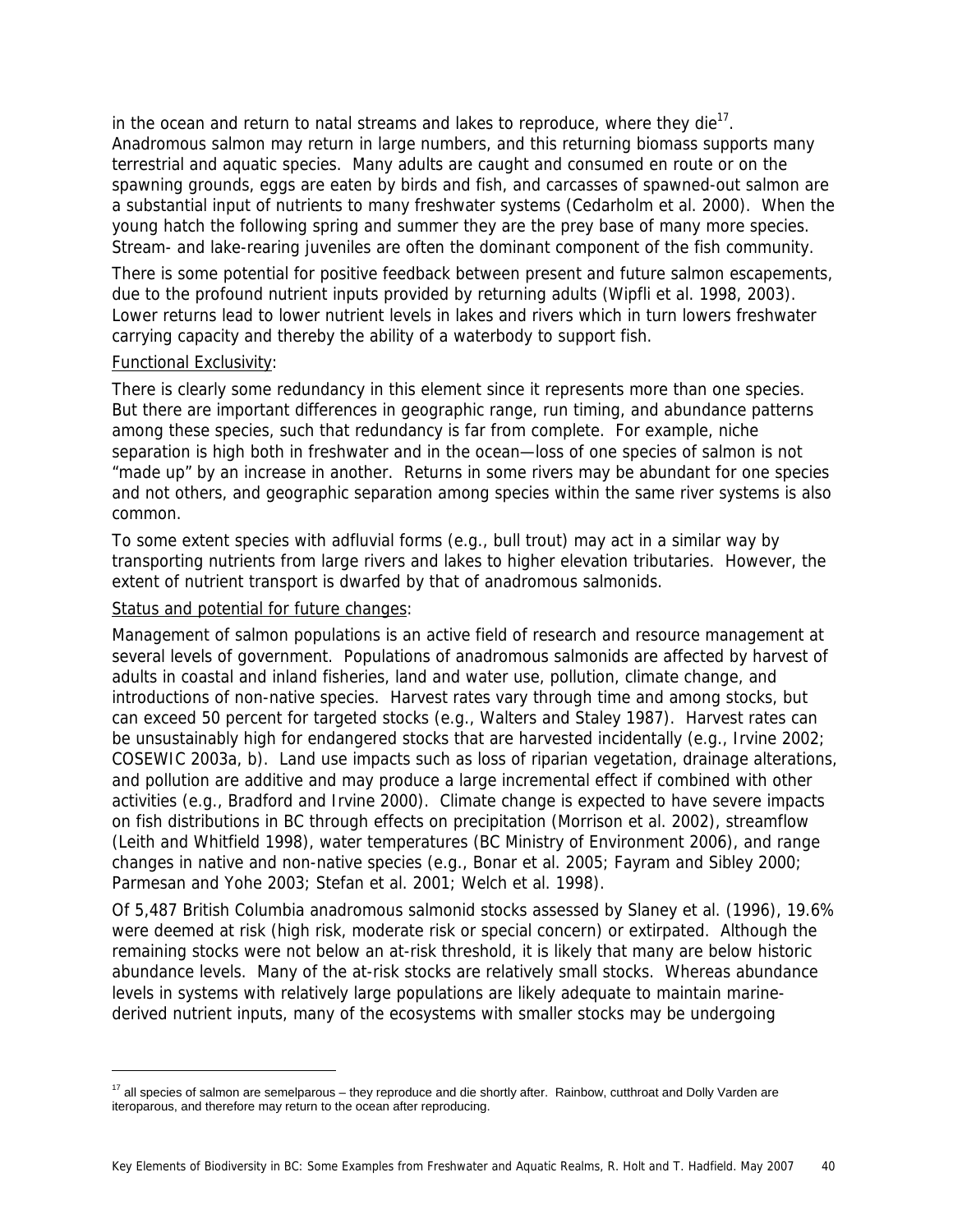in the ocean and return to natal streams and lakes to reproduce, where they die[17]. Anadromous salmon may return in large numbers, and this returning biomass supports many terrestrial and aquatic species. Many adults are caught and consumed en route or on the spawning grounds, eggs are eaten by birds and fish, and carcasses of spawned-out salmon are a substantial input of nutrients to many freshwater systems (Cedarholm et al. 2000). When the young hatch the following spring and summer they are the prey base of many more species. Stream- and lake-rearing juveniles are often the dominant component of the fish community.

There is some potential for positive feedback between present and future salmon escapements, due to the profound nutrient inputs provided by returning adults (Wipfli et al. 1998, 2003). Lower returns lead to lower nutrient levels in lakes and rivers which in turn lowers freshwater carrying capacity and thereby the ability of a waterbody to support fish.

Functional Exclusivity:

There is clearly some redundancy in this element since it represents more than one species. But there are important differences in geographic range, run timing, and abundance patterns among these species, such that redundancy is far from complete. For example, niche separation is high both in freshwater and in the ocean—loss of one species of salmon is not "made up" by an increase in another. Returns in some rivers may be abundant for one species and not others, and geographic separation among species within the same river systems is also common.

To some extent species with adfluvial forms (e.g., bull trout) may act in a similar way by transporting nutrients from large rivers and lakes to higher elevation tributaries. However, the extent of nutrient transport is dwarfed by that of anadromous salmonids.

Status and potential for future changes:

Management of salmon populations is an active field of research and resource management at several levels of government. Populations of anadromous salmonids are affected by harvest of adults in coastal and inland fisheries, land and water use, pollution, climate change, and introductions of non-native species. Harvest rates vary through time and among stocks, but can exceed 50 percent for targeted stocks (e.g., Walters and Staley 1987). Harvest rates can be unsustainably high for endangered stocks that are harvested incidentally (e.g., Irvine 2002; COSEWIC 2003a, b). Land use impacts such as loss of riparian vegetation, drainage alterations, and pollution are additive and may produce a large incremental effect if combined with other activities (e.g., Bradford and Irvine 2000). Climate change is expected to have severe impacts on fish distributions in BC through effects on precipitation (Morrison et al. 2002), streamflow (Leith and Whitfield 1998), water temperatures (BC Ministry of Environment 2006), and range changes in native and non-native species (e.g., Bonar et al. 2005; Fayram and Sibley 2000; Parmesan and Yohe 2003; Stefan et al. 2001; Welch et al. 1998).

Of 5,487 British Columbia anadromous salmonid stocks assessed by Slaney et al. (1996), 19.6% were deemed at risk (high risk, moderate risk or special concern) or extirpated. Although the remaining stocks were not below an at-risk threshold, it is likely that many are below historic abundance levels. Many of the at-risk stocks are relatively small stocks. Whereas abundance levels in systems with relatively large populations are likely adequate to maintain marine-derived nutrient inputs, many of the ecosystems with smaller stocks may be undergoing

[17] all species of salmon are semelparous – they reproduce and die shortly after. Rainbow, cutthroat and Dolly Varden are iteroparous, and therefore may return to the ocean after reproducing.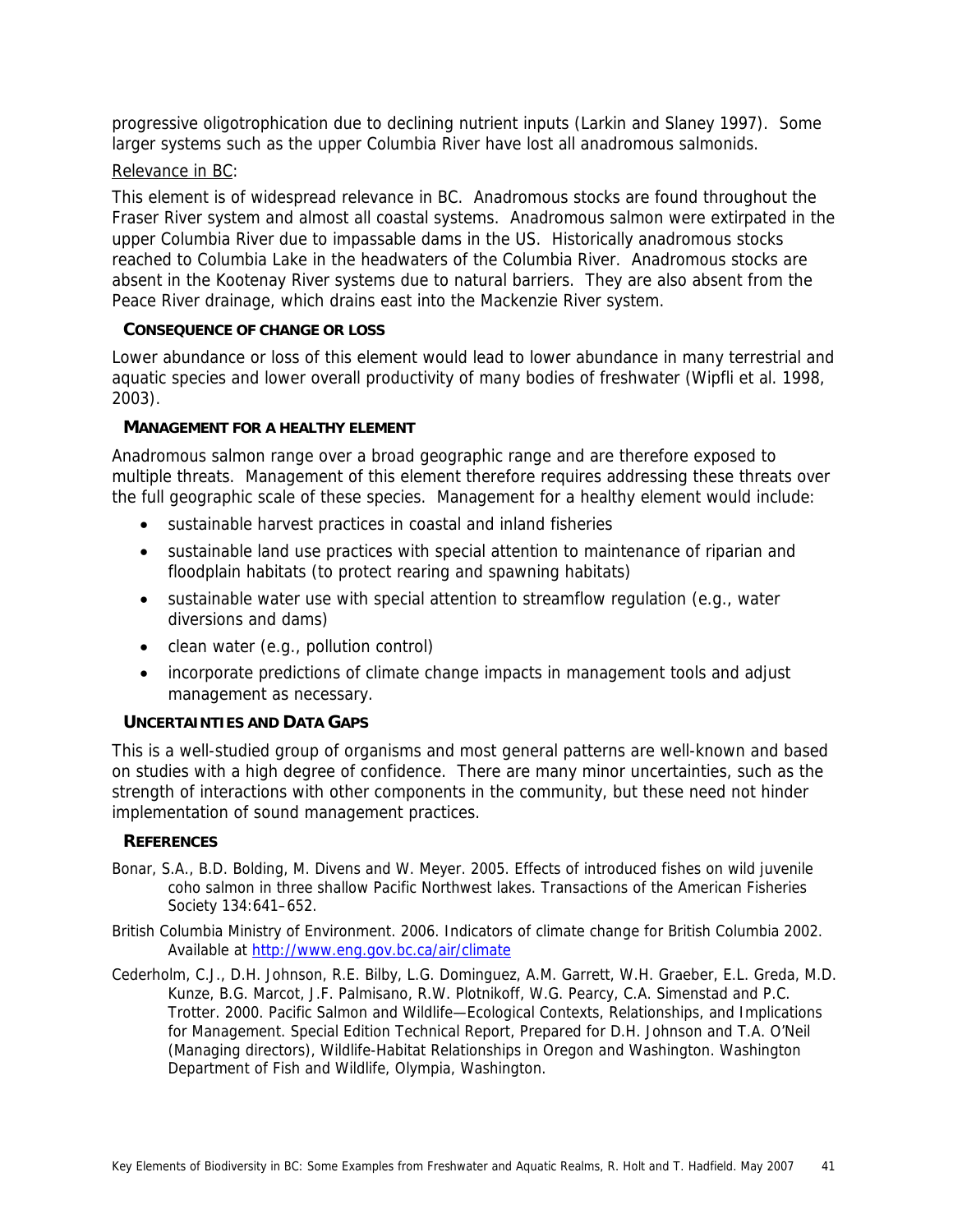progressive oligotrophication due to declining nutrient inputs (Larkin and Slaney 1997). Some larger systems such as the upper Columbia River have lost all anadromous salmonids.

Relevance in BC:

This element is of widespread relevance in BC. Anadromous stocks are found throughout the Fraser River system and almost all coastal systems. Anadromous salmon were extirpated in the upper Columbia River due to impassable dams in the US. Historically anadromous stocks reached to Columbia Lake in the headwaters of the Columbia River. Anadromous stocks are absent in the Kootenay River systems due to natural barriers. They are also absent from the Peace River drainage, which drains east into the Mackenzie River system.

### CONSEQUENCE OF CHANGE OR LOSS

Lower abundance or loss of this element would lead to lower abundance in many terrestrial and aquatic species and lower overall productivity of many bodies of freshwater (Wipfli et al. 1998, 2003).

### MANAGEMENT FOR A HEALTHY ELEMENT

Anadromous salmon range over a broad geographic range and are therefore exposed to multiple threats. Management of this element therefore requires addressing these threats over the full geographic scale of these species. Management for a healthy element would include:

- sustainable harvest practices in coastal and inland fisheries
- sustainable land use practices with special attention to maintenance of riparian and floodplain habitats (to protect rearing and spawning habitats)
- sustainable water use with special attention to streamflow regulation (e.g., water diversions and dams)
- clean water (e.g., pollution control)
- incorporate predictions of climate change impacts in management tools and adjust management as necessary.

### UNCERTAINTIES AND DATA GAPS

This is a well-studied group of organisms and most general patterns are well-known and based on studies with a high degree of confidence. There are many minor uncertainties, such as the strength of interactions with other components in the community, but these need not hinder implementation of sound management practices.

### REFERENCES

Bonar, S.A., B.D. Bolding, M. Divens and W. Meyer. 2005. Effects of introduced fishes on wild juvenile coho salmon in three shallow Pacific Northwest lakes. Transactions of the American Fisheries Society 134:641–652.

British Columbia Ministry of Environment. 2006. Indicators of climate change for British Columbia 2002. Available at http://www.eng.gov.bc.ca/air/climate

Cederholm, C.J., D.H. Johnson, R.E. Bilby, L.G. Dominguez, A.M. Garrett, W.H. Graeber, E.L. Greda, M.D. Kunze, B.G. Marcot, J.F. Palmisano, R.W. Plotnikoff, W.G. Pearcy, C.A. Simenstad and P.C. Trotter. 2000. Pacific Salmon and Wildlife—Ecological Contexts, Relationships, and Implications for Management. Special Edition Technical Report, Prepared for D.H. Johnson and T.A. O'Neil (Managing directors), Wildlife-Habitat Relationships in Oregon and Washington. Washington Department of Fish and Wildlife, Olympia, Washington.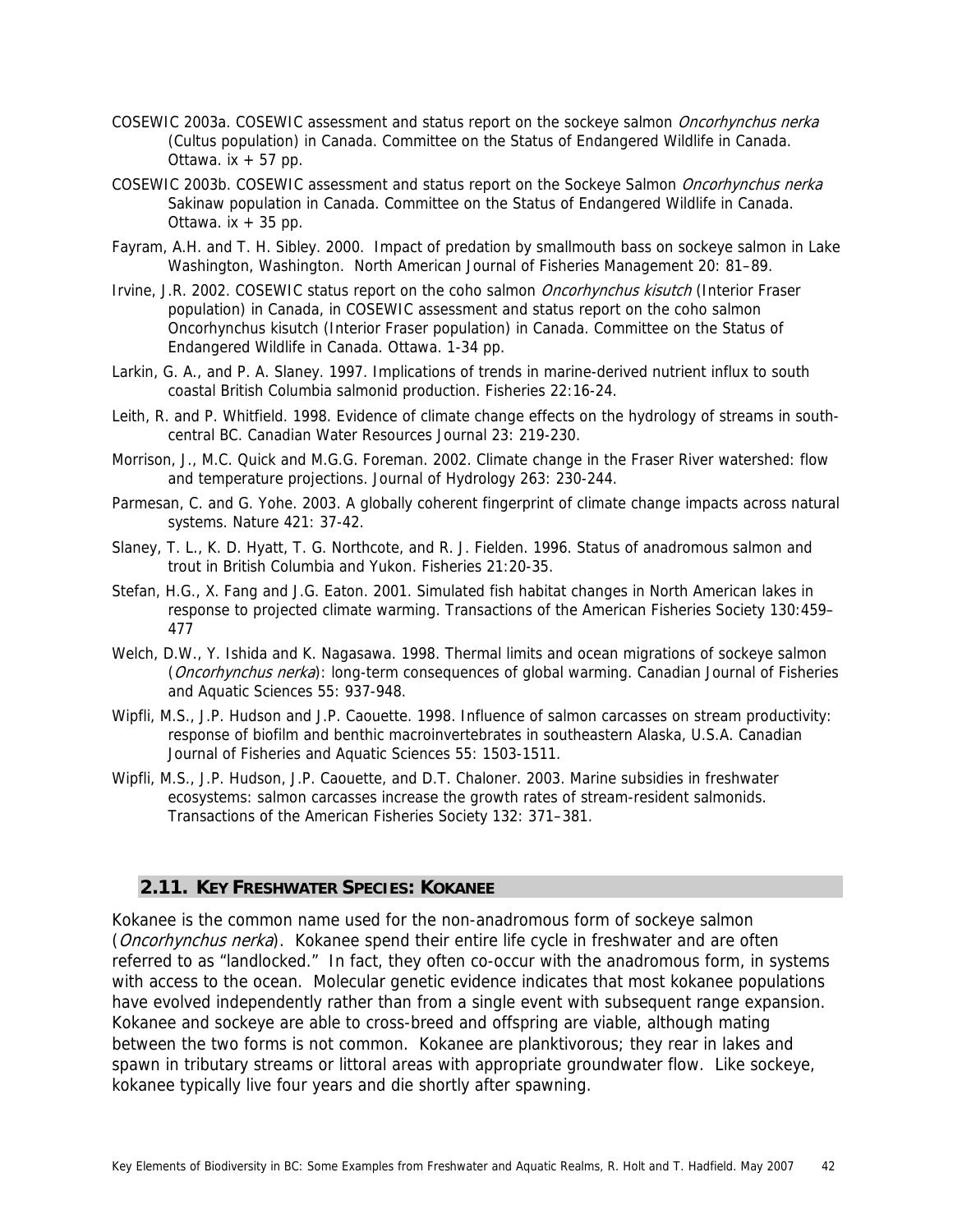COSEWIC 2003a. COSEWIC assessment and status report on the sockeye salmon *Oncorhynchus nerka* (Cultus population) in Canada. Committee on the Status of Endangered Wildlife in Canada. Ottawa. ix + 57 pp.

COSEWIC 2003b. COSEWIC assessment and status report on the Sockeye Salmon *Oncorhynchus nerka* Sakinaw population in Canada. Committee on the Status of Endangered Wildlife in Canada. Ottawa. ix + 35 pp.

Fayram, A.H. and T. H. Sibley. 2000. Impact of predation by smallmouth bass on sockeye salmon in Lake Washington, Washington. North American Journal of Fisheries Management 20: 81–89.

Irvine, J.R. 2002. COSEWIC status report on the coho salmon *Oncorhynchus kisutch* (Interior Fraser population) in Canada, in COSEWIC assessment and status report on the coho salmon Oncorhynchus kisutch (Interior Fraser population) in Canada. Committee on the Status of Endangered Wildlife in Canada. Ottawa. 1-34 pp.

Larkin, G. A., and P. A. Slaney. 1997. Implications of trends in marine-derived nutrient influx to south coastal British Columbia salmonid production. Fisheries 22:16-24.

Leith, R. and P. Whitfield. 1998. Evidence of climate change effects on the hydrology of streams in south-central BC. Canadian Water Resources Journal 23: 219-230.

Morrison, J., M.C. Quick and M.G.G. Foreman. 2002. Climate change in the Fraser River watershed: flow and temperature projections. Journal of Hydrology 263: 230-244.

Parmesan, C. and G. Yohe. 2003. A globally coherent fingerprint of climate change impacts across natural systems. Nature 421: 37-42.

Slaney, T. L., K. D. Hyatt, T. G. Northcote, and R. J. Fielden. 1996. Status of anadromous salmon and trout in British Columbia and Yukon. Fisheries 21:20-35.

Stefan, H.G., X. Fang and J.G. Eaton. 2001. Simulated fish habitat changes in North American lakes in response to projected climate warming. Transactions of the American Fisheries Society 130:459–477

Welch, D.W., Y. Ishida and K. Nagasawa. 1998. Thermal limits and ocean migrations of sockeye salmon (*Oncorhynchus nerka*): long-term consequences of global warming. Canadian Journal of Fisheries and Aquatic Sciences 55: 937-948.

Wipfli, M.S., J.P. Hudson and J.P. Caouette. 1998. Influence of salmon carcasses on stream productivity: response of biofilm and benthic macroinvertebrates in southeastern Alaska, U.S.A. Canadian Journal of Fisheries and Aquatic Sciences 55: 1503-1511.

Wipfli, M.S., J.P. Hudson, J.P. Caouette, and D.T. Chaloner. 2003. Marine subsidies in freshwater ecosystems: salmon carcasses increase the growth rates of stream-resident salmonids. Transactions of the American Fisheries Society 132: 371–381.

## 2.11. KEY FRESHWATER SPECIES: KOKANEE

Kokanee is the common name used for the non-anadromous form of sockeye salmon (*Oncorhynchus nerka*). Kokanee spend their entire life cycle in freshwater and are often referred to as "landlocked." In fact, they often co-occur with the anadromous form, in systems with access to the ocean. Molecular genetic evidence indicates that most kokanee populations have evolved independently rather than from a single event with subsequent range expansion. Kokanee and sockeye are able to cross-breed and offspring are viable, although mating between the two forms is not common. Kokanee are planktivorous; they rear in lakes and spawn in tributary streams or littoral areas with appropriate groundwater flow. Like sockeye, kokanee typically live four years and die shortly after spawning.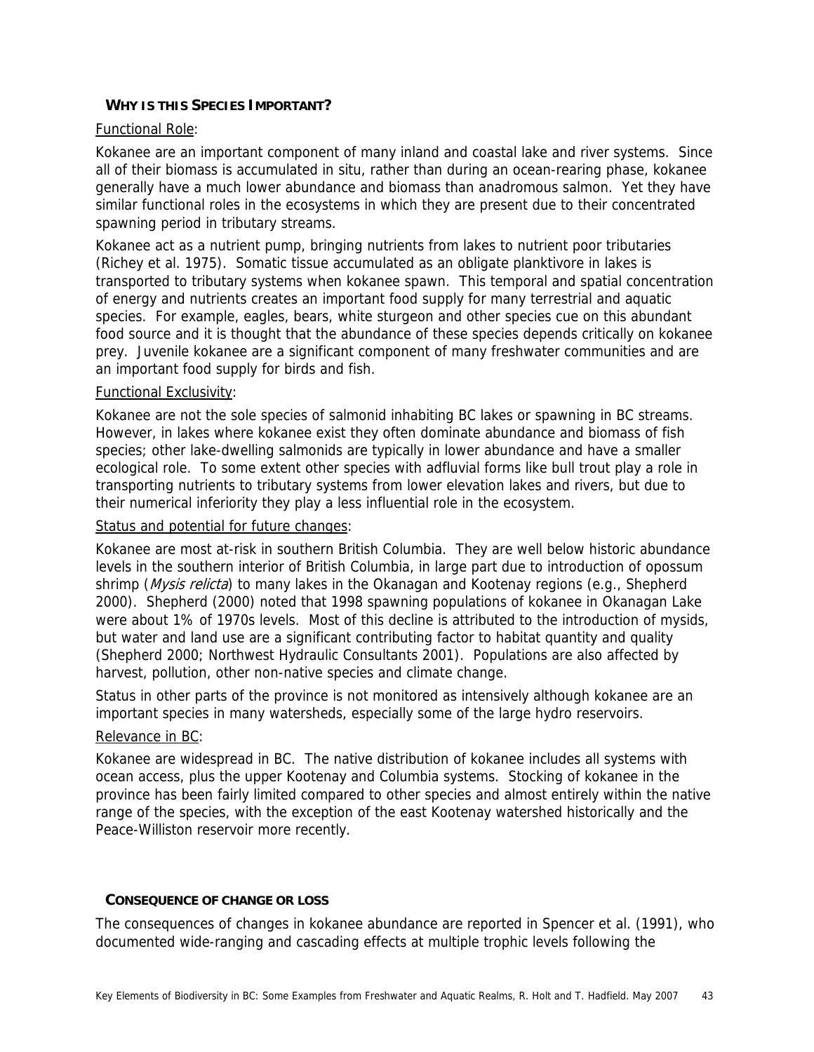## WHY IS THIS SPECIES IMPORTANT?

Functional Role:

Kokanee are an important component of many inland and coastal lake and river systems. Since all of their biomass is accumulated in situ, rather than during an ocean-rearing phase, kokanee generally have a much lower abundance and biomass than anadromous salmon. Yet they have similar functional roles in the ecosystems in which they are present due to their concentrated spawning period in tributary streams.

Kokanee act as a nutrient pump, bringing nutrients from lakes to nutrient poor tributaries (Richey et al. 1975). Somatic tissue accumulated as an obligate planktivore in lakes is transported to tributary systems when kokanee spawn. This temporal and spatial concentration of energy and nutrients creates an important food supply for many terrestrial and aquatic species. For example, eagles, bears, white sturgeon and other species cue on this abundant food source and it is thought that the abundance of these species depends critically on kokanee prey. Juvenile kokanee are a significant component of many freshwater communities and are an important food supply for birds and fish.

Functional Exclusivity:

Kokanee are not the sole species of salmonid inhabiting BC lakes or spawning in BC streams. However, in lakes where kokanee exist they often dominate abundance and biomass of fish species; other lake-dwelling salmonids are typically in lower abundance and have a smaller ecological role. To some extent other species with adfluvial forms like bull trout play a role in transporting nutrients to tributary systems from lower elevation lakes and rivers, but due to their numerical inferiority they play a less influential role in the ecosystem.

Status and potential for future changes:

Kokanee are most at-risk in southern British Columbia. They are well below historic abundance levels in the southern interior of British Columbia, in large part due to introduction of opossum shrimp (*Mysis relicta*) to many lakes in the Okanagan and Kootenay regions (e.g., Shepherd 2000). Shepherd (2000) noted that 1998 spawning populations of kokanee in Okanagan Lake were about 1% of 1970s levels. Most of this decline is attributed to the introduction of mysids, but water and land use are a significant contributing factor to habitat quantity and quality (Shepherd 2000; Northwest Hydraulic Consultants 2001). Populations are also affected by harvest, pollution, other non-native species and climate change.

Status in other parts of the province is not monitored as intensively although kokanee are an important species in many watersheds, especially some of the large hydro reservoirs.

Relevance in BC:

Kokanee are widespread in BC. The native distribution of kokanee includes all systems with ocean access, plus the upper Kootenay and Columbia systems. Stocking of kokanee in the province has been fairly limited compared to other species and almost entirely within the native range of the species, with the exception of the east Kootenay watershed historically and the Peace-Williston reservoir more recently.

## CONSEQUENCE OF CHANGE OR LOSS

The consequences of changes in kokanee abundance are reported in Spencer et al. (1991), who documented wide-ranging and cascading effects at multiple trophic levels following the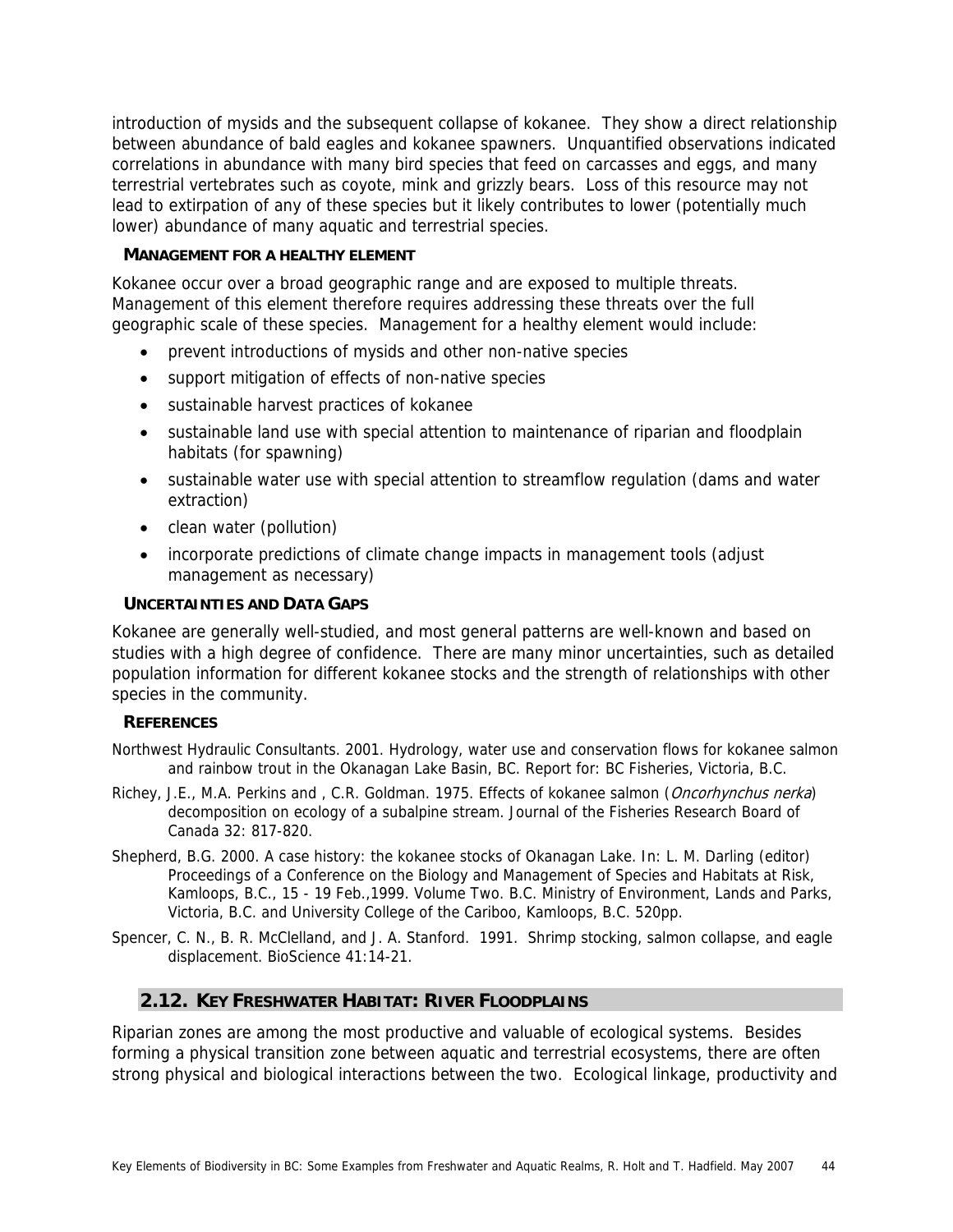introduction of mysids and the subsequent collapse of kokanee. They show a direct relationship between abundance of bald eagles and kokanee spawners. Unquantified observations indicated correlations in abundance with many bird species that feed on carcasses and eggs, and many terrestrial vertebrates such as coyote, mink and grizzly bears. Loss of this resource may not lead to extirpation of any of these species but it likely contributes to lower (potentially much lower) abundance of many aquatic and terrestrial species.

#### MANAGEMENT FOR A HEALTHY ELEMENT

Kokanee occur over a broad geographic range and are exposed to multiple threats. Management of this element therefore requires addressing these threats over the full geographic scale of these species. Management for a healthy element would include:

- prevent introductions of mysids and other non-native species
- support mitigation of effects of non-native species
- sustainable harvest practices of kokanee
- sustainable land use with special attention to maintenance of riparian and floodplain habitats (for spawning)
- sustainable water use with special attention to streamflow regulation (dams and water extraction)
- clean water (pollution)
- incorporate predictions of climate change impacts in management tools (adjust management as necessary)

#### UNCERTAINTIES AND DATA GAPS

Kokanee are generally well-studied, and most general patterns are well-known and based on studies with a high degree of confidence. There are many minor uncertainties, such as detailed population information for different kokanee stocks and the strength of relationships with other species in the community.

#### REFERENCES

Northwest Hydraulic Consultants. 2001. Hydrology, water use and conservation flows for kokanee salmon and rainbow trout in the Okanagan Lake Basin, BC. Report for: BC Fisheries, Victoria, B.C.

Richey, J.E., M.A. Perkins and , C.R. Goldman. 1975. Effects of kokanee salmon (*Oncorhynchus nerka*) decomposition on ecology of a subalpine stream. Journal of the Fisheries Research Board of Canada 32: 817-820.

Shepherd, B.G. 2000. A case history: the kokanee stocks of Okanagan Lake. In: L. M. Darling (editor) Proceedings of a Conference on the Biology and Management of Species and Habitats at Risk, Kamloops, B.C., 15 - 19 Feb.,1999. Volume Two. B.C. Ministry of Environment, Lands and Parks, Victoria, B.C. and University College of the Cariboo, Kamloops, B.C. 520pp.

Spencer, C. N., B. R. McClelland, and J. A. Stanford. 1991. Shrimp stocking, salmon collapse, and eagle displacement. BioScience 41:14-21.

## 2.12. KEY FRESHWATER HABITAT: RIVER FLOODPLAINS

Riparian zones are among the most productive and valuable of ecological systems. Besides forming a physical transition zone between aquatic and terrestrial ecosystems, there are often strong physical and biological interactions between the two. Ecological linkage, productivity and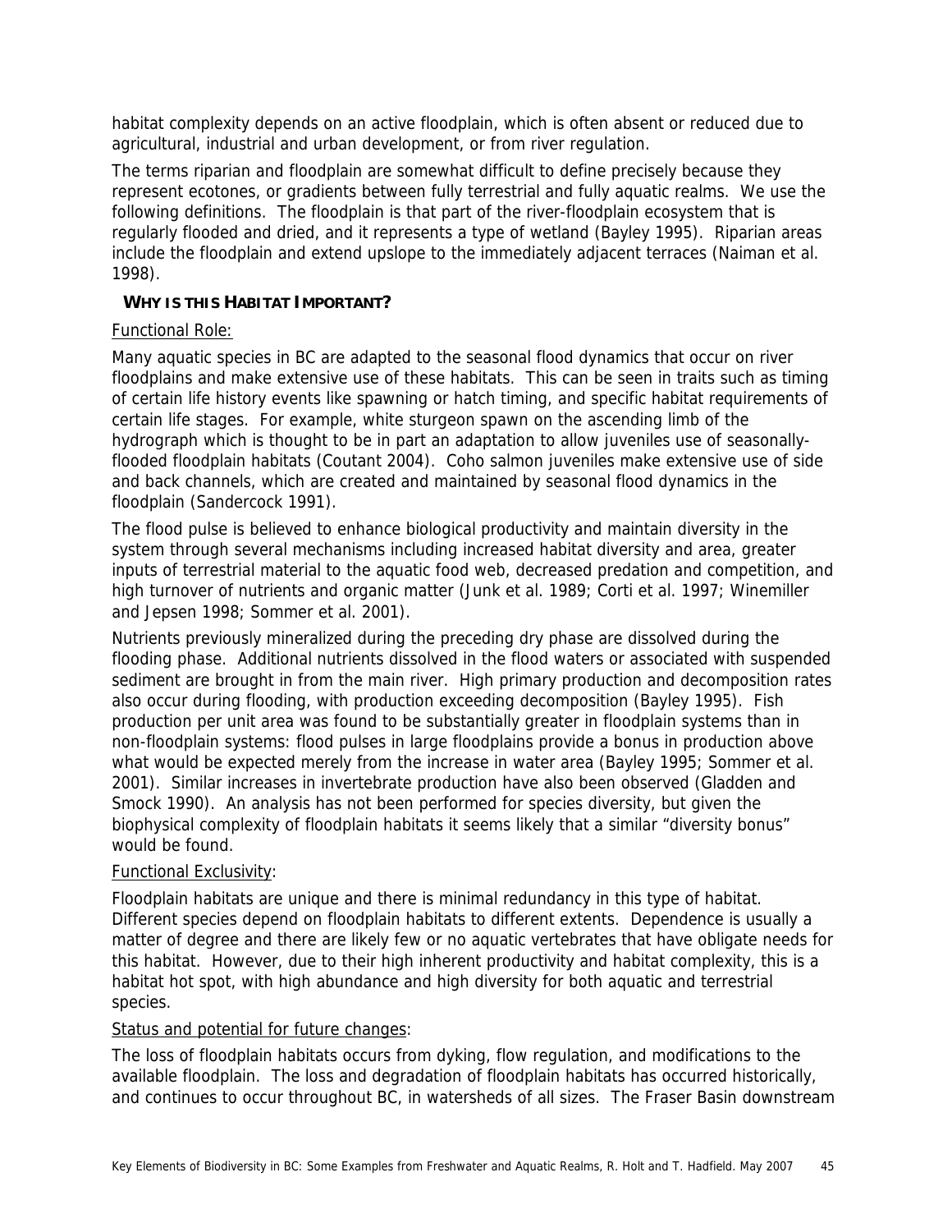habitat complexity depends on an active floodplain, which is often absent or reduced due to agricultural, industrial and urban development, or from river regulation.

The terms riparian and floodplain are somewhat difficult to define precisely because they represent ecotones, or gradients between fully terrestrial and fully aquatic realms. We use the following definitions. The floodplain is that part of the river-floodplain ecosystem that is regularly flooded and dried, and it represents a type of wetland (Bayley 1995). Riparian areas include the floodplain and extend upslope to the immediately adjacent terraces (Naiman et al. 1998).

### WHY IS THIS HABITAT IMPORTANT?

Functional Role:

Many aquatic species in BC are adapted to the seasonal flood dynamics that occur on river floodplains and make extensive use of these habitats. This can be seen in traits such as timing of certain life history events like spawning or hatch timing, and specific habitat requirements of certain life stages. For example, white sturgeon spawn on the ascending limb of the hydrograph which is thought to be in part an adaptation to allow juveniles use of seasonally-flooded floodplain habitats (Coutant 2004). Coho salmon juveniles make extensive use of side and back channels, which are created and maintained by seasonal flood dynamics in the floodplain (Sandercock 1991).

The flood pulse is believed to enhance biological productivity and maintain diversity in the system through several mechanisms including increased habitat diversity and area, greater inputs of terrestrial material to the aquatic food web, decreased predation and competition, and high turnover of nutrients and organic matter (Junk et al. 1989; Corti et al. 1997; Winemiller and Jepsen 1998; Sommer et al. 2001).

Nutrients previously mineralized during the preceding dry phase are dissolved during the flooding phase. Additional nutrients dissolved in the flood waters or associated with suspended sediment are brought in from the main river. High primary production and decomposition rates also occur during flooding, with production exceeding decomposition (Bayley 1995). Fish production per unit area was found to be substantially greater in floodplain systems than in non-floodplain systems: flood pulses in large floodplains provide a bonus in production above what would be expected merely from the increase in water area (Bayley 1995; Sommer et al. 2001). Similar increases in invertebrate production have also been observed (Gladden and Smock 1990). An analysis has not been performed for species diversity, but given the biophysical complexity of floodplain habitats it seems likely that a similar "diversity bonus" would be found.

Functional Exclusivity:

Floodplain habitats are unique and there is minimal redundancy in this type of habitat. Different species depend on floodplain habitats to different extents. Dependence is usually a matter of degree and there are likely few or no aquatic vertebrates that have obligate needs for this habitat. However, due to their high inherent productivity and habitat complexity, this is a habitat hot spot, with high abundance and high diversity for both aquatic and terrestrial species.

Status and potential for future changes:

The loss of floodplain habitats occurs from dyking, flow regulation, and modifications to the available floodplain. The loss and degradation of floodplain habitats has occurred historically, and continues to occur throughout BC, in watersheds of all sizes. The Fraser Basin downstream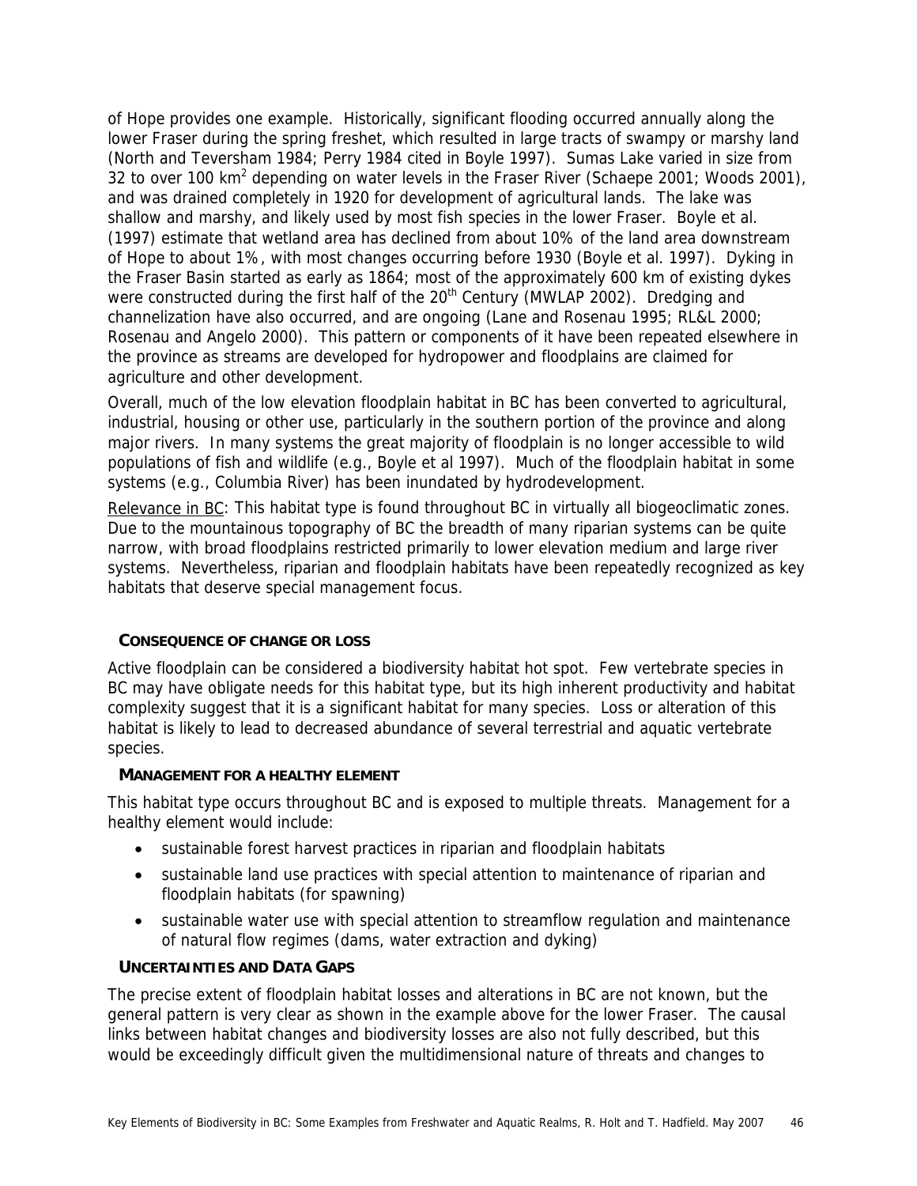of Hope provides one example. Historically, significant flooding occurred annually along the lower Fraser during the spring freshet, which resulted in large tracts of swampy or marshy land (North and Teversham 1984; Perry 1984 cited in Boyle 1997). Sumas Lake varied in size from 32 to over 100 $km^2$ depending on water levels in the Fraser River (Schaepe 2001; Woods 2001), and was drained completely in 1920 for development of agricultural lands. The lake was shallow and marshy, and likely used by most fish species in the lower Fraser. Boyle et al. (1997) estimate that wetland area has declined from about 10% of the land area downstream of Hope to about 1%, with most changes occurring before 1930 (Boyle et al. 1997). Dyking in the Fraser Basin started as early as 1864; most of the approximately 600 km of existing dykes were constructed during the first half of the 20th Century (MWLAP 2002). Dredging and channelization have also occurred, and are ongoing (Lane and Rosenau 1995; RL&L 2000; Rosenau and Angelo 2000). This pattern or components of it have been repeated elsewhere in the province as streams are developed for hydropower and floodplains are claimed for agriculture and other development.

Overall, much of the low elevation floodplain habitat in BC has been converted to agricultural, industrial, housing or other use, particularly in the southern portion of the province and along major rivers. In many systems the great majority of floodplain is no longer accessible to wild populations of fish and wildlife (e.g., Boyle et al 1997). Much of the floodplain habitat in some systems (e.g., Columbia River) has been inundated by hydrodevelopment.

Relevance in BC: This habitat type is found throughout BC in virtually all biogeoclimatic zones. Due to the mountainous topography of BC the breadth of many riparian systems can be quite narrow, with broad floodplains restricted primarily to lower elevation medium and large river systems. Nevertheless, riparian and floodplain habitats have been repeatedly recognized as key habitats that deserve special management focus.

### CONSEQUENCE OF CHANGE OR LOSS

Active floodplain can be considered a biodiversity habitat hot spot. Few vertebrate species in BC may have obligate needs for this habitat type, but its high inherent productivity and habitat complexity suggest that it is a significant habitat for many species. Loss or alteration of this habitat is likely to lead to decreased abundance of several terrestrial and aquatic vertebrate species.

### MANAGEMENT FOR A HEALTHY ELEMENT

This habitat type occurs throughout BC and is exposed to multiple threats. Management for a healthy element would include:

- sustainable forest harvest practices in riparian and floodplain habitats
- sustainable land use practices with special attention to maintenance of riparian and floodplain habitats (for spawning)
- sustainable water use with special attention to streamflow regulation and maintenance of natural flow regimes (dams, water extraction and dyking)

### UNCERTAINTIES AND DATA GAPS

The precise extent of floodplain habitat losses and alterations in BC are not known, but the general pattern is very clear as shown in the example above for the lower Fraser. The causal links between habitat changes and biodiversity losses are also not fully described, but this would be exceedingly difficult given the multidimensional nature of threats and changes to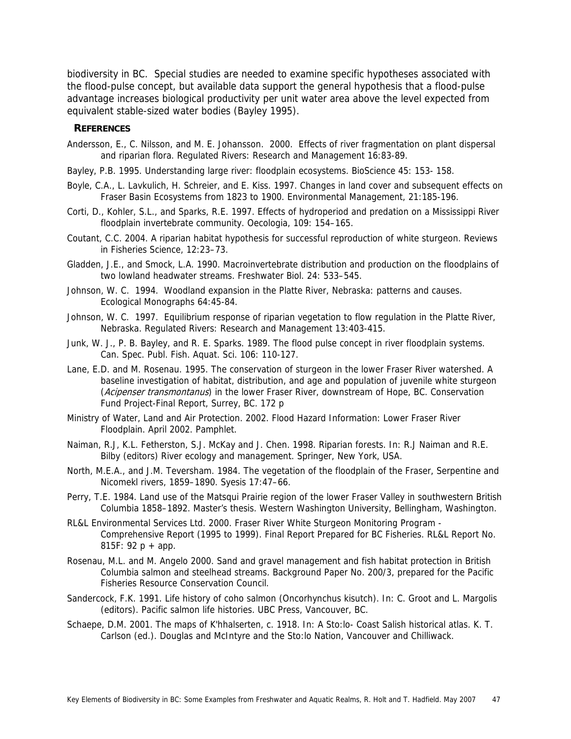biodiversity in BC. Special studies are needed to examine specific hypotheses associated with the flood-pulse concept, but available data support the general hypothesis that a flood-pulse advantage increases biological productivity per unit water area above the level expected from equivalent stable-sized water bodies (Bayley 1995).

## REFERENCES

Andersson, E., C. Nilsson, and M. E. Johansson. 2000. Effects of river fragmentation on plant dispersal and riparian flora. Regulated Rivers: Research and Management 16:83-89.

Bayley, P.B. 1995. Understanding large river: floodplain ecosystems. BioScience 45: 153- 158.

Boyle, C.A., L. Lavkulich, H. Schreier, and E. Kiss. 1997. Changes in land cover and subsequent effects on Fraser Basin Ecosystems from 1823 to 1900. Environmental Management, 21:185-196.

Corti, D., Kohler, S.L., and Sparks, R.E. 1997. Effects of hydroperiod and predation on a Mississippi River floodplain invertebrate community. Oecologia, 109: 154–165.

Coutant, C.C. 2004. A riparian habitat hypothesis for successful reproduction of white sturgeon. Reviews in Fisheries Science, 12:23–73.

Gladden, J.E., and Smock, L.A. 1990. Macroinvertebrate distribution and production on the floodplains of two lowland headwater streams. Freshwater Biol. 24: 533–545.

Johnson, W. C. 1994. Woodland expansion in the Platte River, Nebraska: patterns and causes. Ecological Monographs 64:45-84.

Johnson, W. C. 1997. Equilibrium response of riparian vegetation to flow regulation in the Platte River, Nebraska. Regulated Rivers: Research and Management 13:403-415.

Junk, W. J., P. B. Bayley, and R. E. Sparks. 1989. The flood pulse concept in river floodplain systems. Can. Spec. Publ. Fish. Aquat. Sci. 106: 110-127.

Lane, E.D. and M. Rosenau. 1995. The conservation of sturgeon in the lower Fraser River watershed. A baseline investigation of habitat, distribution, and age and population of juvenile white sturgeon (*Acipenser transmontanus*) in the lower Fraser River, downstream of Hope, BC. Conservation Fund Project-Final Report, Surrey, BC. 172 p

Ministry of Water, Land and Air Protection. 2002. Flood Hazard Information: Lower Fraser River Floodplain. April 2002. Pamphlet.

Naiman, R.J, K.L. Fetherston, S.J. McKay and J. Chen. 1998. Riparian forests. In: R.J Naiman and R.E. Bilby (editors) River ecology and management. Springer, New York, USA.

North, M.E.A., and J.M. Teversham. 1984. The vegetation of the floodplain of the Fraser, Serpentine and Nicomekl rivers, 1859–1890. Syesis 17:47–66.

Perry, T.E. 1984. Land use of the Matsqui Prairie region of the lower Fraser Valley in southwestern British Columbia 1858–1892. Master's thesis. Western Washington University, Bellingham, Washington.

RL&L Environmental Services Ltd. 2000. Fraser River White Sturgeon Monitoring Program - Comprehensive Report (1995 to 1999). Final Report Prepared for BC Fisheries. RL&L Report No. 815F: 92 p + app.

Rosenau, M.L. and M. Angelo 2000. Sand and gravel management and fish habitat protection in British Columbia salmon and steelhead streams. Background Paper No. 200/3, prepared for the Pacific Fisheries Resource Conservation Council.

Sandercock, F.K. 1991. Life history of coho salmon (Oncorhynchus kisutch). In: C. Groot and L. Margolis (editors). Pacific salmon life histories. UBC Press, Vancouver, BC.

Schaepe, D.M. 2001. The maps of K'hhalserten, c. 1918. In: A Sto:lo- Coast Salish historical atlas. K. T. Carlson (ed.). Douglas and McIntyre and the Sto:lo Nation, Vancouver and Chilliwack.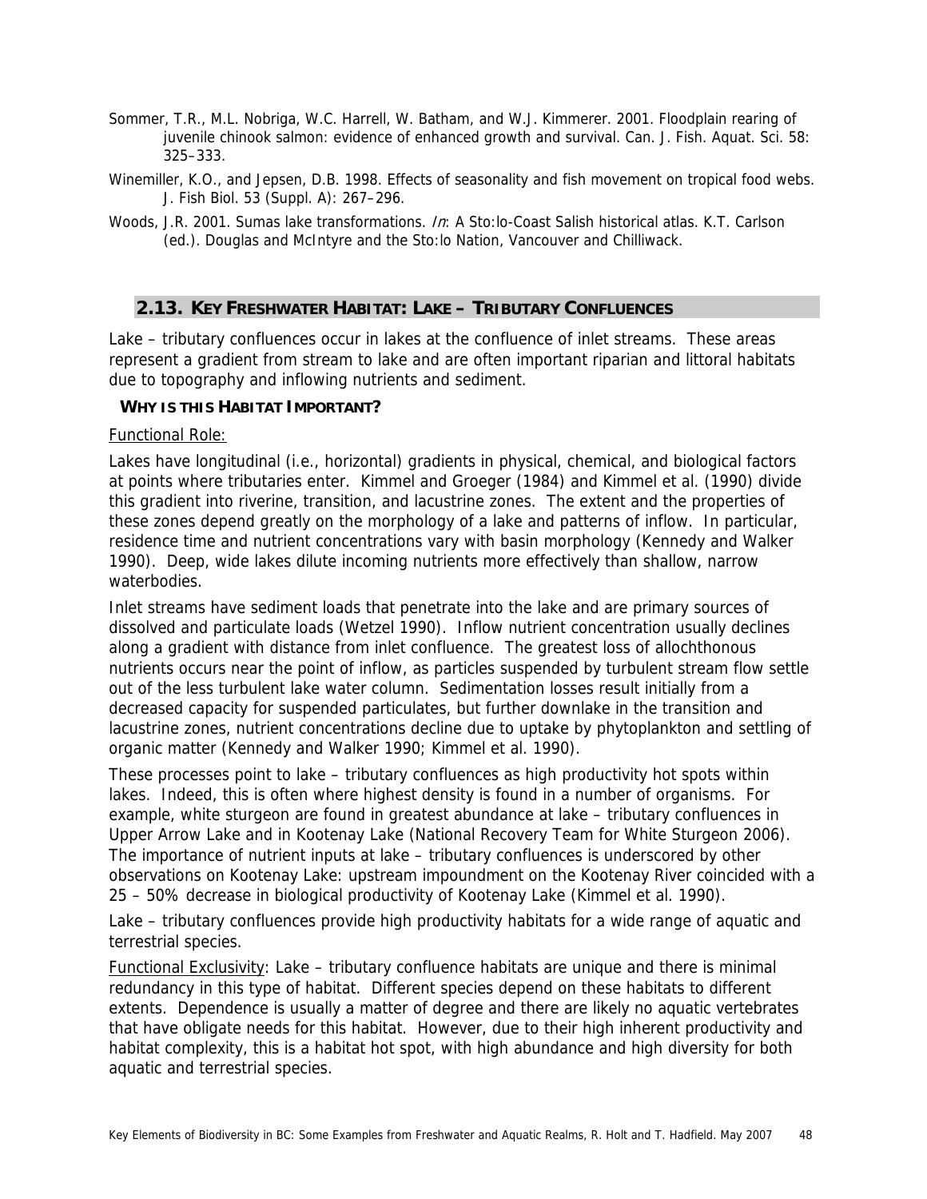Sommer, T.R., M.L. Nobriga, W.C. Harrell, W. Batham, and W.J. Kimmerer. 2001. Floodplain rearing of juvenile chinook salmon: evidence of enhanced growth and survival. Can. J. Fish. Aquat. Sci. 58: 325–333.

Winemiller, K.O., and Jepsen, D.B. 1998. Effects of seasonality and fish movement on tropical food webs. J. Fish Biol. 53 (Suppl. A): 267–296.

Woods, J.R. 2001. Sumas lake transformations. *In*: A Sto:lo-Coast Salish historical atlas. K.T. Carlson (ed.). Douglas and McIntyre and the Sto:lo Nation, Vancouver and Chilliwack.

## 2.13. KEY FRESHWATER HABITAT: LAKE – TRIBUTARY CONFLUENCES

Lake – tributary confluences occur in lakes at the confluence of inlet streams. These areas represent a gradient from stream to lake and are often important riparian and littoral habitats due to topography and inflowing nutrients and sediment.

### WHY IS THIS HABITAT IMPORTANT?

Functional Role:

Lakes have longitudinal (i.e., horizontal) gradients in physical, chemical, and biological factors at points where tributaries enter. Kimmel and Groeger (1984) and Kimmel et al. (1990) divide this gradient into riverine, transition, and lacustrine zones. The extent and the properties of these zones depend greatly on the morphology of a lake and patterns of inflow. In particular, residence time and nutrient concentrations vary with basin morphology (Kennedy and Walker 1990). Deep, wide lakes dilute incoming nutrients more effectively than shallow, narrow waterbodies.

Inlet streams have sediment loads that penetrate into the lake and are primary sources of dissolved and particulate loads (Wetzel 1990). Inflow nutrient concentration usually declines along a gradient with distance from inlet confluence. The greatest loss of allochthonous nutrients occurs near the point of inflow, as particles suspended by turbulent stream flow settle out of the less turbulent lake water column. Sedimentation losses result initially from a decreased capacity for suspended particulates, but further downlake in the transition and lacustrine zones, nutrient concentrations decline due to uptake by phytoplankton and settling of organic matter (Kennedy and Walker 1990; Kimmel et al. 1990).

These processes point to lake – tributary confluences as high productivity hot spots within lakes. Indeed, this is often where highest density is found in a number of organisms. For example, white sturgeon are found in greatest abundance at lake – tributary confluences in Upper Arrow Lake and in Kootenay Lake (National Recovery Team for White Sturgeon 2006). The importance of nutrient inputs at lake – tributary confluences is underscored by other observations on Kootenay Lake: upstream impoundment on the Kootenay River coincided with a 25 – 50% decrease in biological productivity of Kootenay Lake (Kimmel et al. 1990).

Lake – tributary confluences provide high productivity habitats for a wide range of aquatic and terrestrial species.

Functional Exclusivity: Lake – tributary confluence habitats are unique and there is minimal redundancy in this type of habitat. Different species depend on these habitats to different extents. Dependence is usually a matter of degree and there are likely no aquatic vertebrates that have obligate needs for this habitat. However, due to their high inherent productivity and habitat complexity, this is a habitat hot spot, with high abundance and high diversity for both aquatic and terrestrial species.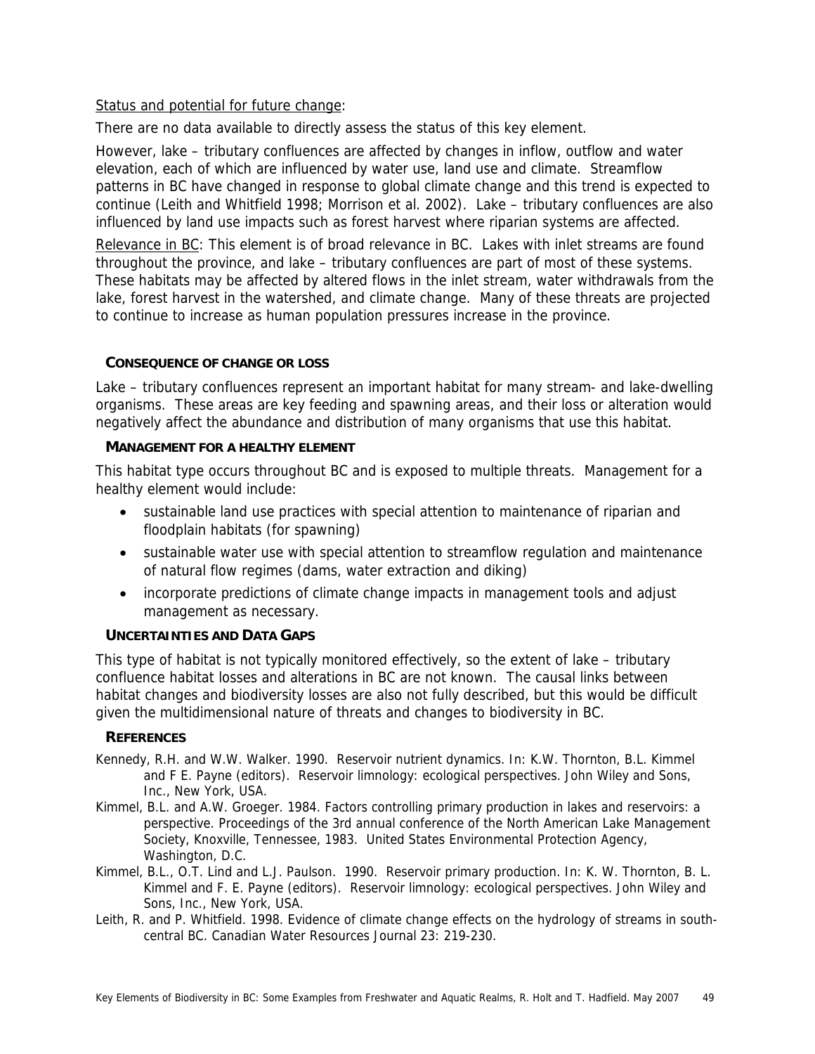Status and potential for future change:

There are no data available to directly assess the status of this key element.

However, lake – tributary confluences are affected by changes in inflow, outflow and water elevation, each of which are influenced by water use, land use and climate. Streamflow patterns in BC have changed in response to global climate change and this trend is expected to continue (Leith and Whitfield 1998; Morrison et al. 2002). Lake – tributary confluences are also influenced by land use impacts such as forest harvest where riparian systems are affected.

Relevance in BC: This element is of broad relevance in BC. Lakes with inlet streams are found throughout the province, and lake – tributary confluences are part of most of these systems. These habitats may be affected by altered flows in the inlet stream, water withdrawals from the lake, forest harvest in the watershed, and climate change. Many of these threats are projected to continue to increase as human population pressures increase in the province.

### CONSEQUENCE OF CHANGE OR LOSS

Lake – tributary confluences represent an important habitat for many stream- and lake-dwelling organisms. These areas are key feeding and spawning areas, and their loss or alteration would negatively affect the abundance and distribution of many organisms that use this habitat.

### MANAGEMENT FOR A HEALTHY ELEMENT

This habitat type occurs throughout BC and is exposed to multiple threats. Management for a healthy element would include:

- sustainable land use practices with special attention to maintenance of riparian and floodplain habitats (for spawning)
- sustainable water use with special attention to streamflow regulation and maintenance of natural flow regimes (dams, water extraction and diking)
- incorporate predictions of climate change impacts in management tools and adjust management as necessary.

### UNCERTAINTIES AND DATA GAPS

This type of habitat is not typically monitored effectively, so the extent of lake – tributary confluence habitat losses and alterations in BC are not known. The causal links between habitat changes and biodiversity losses are also not fully described, but this would be difficult given the multidimensional nature of threats and changes to biodiversity in BC.

### REFERENCES

Kennedy, R.H. and W.W. Walker. 1990. Reservoir nutrient dynamics. In: K.W. Thornton, B.L. Kimmel and F E. Payne (editors). Reservoir limnology: ecological perspectives. John Wiley and Sons, Inc., New York, USA.

Kimmel, B.L. and A.W. Groeger. 1984. Factors controlling primary production in lakes and reservoirs: a perspective. Proceedings of the 3rd annual conference of the North American Lake Management Society, Knoxville, Tennessee, 1983. United States Environmental Protection Agency, Washington, D.C.

Kimmel, B.L., O.T. Lind and L.J. Paulson. 1990. Reservoir primary production. In: K. W. Thornton, B. L. Kimmel and F. E. Payne (editors). Reservoir limnology: ecological perspectives. John Wiley and Sons, Inc., New York, USA.

Leith, R. and P. Whitfield. 1998. Evidence of climate change effects on the hydrology of streams in south-central BC. Canadian Water Resources Journal 23: 219-230.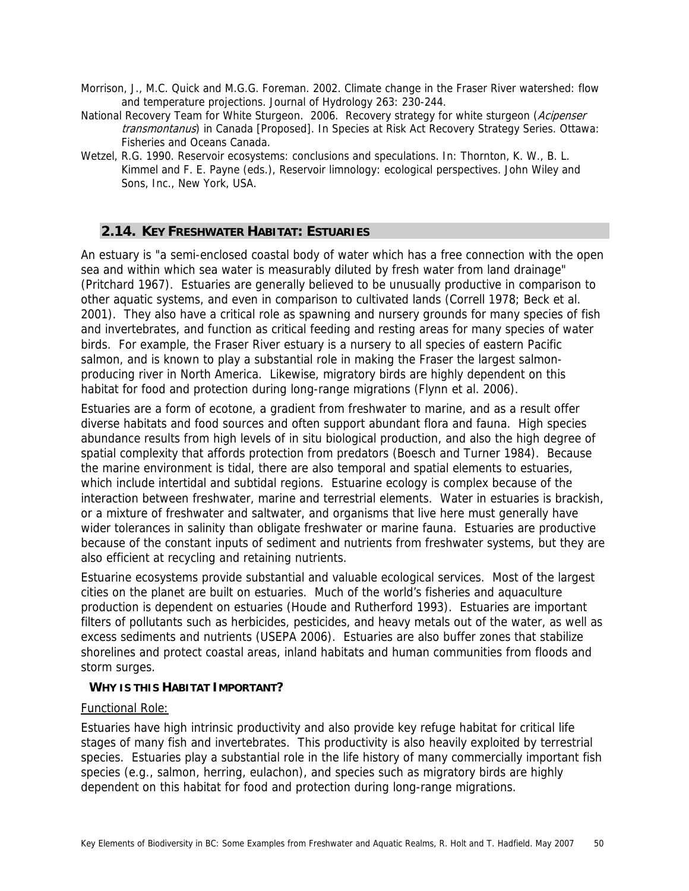Morrison, J., M.C. Quick and M.G.G. Foreman. 2002. Climate change in the Fraser River watershed: flow and temperature projections. Journal of Hydrology 263: 230-244.

National Recovery Team for White Sturgeon. 2006. Recovery strategy for white sturgeon (*Acipenser transmontanus*) in Canada [Proposed]. In Species at Risk Act Recovery Strategy Series. Ottawa: Fisheries and Oceans Canada.

Wetzel, R.G. 1990. Reservoir ecosystems: conclusions and speculations. In: Thornton, K. W., B. L. Kimmel and F. E. Payne (eds.), Reservoir limnology: ecological perspectives. John Wiley and Sons, Inc., New York, USA.

## 2.14. KEY FRESHWATER HABITAT: ESTUARIES

An estuary is "a semi-enclosed coastal body of water which has a free connection with the open sea and within which sea water is measurably diluted by fresh water from land drainage" (Pritchard 1967). Estuaries are generally believed to be unusually productive in comparison to other aquatic systems, and even in comparison to cultivated lands (Correll 1978; Beck et al. 2001). They also have a critical role as spawning and nursery grounds for many species of fish and invertebrates, and function as critical feeding and resting areas for many species of water birds. For example, the Fraser River estuary is a nursery to all species of eastern Pacific salmon, and is known to play a substantial role in making the Fraser the largest salmon-producing river in North America. Likewise, migratory birds are highly dependent on this habitat for food and protection during long-range migrations (Flynn et al. 2006).

Estuaries are a form of ecotone, a gradient from freshwater to marine, and as a result offer diverse habitats and food sources and often support abundant flora and fauna. High species abundance results from high levels of in situ biological production, and also the high degree of spatial complexity that affords protection from predators (Boesch and Turner 1984). Because the marine environment is tidal, there are also temporal and spatial elements to estuaries, which include intertidal and subtidal regions. Estuarine ecology is complex because of the interaction between freshwater, marine and terrestrial elements. Water in estuaries is brackish, or a mixture of freshwater and saltwater, and organisms that live here must generally have wider tolerances in salinity than obligate freshwater or marine fauna. Estuaries are productive because of the constant inputs of sediment and nutrients from freshwater systems, but they are also efficient at recycling and retaining nutrients.

Estuarine ecosystems provide substantial and valuable ecological services. Most of the largest cities on the planet are built on estuaries. Much of the world's fisheries and aquaculture production is dependent on estuaries (Houde and Rutherford 1993). Estuaries are important filters of pollutants such as herbicides, pesticides, and heavy metals out of the water, as well as excess sediments and nutrients (USEPA 2006). Estuaries are also buffer zones that stabilize shorelines and protect coastal areas, inland habitats and human communities from floods and storm surges.

### WHY IS THIS HABITAT IMPORTANT?

Functional Role:

Estuaries have high intrinsic productivity and also provide key refuge habitat for critical life stages of many fish and invertebrates. This productivity is also heavily exploited by terrestrial species. Estuaries play a substantial role in the life history of many commercially important fish species (e.g., salmon, herring, eulachon), and species such as migratory birds are highly dependent on this habitat for food and protection during long-range migrations.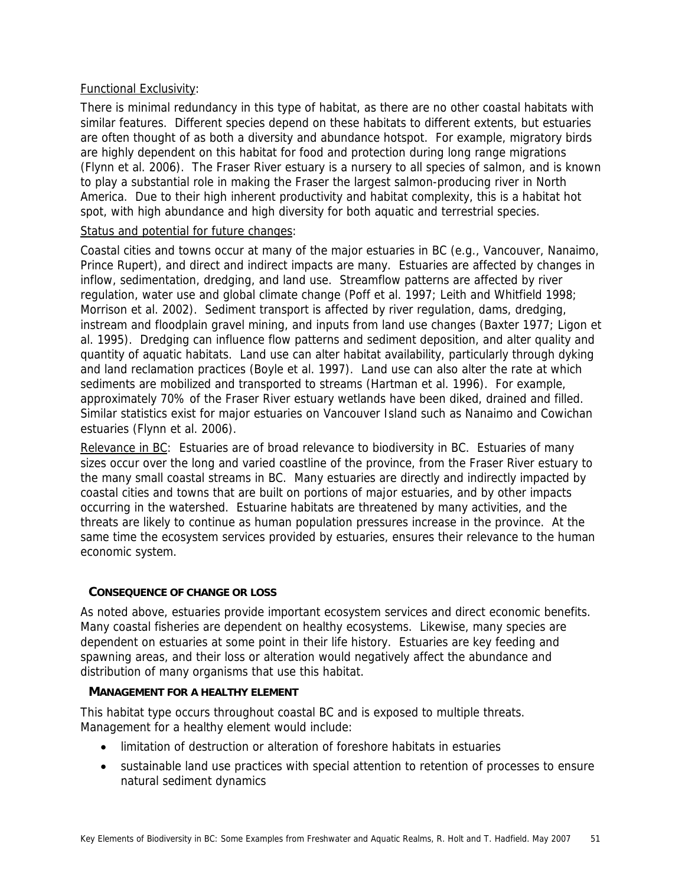Functional Exclusivity:

There is minimal redundancy in this type of habitat, as there are no other coastal habitats with similar features. Different species depend on these habitats to different extents, but estuaries are often thought of as both a diversity and abundance hotspot. For example, migratory birds are highly dependent on this habitat for food and protection during long range migrations (Flynn et al. 2006). The Fraser River estuary is a nursery to all species of salmon, and is known to play a substantial role in making the Fraser the largest salmon-producing river in North America. Due to their high inherent productivity and habitat complexity, this is a habitat hot spot, with high abundance and high diversity for both aquatic and terrestrial species.

Status and potential for future changes:

Coastal cities and towns occur at many of the major estuaries in BC (e.g., Vancouver, Nanaimo, Prince Rupert), and direct and indirect impacts are many. Estuaries are affected by changes in inflow, sedimentation, dredging, and land use. Streamflow patterns are affected by river regulation, water use and global climate change (Poff et al. 1997; Leith and Whitfield 1998; Morrison et al. 2002). Sediment transport is affected by river regulation, dams, dredging, instream and floodplain gravel mining, and inputs from land use changes (Baxter 1977; Ligon et al. 1995). Dredging can influence flow patterns and sediment deposition, and alter quality and quantity of aquatic habitats. Land use can alter habitat availability, particularly through dyking and land reclamation practices (Boyle et al. 1997). Land use can also alter the rate at which sediments are mobilized and transported to streams (Hartman et al. 1996). For example, approximately 70% of the Fraser River estuary wetlands have been diked, drained and filled. Similar statistics exist for major estuaries on Vancouver Island such as Nanaimo and Cowichan estuaries (Flynn et al. 2006).

Relevance in BC: Estuaries are of broad relevance to biodiversity in BC. Estuaries of many sizes occur over the long and varied coastline of the province, from the Fraser River estuary to the many small coastal streams in BC. Many estuaries are directly and indirectly impacted by coastal cities and towns that are built on portions of major estuaries, and by other impacts occurring in the watershed. Estuarine habitats are threatened by many activities, and the threats are likely to continue as human population pressures increase in the province. At the same time the ecosystem services provided by estuaries, ensures their relevance to the human economic system.

### CONSEQUENCE OF CHANGE OR LOSS

As noted above, estuaries provide important ecosystem services and direct economic benefits. Many coastal fisheries are dependent on healthy ecosystems. Likewise, many species are dependent on estuaries at some point in their life history. Estuaries are key feeding and spawning areas, and their loss or alteration would negatively affect the abundance and distribution of many organisms that use this habitat.

### MANAGEMENT FOR A HEALTHY ELEMENT

This habitat type occurs throughout coastal BC and is exposed to multiple threats. Management for a healthy element would include:

- limitation of destruction or alteration of foreshore habitats in estuaries
- sustainable land use practices with special attention to retention of processes to ensure natural sediment dynamics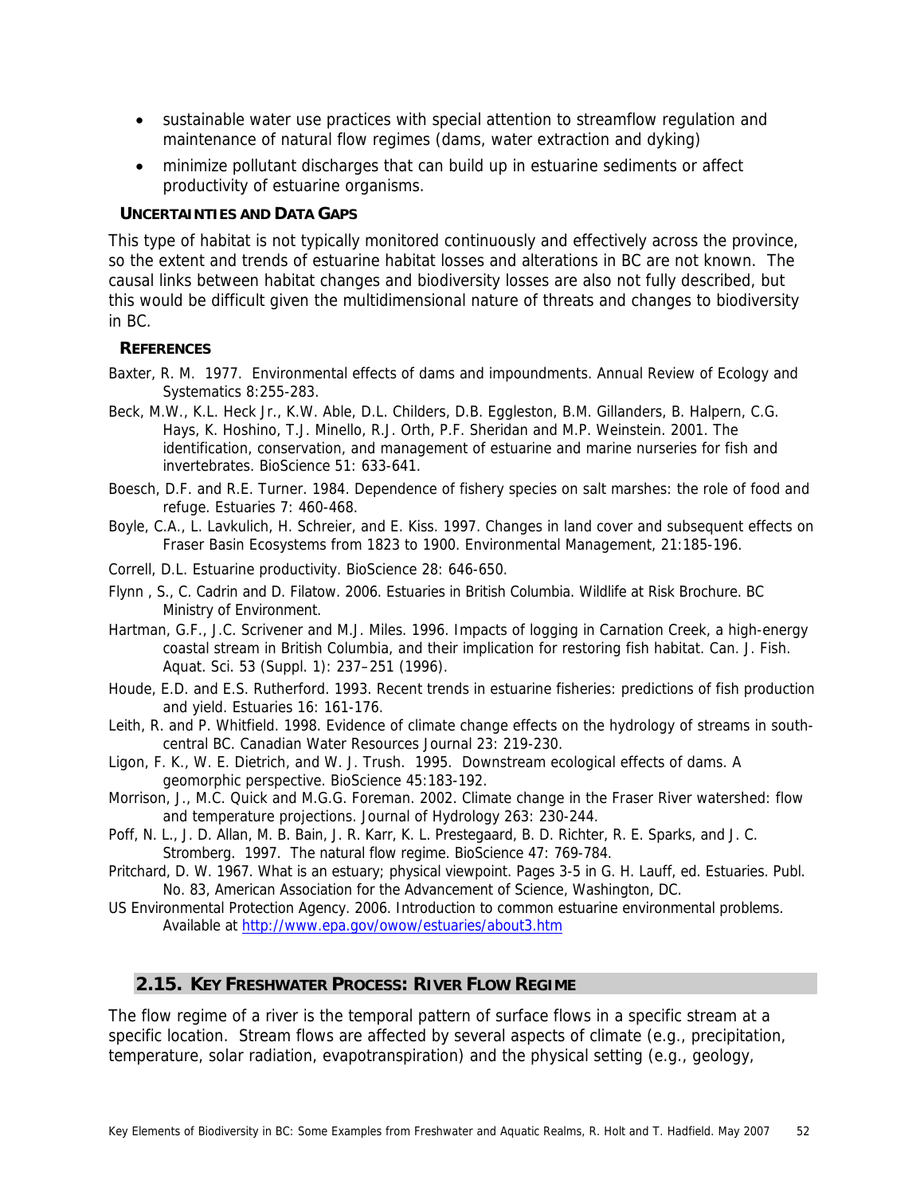- sustainable water use practices with special attention to streamflow regulation and maintenance of natural flow regimes (dams, water extraction and dyking)
- minimize pollutant discharges that can build up in estuarine sediments or affect productivity of estuarine organisms.

#### UNCERTAINTIES AND DATA GAPS

This type of habitat is not typically monitored continuously and effectively across the province, so the extent and trends of estuarine habitat losses and alterations in BC are not known. The causal links between habitat changes and biodiversity losses are also not fully described, but this would be difficult given the multidimensional nature of threats and changes to biodiversity in BC.

#### REFERENCES

Baxter, R. M. 1977. Environmental effects of dams and impoundments. Annual Review of Ecology and Systematics 8:255-283.

Beck, M.W., K.L. Heck Jr., K.W. Able, D.L. Childers, D.B. Eggleston, B.M. Gillanders, B. Halpern, C.G. Hays, K. Hoshino, T.J. Minello, R.J. Orth, P.F. Sheridan and M.P. Weinstein. 2001. The identification, conservation, and management of estuarine and marine nurseries for fish and invertebrates. BioScience 51: 633-641.

Boesch, D.F. and R.E. Turner. 1984. Dependence of fishery species on salt marshes: the role of food and refuge. Estuaries 7: 460-468.

Boyle, C.A., L. Lavkulich, H. Schreier, and E. Kiss. 1997. Changes in land cover and subsequent effects on Fraser Basin Ecosystems from 1823 to 1900. Environmental Management, 21:185-196.

Correll, D.L. Estuarine productivity. BioScience 28: 646-650.

Flynn , S., C. Cadrin and D. Filatow. 2006. Estuaries in British Columbia. Wildlife at Risk Brochure. BC Ministry of Environment.

Hartman, G.F., J.C. Scrivener and M.J. Miles. 1996. Impacts of logging in Carnation Creek, a high-energy coastal stream in British Columbia, and their implication for restoring fish habitat. Can. J. Fish. Aquat. Sci. 53 (Suppl. 1): 237–251 (1996).

Houde, E.D. and E.S. Rutherford. 1993. Recent trends in estuarine fisheries: predictions of fish production and yield. Estuaries 16: 161-176.

Leith, R. and P. Whitfield. 1998. Evidence of climate change effects on the hydrology of streams in south-central BC. Canadian Water Resources Journal 23: 219-230.

Ligon, F. K., W. E. Dietrich, and W. J. Trush. 1995. Downstream ecological effects of dams. A geomorphic perspective. BioScience 45:183-192.

Morrison, J., M.C. Quick and M.G.G. Foreman. 2002. Climate change in the Fraser River watershed: flow and temperature projections. Journal of Hydrology 263: 230-244.

Poff, N. L., J. D. Allan, M. B. Bain, J. R. Karr, K. L. Prestegaard, B. D. Richter, R. E. Sparks, and J. C. Stromberg. 1997. The natural flow regime. BioScience 47: 769-784.

Pritchard, D. W. 1967. What is an estuary; physical viewpoint. Pages 3-5 in G. H. Lauff, ed. Estuaries. Publ. No. 83, American Association for the Advancement of Science, Washington, DC.

US Environmental Protection Agency. 2006. Introduction to common estuarine environmental problems. Available at http://www.epa.gov/owow/estuaries/about3.htm

## 2.15. KEY FRESHWATER PROCESS: RIVER FLOW REGIME

The flow regime of a river is the temporal pattern of surface flows in a specific stream at a specific location. Stream flows are affected by several aspects of climate (e.g., precipitation, temperature, solar radiation, evapotranspiration) and the physical setting (e.g., geology,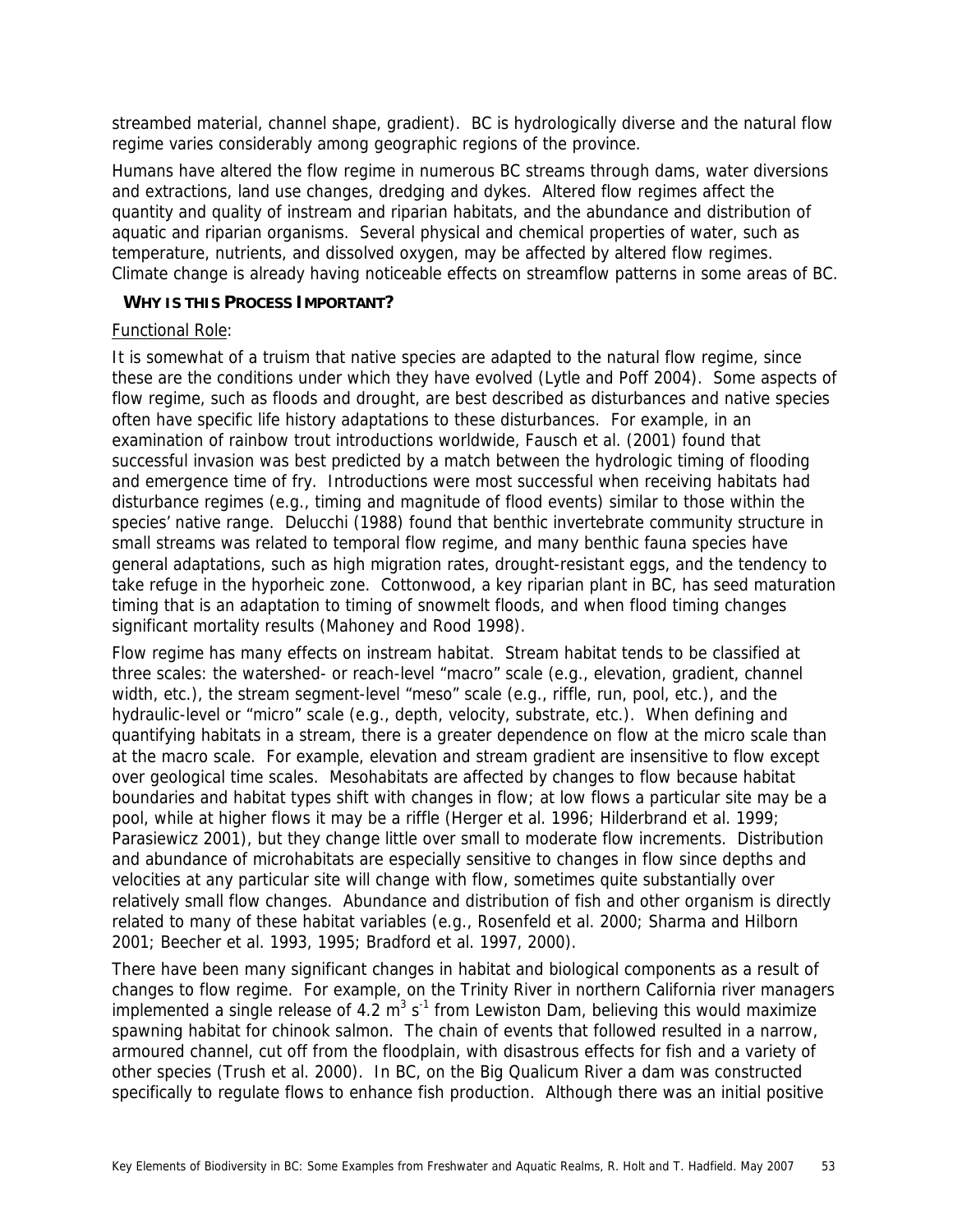streambed material, channel shape, gradient). BC is hydrologically diverse and the natural flow regime varies considerably among geographic regions of the province.

Humans have altered the flow regime in numerous BC streams through dams, water diversions and extractions, land use changes, dredging and dykes. Altered flow regimes affect the quantity and quality of instream and riparian habitats, and the abundance and distribution of aquatic and riparian organisms. Several physical and chemical properties of water, such as temperature, nutrients, and dissolved oxygen, may be affected by altered flow regimes. Climate change is already having noticeable effects on streamflow patterns in some areas of BC.

### WHY IS THIS PROCESS IMPORTANT?

Functional Role:

It is somewhat of a truism that native species are adapted to the natural flow regime, since these are the conditions under which they have evolved (Lytle and Poff 2004). Some aspects of flow regime, such as floods and drought, are best described as disturbances and native species often have specific life history adaptations to these disturbances. For example, in an examination of rainbow trout introductions worldwide, Fausch et al. (2001) found that successful invasion was best predicted by a match between the hydrologic timing of flooding and emergence time of fry. Introductions were most successful when receiving habitats had disturbance regimes (e.g., timing and magnitude of flood events) similar to those within the species' native range. Delucchi (1988) found that benthic invertebrate community structure in small streams was related to temporal flow regime, and many benthic fauna species have general adaptations, such as high migration rates, drought-resistant eggs, and the tendency to take refuge in the hyporheic zone. Cottonwood, a key riparian plant in BC, has seed maturation timing that is an adaptation to timing of snowmelt floods, and when flood timing changes significant mortality results (Mahoney and Rood 1998).

Flow regime has many effects on instream habitat. Stream habitat tends to be classified at three scales: the watershed- or reach-level "macro" scale (e.g., elevation, gradient, channel width, etc.), the stream segment-level "meso" scale (e.g., riffle, run, pool, etc.), and the hydraulic-level or "micro" scale (e.g., depth, velocity, substrate, etc.). When defining and quantifying habitats in a stream, there is a greater dependence on flow at the micro scale than at the macro scale. For example, elevation and stream gradient are insensitive to flow except over geological time scales. Mesohabitats are affected by changes to flow because habitat boundaries and habitat types shift with changes in flow; at low flows a particular site may be a pool, while at higher flows it may be a riffle (Herger et al. 1996; Hilderbrand et al. 1999; Parasiewicz 2001), but they change little over small to moderate flow increments. Distribution and abundance of microhabitats are especially sensitive to changes in flow since depths and velocities at any particular site will change with flow, sometimes quite substantially over relatively small flow changes. Abundance and distribution of fish and other organism is directly related to many of these habitat variables (e.g., Rosenfeld et al. 2000; Sharma and Hilborn 2001; Beecher et al. 1993, 1995; Bradford et al. 1997, 2000).

There have been many significant changes in habitat and biological components as a result of changes to flow regime. For example, on the Trinity River in northern California river managers implemented a single release of 4.2 $m^3 s^{-1}$ from Lewiston Dam, believing this would maximize spawning habitat for chinook salmon. The chain of events that followed resulted in a narrow, armoured channel, cut off from the floodplain, with disastrous effects for fish and a variety of other species (Trush et al. 2000). In BC, on the Big Qualicum River a dam was constructed specifically to regulate flows to enhance fish production. Although there was an initial positive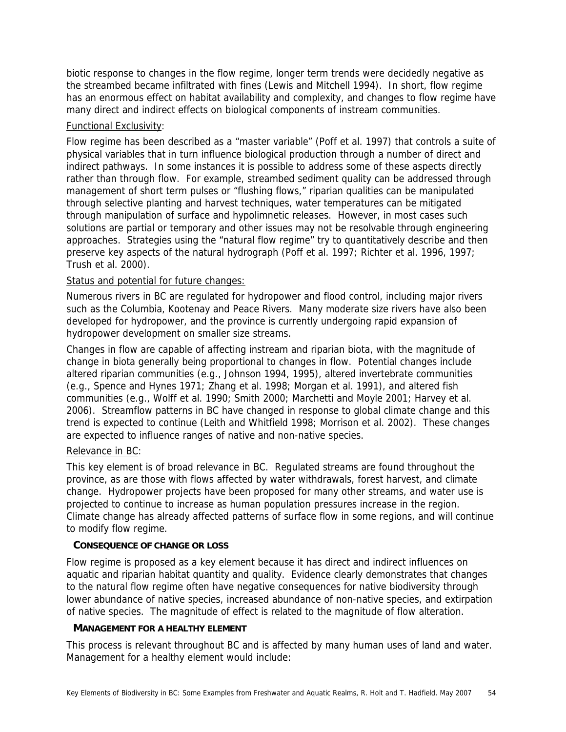biotic response to changes in the flow regime, longer term trends were decidedly negative as the streambed became infiltrated with fines (Lewis and Mitchell 1994). In short, flow regime has an enormous effect on habitat availability and complexity, and changes to flow regime have many direct and indirect effects on biological components of instream communities.

Functional Exclusivity:

Flow regime has been described as a "master variable" (Poff et al. 1997) that controls a suite of physical variables that in turn influence biological production through a number of direct and indirect pathways. In some instances it is possible to address some of these aspects directly rather than through flow. For example, streambed sediment quality can be addressed through management of short term pulses or "flushing flows," riparian qualities can be manipulated through selective planting and harvest techniques, water temperatures can be mitigated through manipulation of surface and hypolimnetic releases. However, in most cases such solutions are partial or temporary and other issues may not be resolvable through engineering approaches. Strategies using the "natural flow regime" try to quantitatively describe and then preserve key aspects of the natural hydrograph (Poff et al. 1997; Richter et al. 1996, 1997; Trush et al. 2000).

Status and potential for future changes:

Numerous rivers in BC are regulated for hydropower and flood control, including major rivers such as the Columbia, Kootenay and Peace Rivers. Many moderate size rivers have also been developed for hydropower, and the province is currently undergoing rapid expansion of hydropower development on smaller size streams.

Changes in flow are capable of affecting instream and riparian biota, with the magnitude of change in biota generally being proportional to changes in flow. Potential changes include altered riparian communities (e.g., Johnson 1994, 1995), altered invertebrate communities (e.g., Spence and Hynes 1971; Zhang et al. 1998; Morgan et al. 1991), and altered fish communities (e.g., Wolff et al. 1990; Smith 2000; Marchetti and Moyle 2001; Harvey et al. 2006). Streamflow patterns in BC have changed in response to global climate change and this trend is expected to continue (Leith and Whitfield 1998; Morrison et al. 2002). These changes are expected to influence ranges of native and non-native species.

Relevance in BC:

This key element is of broad relevance in BC. Regulated streams are found throughout the province, as are those with flows affected by water withdrawals, forest harvest, and climate change. Hydropower projects have been proposed for many other streams, and water use is projected to continue to increase as human population pressures increase in the region. Climate change has already affected patterns of surface flow in some regions, and will continue to modify flow regime.

#### CONSEQUENCE OF CHANGE OR LOSS

Flow regime is proposed as a key element because it has direct and indirect influences on aquatic and riparian habitat quantity and quality. Evidence clearly demonstrates that changes to the natural flow regime often have negative consequences for native biodiversity through lower abundance of native species, increased abundance of non-native species, and extirpation of native species. The magnitude of effect is related to the magnitude of flow alteration.

#### MANAGEMENT FOR A HEALTHY ELEMENT

This process is relevant throughout BC and is affected by many human uses of land and water. Management for a healthy element would include: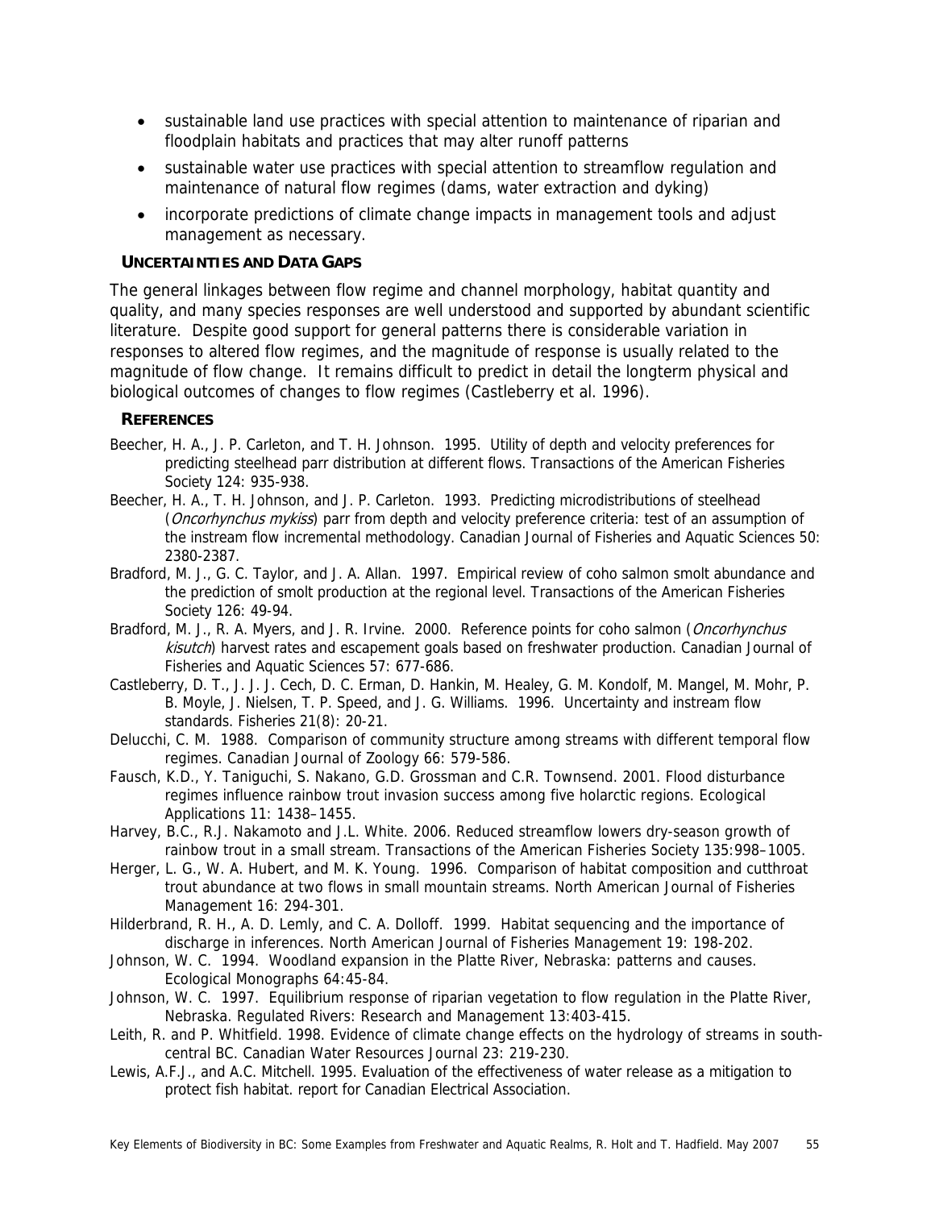- sustainable land use practices with special attention to maintenance of riparian and floodplain habitats and practices that may alter runoff patterns
- sustainable water use practices with special attention to streamflow regulation and maintenance of natural flow regimes (dams, water extraction and dyking)
- incorporate predictions of climate change impacts in management tools and adjust management as necessary.

### UNCERTAINTIES AND DATA GAPS

The general linkages between flow regime and channel morphology, habitat quantity and quality, and many species responses are well understood and supported by abundant scientific literature. Despite good support for general patterns there is considerable variation in responses to altered flow regimes, and the magnitude of response is usually related to the magnitude of flow change. It remains difficult to predict in detail the longterm physical and biological outcomes of changes to flow regimes (Castleberry et al. 1996).

### REFERENCES

Beecher, H. A., J. P. Carleton, and T. H. Johnson. 1995. Utility of depth and velocity preferences for predicting steelhead parr distribution at different flows. Transactions of the American Fisheries Society 124: 935-938.

Beecher, H. A., T. H. Johnson, and J. P. Carleton. 1993. Predicting microdistributions of steelhead (*Oncorhynchus mykiss*) parr from depth and velocity preference criteria: test of an assumption of the instream flow incremental methodology. Canadian Journal of Fisheries and Aquatic Sciences 50: 2380-2387.

Bradford, M. J., G. C. Taylor, and J. A. Allan. 1997. Empirical review of coho salmon smolt abundance and the prediction of smolt production at the regional level. Transactions of the American Fisheries Society 126: 49-94.

Bradford, M. J., R. A. Myers, and J. R. Irvine. 2000. Reference points for coho salmon (*Oncorhynchus kisutch*) harvest rates and escapement goals based on freshwater production. Canadian Journal of Fisheries and Aquatic Sciences 57: 677-686.

Castleberry, D. T., J. J. J. Cech, D. C. Erman, D. Hankin, M. Healey, G. M. Kondolf, M. Mangel, M. Mohr, P. B. Moyle, J. Nielsen, T. P. Speed, and J. G. Williams. 1996. Uncertainty and instream flow standards. Fisheries 21(8): 20-21.

Delucchi, C. M. 1988. Comparison of community structure among streams with different temporal flow regimes. Canadian Journal of Zoology 66: 579-586.

Fausch, K.D., Y. Taniguchi, S. Nakano, G.D. Grossman and C.R. Townsend. 2001. Flood disturbance regimes influence rainbow trout invasion success among five holarctic regions. Ecological Applications 11: 1438–1455.

Harvey, B.C., R.J. Nakamoto and J.L. White. 2006. Reduced streamflow lowers dry-season growth of rainbow trout in a small stream. Transactions of the American Fisheries Society 135:998–1005.

Herger, L. G., W. A. Hubert, and M. K. Young. 1996. Comparison of habitat composition and cutthroat trout abundance at two flows in small mountain streams. North American Journal of Fisheries Management 16: 294-301.

Hilderbrand, R. H., A. D. Lemly, and C. A. Dolloff. 1999. Habitat sequencing and the importance of discharge in inferences. North American Journal of Fisheries Management 19: 198-202.

Johnson, W. C. 1994. Woodland expansion in the Platte River, Nebraska: patterns and causes. Ecological Monographs 64:45-84.

Johnson, W. C. 1997. Equilibrium response of riparian vegetation to flow regulation in the Platte River, Nebraska. Regulated Rivers: Research and Management 13:403-415.

Leith, R. and P. Whitfield. 1998. Evidence of climate change effects on the hydrology of streams in south-central BC. Canadian Water Resources Journal 23: 219-230.

Lewis, A.F.J., and A.C. Mitchell. 1995. Evaluation of the effectiveness of water release as a mitigation to protect fish habitat. report for Canadian Electrical Association.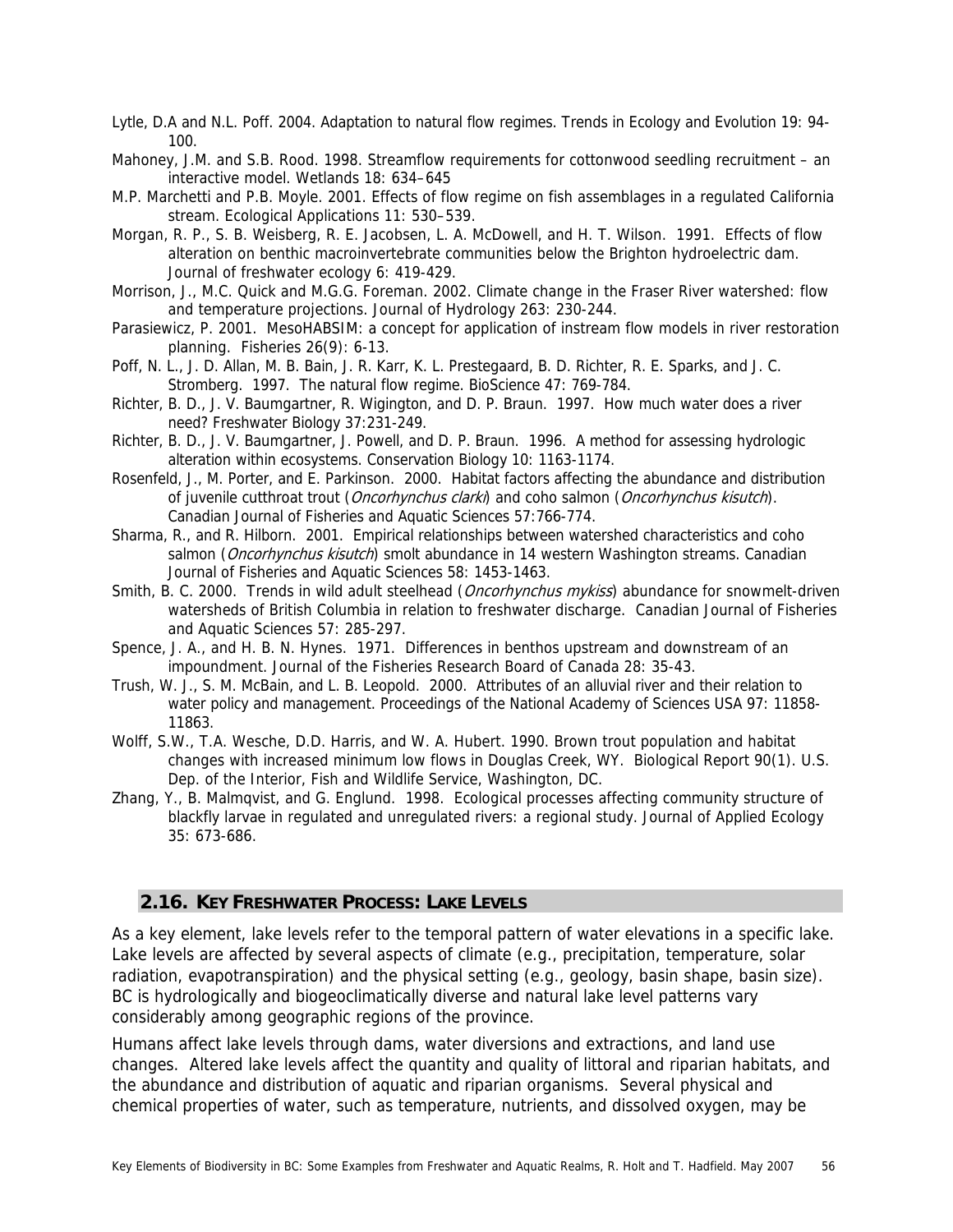Lytle, D.A and N.L. Poff. 2004. Adaptation to natural flow regimes. Trends in Ecology and Evolution 19: 94-100.

Mahoney, J.M. and S.B. Rood. 1998. Streamflow requirements for cottonwood seedling recruitment – an interactive model. Wetlands 18: 634–645

M.P. Marchetti and P.B. Moyle. 2001. Effects of flow regime on fish assemblages in a regulated California stream. Ecological Applications 11: 530–539.

Morgan, R. P., S. B. Weisberg, R. E. Jacobsen, L. A. McDowell, and H. T. Wilson. 1991. Effects of flow alteration on benthic macroinvertebrate communities below the Brighton hydroelectric dam. Journal of freshwater ecology 6: 419-429.

Morrison, J., M.C. Quick and M.G.G. Foreman. 2002. Climate change in the Fraser River watershed: flow and temperature projections. Journal of Hydrology 263: 230-244.

Parasiewicz, P. 2001. MesoHABSIM: a concept for application of instream flow models in river restoration planning. Fisheries 26(9): 6-13.

Poff, N. L., J. D. Allan, M. B. Bain, J. R. Karr, K. L. Prestegaard, B. D. Richter, R. E. Sparks, and J. C. Stromberg. 1997. The natural flow regime. BioScience 47: 769-784.

Richter, B. D., J. V. Baumgartner, R. Wigington, and D. P. Braun. 1997. How much water does a river need? Freshwater Biology 37:231-249.

Richter, B. D., J. V. Baumgartner, J. Powell, and D. P. Braun. 1996. A method for assessing hydrologic alteration within ecosystems. Conservation Biology 10: 1163-1174.

Rosenfeld, J., M. Porter, and E. Parkinson. 2000. Habitat factors affecting the abundance and distribution of juvenile cutthroat trout (*Oncorhynchus clarki*) and coho salmon (*Oncorhynchus kisutch*). Canadian Journal of Fisheries and Aquatic Sciences 57:766-774.

Sharma, R., and R. Hilborn. 2001. Empirical relationships between watershed characteristics and coho salmon (*Oncorhynchus kisutch*) smolt abundance in 14 western Washington streams. Canadian Journal of Fisheries and Aquatic Sciences 58: 1453-1463.

Smith, B. C. 2000. Trends in wild adult steelhead (*Oncorhynchus mykiss*) abundance for snowmelt-driven watersheds of British Columbia in relation to freshwater discharge. Canadian Journal of Fisheries and Aquatic Sciences 57: 285-297.

Spence, J. A., and H. B. N. Hynes. 1971. Differences in benthos upstream and downstream of an impoundment. Journal of the Fisheries Research Board of Canada 28: 35-43.

Trush, W. J., S. M. McBain, and L. B. Leopold. 2000. Attributes of an alluvial river and their relation to water policy and management. Proceedings of the National Academy of Sciences USA 97: 11858-11863.

Wolff, S.W., T.A. Wesche, D.D. Harris, and W. A. Hubert. 1990. Brown trout population and habitat changes with increased minimum low flows in Douglas Creek, WY. Biological Report 90(1). U.S. Dep. of the Interior, Fish and Wildlife Service, Washington, DC.

Zhang, Y., B. Malmqvist, and G. Englund. 1998. Ecological processes affecting community structure of blackfly larvae in regulated and unregulated rivers: a regional study. Journal of Applied Ecology 35: 673-686.

## 2.16. KEY FRESHWATER PROCESS: LAKE LEVELS

As a key element, lake levels refer to the temporal pattern of water elevations in a specific lake. Lake levels are affected by several aspects of climate (e.g., precipitation, temperature, solar radiation, evapotranspiration) and the physical setting (e.g., geology, basin shape, basin size). BC is hydrologically and biogeoclimatically diverse and natural lake level patterns vary considerably among geographic regions of the province.

Humans affect lake levels through dams, water diversions and extractions, and land use changes. Altered lake levels affect the quantity and quality of littoral and riparian habitats, and the abundance and distribution of aquatic and riparian organisms. Several physical and chemical properties of water, such as temperature, nutrients, and dissolved oxygen, may be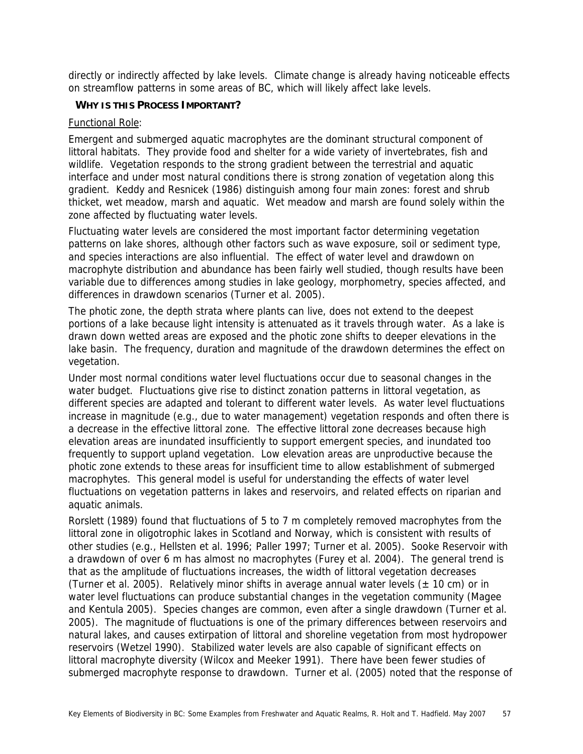directly or indirectly affected by lake levels. Climate change is already having noticeable effects on streamflow patterns in some areas of BC, which will likely affect lake levels.

### WHY IS THIS PROCESS IMPORTANT?

Functional Role:

Emergent and submerged aquatic macrophytes are the dominant structural component of littoral habitats. They provide food and shelter for a wide variety of invertebrates, fish and wildlife. Vegetation responds to the strong gradient between the terrestrial and aquatic interface and under most natural conditions there is strong zonation of vegetation along this gradient. Keddy and Resnicek (1986) distinguish among four main zones: forest and shrub thicket, wet meadow, marsh and aquatic. Wet meadow and marsh are found solely within the zone affected by fluctuating water levels.

Fluctuating water levels are considered the most important factor determining vegetation patterns on lake shores, although other factors such as wave exposure, soil or sediment type, and species interactions are also influential. The effect of water level and drawdown on macrophyte distribution and abundance has been fairly well studied, though results have been variable due to differences among studies in lake geology, morphometry, species affected, and differences in drawdown scenarios (Turner et al. 2005).

The photic zone, the depth strata where plants can live, does not extend to the deepest portions of a lake because light intensity is attenuated as it travels through water. As a lake is drawn down wetted areas are exposed and the photic zone shifts to deeper elevations in the lake basin. The frequency, duration and magnitude of the drawdown determines the effect on vegetation.

Under most normal conditions water level fluctuations occur due to seasonal changes in the water budget. Fluctuations give rise to distinct zonation patterns in littoral vegetation, as different species are adapted and tolerant to different water levels. As water level fluctuations increase in magnitude (e.g., due to water management) vegetation responds and often there is a decrease in the effective littoral zone. The effective littoral zone decreases because high elevation areas are inundated insufficiently to support emergent species, and inundated too frequently to support upland vegetation. Low elevation areas are unproductive because the photic zone extends to these areas for insufficient time to allow establishment of submerged macrophytes. This general model is useful for understanding the effects of water level fluctuations on vegetation patterns in lakes and reservoirs, and related effects on riparian and aquatic animals.

Rorslett (1989) found that fluctuations of 5 to 7 m completely removed macrophytes from the littoral zone in oligotrophic lakes in Scotland and Norway, which is consistent with results of other studies (e.g., Hellsten et al. 1996; Paller 1997; Turner et al. 2005). Sooke Reservoir with a drawdown of over 6 m has almost no macrophytes (Furey et al. 2004). The general trend is that as the amplitude of fluctuations increases, the width of littoral vegetation decreases (Turner et al. 2005). Relatively minor shifts in average annual water levels (± 10 cm) or in water level fluctuations can produce substantial changes in the vegetation community (Magee and Kentula 2005). Species changes are common, even after a single drawdown (Turner et al. 2005). The magnitude of fluctuations is one of the primary differences between reservoirs and natural lakes, and causes extirpation of littoral and shoreline vegetation from most hydropower reservoirs (Wetzel 1990). Stabilized water levels are also capable of significant effects on littoral macrophyte diversity (Wilcox and Meeker 1991). There have been fewer studies of submerged macrophyte response to drawdown. Turner et al. (2005) noted that the response of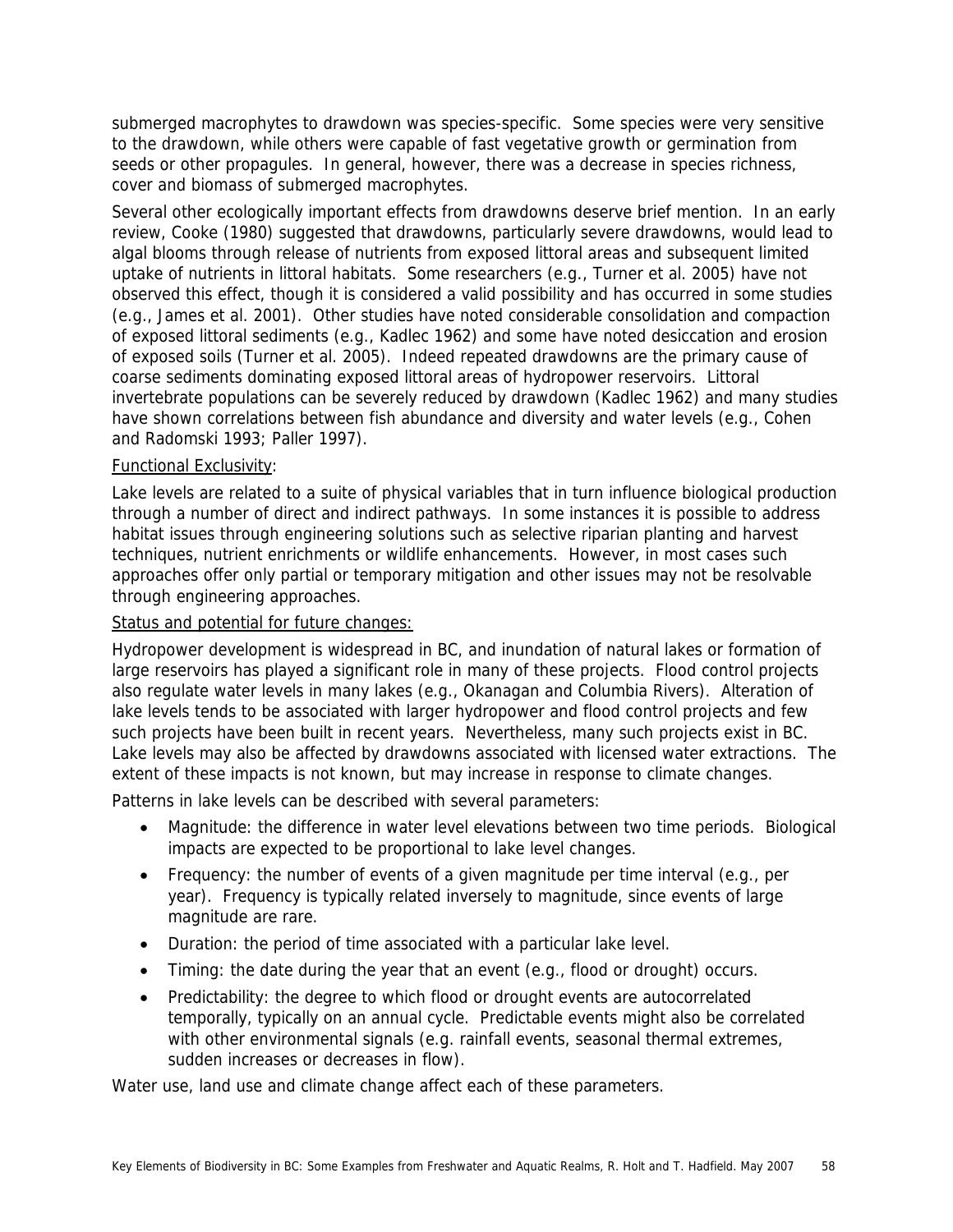submerged macrophytes to drawdown was species-specific. Some species were very sensitive to the drawdown, while others were capable of fast vegetative growth or germination from seeds or other propagules. In general, however, there was a decrease in species richness, cover and biomass of submerged macrophytes.

Several other ecologically important effects from drawdowns deserve brief mention. In an early review, Cooke (1980) suggested that drawdowns, particularly severe drawdowns, would lead to algal blooms through release of nutrients from exposed littoral areas and subsequent limited uptake of nutrients in littoral habitats. Some researchers (e.g., Turner et al. 2005) have not observed this effect, though it is considered a valid possibility and has occurred in some studies (e.g., James et al. 2001). Other studies have noted considerable consolidation and compaction of exposed littoral sediments (e.g., Kadlec 1962) and some have noted desiccation and erosion of exposed soils (Turner et al. 2005). Indeed repeated drawdowns are the primary cause of coarse sediments dominating exposed littoral areas of hydropower reservoirs. Littoral invertebrate populations can be severely reduced by drawdown (Kadlec 1962) and many studies have shown correlations between fish abundance and diversity and water levels (e.g., Cohen and Radomski 1993; Paller 1997).

Functional Exclusivity:

Lake levels are related to a suite of physical variables that in turn influence biological production through a number of direct and indirect pathways. In some instances it is possible to address habitat issues through engineering solutions such as selective riparian planting and harvest techniques, nutrient enrichments or wildlife enhancements. However, in most cases such approaches offer only partial or temporary mitigation and other issues may not be resolvable through engineering approaches.

Status and potential for future changes:

Hydropower development is widespread in BC, and inundation of natural lakes or formation of large reservoirs has played a significant role in many of these projects. Flood control projects also regulate water levels in many lakes (e.g., Okanagan and Columbia Rivers). Alteration of lake levels tends to be associated with larger hydropower and flood control projects and few such projects have been built in recent years. Nevertheless, many such projects exist in BC. Lake levels may also be affected by drawdowns associated with licensed water extractions. The extent of these impacts is not known, but may increase in response to climate changes.

Patterns in lake levels can be described with several parameters:

- Magnitude: the difference in water level elevations between two time periods. Biological impacts are expected to be proportional to lake level changes.
- Frequency: the number of events of a given magnitude per time interval (e.g., per year). Frequency is typically related inversely to magnitude, since events of large magnitude are rare.
- Duration: the period of time associated with a particular lake level.
- Timing: the date during the year that an event (e.g., flood or drought) occurs.
- Predictability: the degree to which flood or drought events are autocorrelated temporally, typically on an annual cycle. Predictable events might also be correlated with other environmental signals (e.g. rainfall events, seasonal thermal extremes, sudden increases or decreases in flow).

Water use, land use and climate change affect each of these parameters.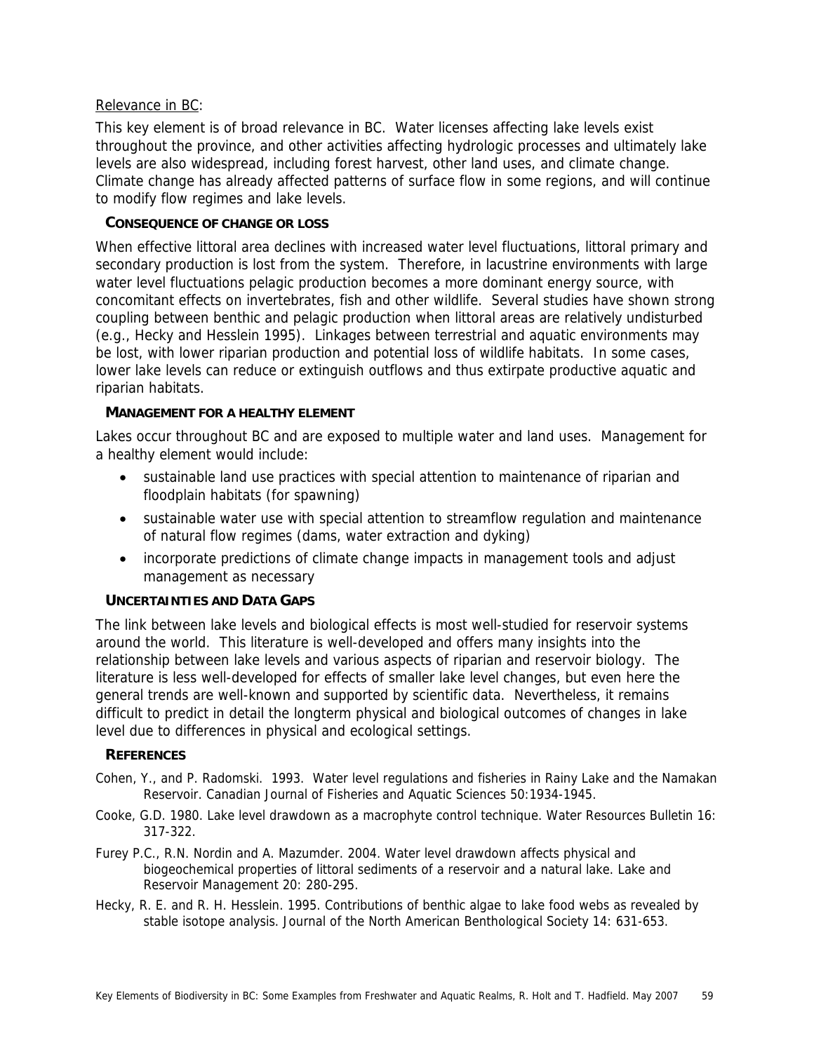Relevance in BC:

This key element is of broad relevance in BC. Water licenses affecting lake levels exist throughout the province, and other activities affecting hydrologic processes and ultimately lake levels are also widespread, including forest harvest, other land uses, and climate change. Climate change has already affected patterns of surface flow in some regions, and will continue to modify flow regimes and lake levels.

### CONSEQUENCE OF CHANGE OR LOSS

When effective littoral area declines with increased water level fluctuations, littoral primary and secondary production is lost from the system. Therefore, in lacustrine environments with large water level fluctuations pelagic production becomes a more dominant energy source, with concomitant effects on invertebrates, fish and other wildlife. Several studies have shown strong coupling between benthic and pelagic production when littoral areas are relatively undisturbed (e.g., Hecky and Hesslein 1995). Linkages between terrestrial and aquatic environments may be lost, with lower riparian production and potential loss of wildlife habitats. In some cases, lower lake levels can reduce or extinguish outflows and thus extirpate productive aquatic and riparian habitats.

### MANAGEMENT FOR A HEALTHY ELEMENT

Lakes occur throughout BC and are exposed to multiple water and land uses. Management for a healthy element would include:

- sustainable land use practices with special attention to maintenance of riparian and floodplain habitats (for spawning)
- sustainable water use with special attention to streamflow regulation and maintenance of natural flow regimes (dams, water extraction and dyking)
- incorporate predictions of climate change impacts in management tools and adjust management as necessary

### UNCERTAINTIES AND DATA GAPS

The link between lake levels and biological effects is most well-studied for reservoir systems around the world. This literature is well-developed and offers many insights into the relationship between lake levels and various aspects of riparian and reservoir biology. The literature is less well-developed for effects of smaller lake level changes, but even here the general trends are well-known and supported by scientific data. Nevertheless, it remains difficult to predict in detail the longterm physical and biological outcomes of changes in lake level due to differences in physical and ecological settings.

### REFERENCES

Cohen, Y., and P. Radomski. 1993. Water level regulations and fisheries in Rainy Lake and the Namakan Reservoir. Canadian Journal of Fisheries and Aquatic Sciences 50:1934-1945.

Cooke, G.D. 1980. Lake level drawdown as a macrophyte control technique. Water Resources Bulletin 16: 317-322.

Furey P.C., R.N. Nordin and A. Mazumder. 2004. Water level drawdown affects physical and biogeochemical properties of littoral sediments of a reservoir and a natural lake. Lake and Reservoir Management 20: 280-295.

Hecky, R. E. and R. H. Hesslein. 1995. Contributions of benthic algae to lake food webs as revealed by stable isotope analysis. Journal of the North American Benthological Society 14: 631-653.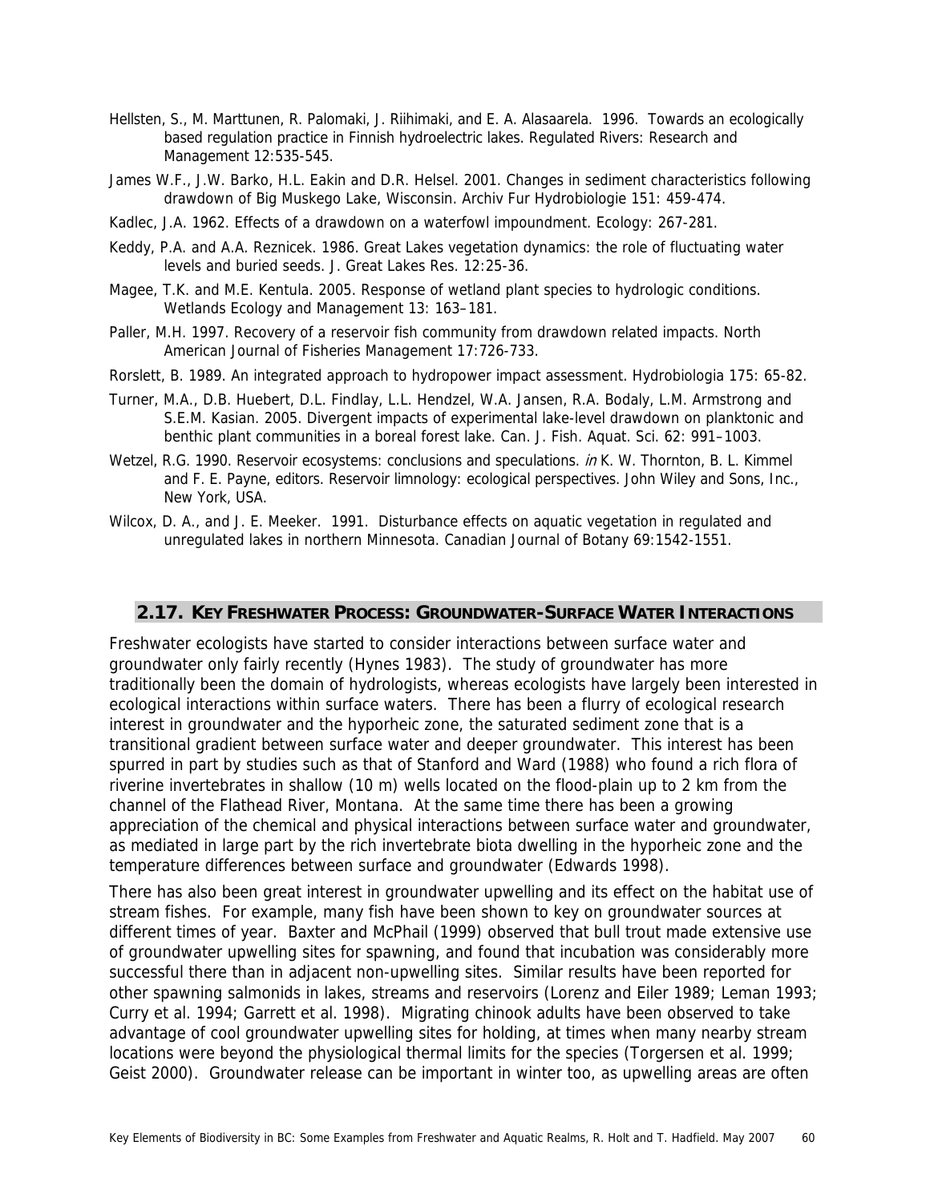Hellsten, S., M. Marttunen, R. Palomaki, J. Riihimaki, and E. A. Alasaarela. 1996. Towards an ecologically based regulation practice in Finnish hydroelectric lakes. Regulated Rivers: Research and Management 12:535-545.

James W.F., J.W. Barko, H.L. Eakin and D.R. Helsel. 2001. Changes in sediment characteristics following drawdown of Big Muskego Lake, Wisconsin. Archiv Fur Hydrobiologie 151: 459-474.

Kadlec, J.A. 1962. Effects of a drawdown on a waterfowl impoundment. Ecology: 267-281.

Keddy, P.A. and A.A. Reznicek. 1986. Great Lakes vegetation dynamics: the role of fluctuating water levels and buried seeds. J. Great Lakes Res. 12:25-36.

Magee, T.K. and M.E. Kentula. 2005. Response of wetland plant species to hydrologic conditions. Wetlands Ecology and Management 13: 163–181.

Paller, M.H. 1997. Recovery of a reservoir fish community from drawdown related impacts. North American Journal of Fisheries Management 17:726-733.

Rorslett, B. 1989. An integrated approach to hydropower impact assessment. Hydrobiologia 175: 65-82.

Turner, M.A., D.B. Huebert, D.L. Findlay, L.L. Hendzel, W.A. Jansen, R.A. Bodaly, L.M. Armstrong and S.E.M. Kasian. 2005. Divergent impacts of experimental lake-level drawdown on planktonic and benthic plant communities in a boreal forest lake. Can. J. Fish. Aquat. Sci. 62: 991–1003.

Wetzel, R.G. 1990. Reservoir ecosystems: conclusions and speculations. *in* K. W. Thornton, B. L. Kimmel and F. E. Payne, editors. Reservoir limnology: ecological perspectives. John Wiley and Sons, Inc., New York, USA.

Wilcox, D. A., and J. E. Meeker. 1991. Disturbance effects on aquatic vegetation in regulated and unregulated lakes in northern Minnesota. Canadian Journal of Botany 69:1542-1551.

## 2.17. KEY FRESHWATER PROCESS: GROUNDWATER-SURFACE WATER INTERACTIONS

Freshwater ecologists have started to consider interactions between surface water and groundwater only fairly recently (Hynes 1983). The study of groundwater has more traditionally been the domain of hydrologists, whereas ecologists have largely been interested in ecological interactions within surface waters. There has been a flurry of ecological research interest in groundwater and the hyporheic zone, the saturated sediment zone that is a transitional gradient between surface water and deeper groundwater. This interest has been spurred in part by studies such as that of Stanford and Ward (1988) who found a rich flora of riverine invertebrates in shallow (10 m) wells located on the flood-plain up to 2 km from the channel of the Flathead River, Montana. At the same time there has been a growing appreciation of the chemical and physical interactions between surface water and groundwater, as mediated in large part by the rich invertebrate biota dwelling in the hyporheic zone and the temperature differences between surface and groundwater (Edwards 1998).

There has also been great interest in groundwater upwelling and its effect on the habitat use of stream fishes. For example, many fish have been shown to key on groundwater sources at different times of year. Baxter and McPhail (1999) observed that bull trout made extensive use of groundwater upwelling sites for spawning, and found that incubation was considerably more successful there than in adjacent non-upwelling sites. Similar results have been reported for other spawning salmonids in lakes, streams and reservoirs (Lorenz and Eiler 1989; Leman 1993; Curry et al. 1994; Garrett et al. 1998). Migrating chinook adults have been observed to take advantage of cool groundwater upwelling sites for holding, at times when many nearby stream locations were beyond the physiological thermal limits for the species (Torgersen et al. 1999; Geist 2000). Groundwater release can be important in winter too, as upwelling areas are often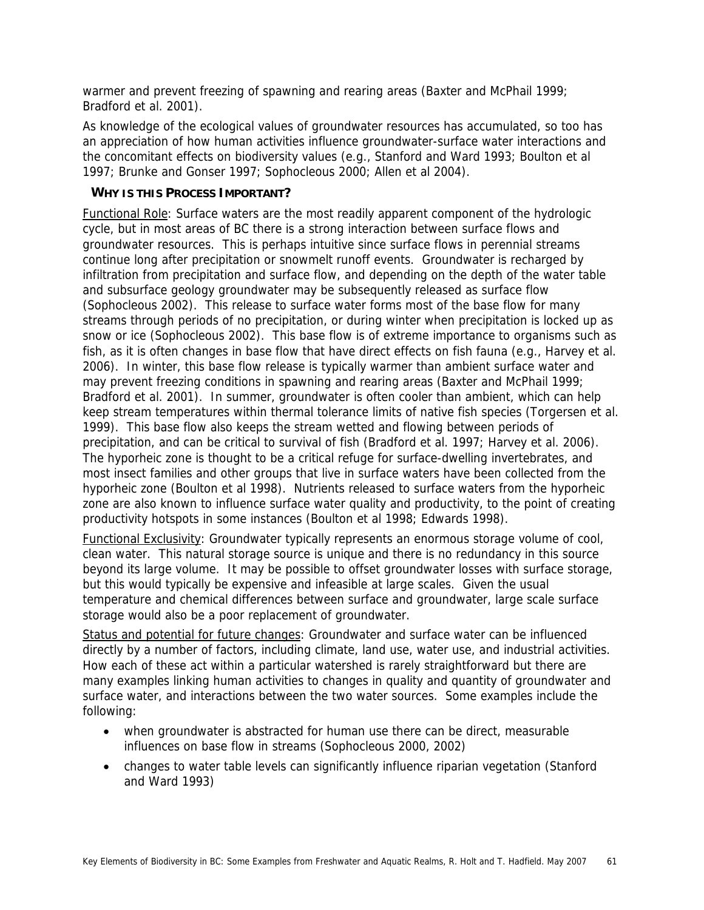warmer and prevent freezing of spawning and rearing areas (Baxter and McPhail 1999; Bradford et al. 2001).

As knowledge of the ecological values of groundwater resources has accumulated, so too has an appreciation of how human activities influence groundwater-surface water interactions and the concomitant effects on biodiversity values (e.g., Stanford and Ward 1993; Boulton et al 1997; Brunke and Gonser 1997; Sophocleous 2000; Allen et al 2004).

### WHY IS THIS PROCESS IMPORTANT?

Functional Role: Surface waters are the most readily apparent component of the hydrologic cycle, but in most areas of BC there is a strong interaction between surface flows and groundwater resources. This is perhaps intuitive since surface flows in perennial streams continue long after precipitation or snowmelt runoff events. Groundwater is recharged by infiltration from precipitation and surface flow, and depending on the depth of the water table and subsurface geology groundwater may be subsequently released as surface flow (Sophocleous 2002). This release to surface water forms most of the base flow for many streams through periods of no precipitation, or during winter when precipitation is locked up as snow or ice (Sophocleous 2002). This base flow is of extreme importance to organisms such as fish, as it is often changes in base flow that have direct effects on fish fauna (e.g., Harvey et al. 2006). In winter, this base flow release is typically warmer than ambient surface water and may prevent freezing conditions in spawning and rearing areas (Baxter and McPhail 1999; Bradford et al. 2001). In summer, groundwater is often cooler than ambient, which can help keep stream temperatures within thermal tolerance limits of native fish species (Torgersen et al. 1999). This base flow also keeps the stream wetted and flowing between periods of precipitation, and can be critical to survival of fish (Bradford et al. 1997; Harvey et al. 2006). The hyporheic zone is thought to be a critical refuge for surface-dwelling invertebrates, and most insect families and other groups that live in surface waters have been collected from the hyporheic zone (Boulton et al 1998). Nutrients released to surface waters from the hyporheic zone are also known to influence surface water quality and productivity, to the point of creating productivity hotspots in some instances (Boulton et al 1998; Edwards 1998).

Functional Exclusivity: Groundwater typically represents an enormous storage volume of cool, clean water. This natural storage source is unique and there is no redundancy in this source beyond its large volume. It may be possible to offset groundwater losses with surface storage, but this would typically be expensive and infeasible at large scales. Given the usual temperature and chemical differences between surface and groundwater, large scale surface storage would also be a poor replacement of groundwater.

Status and potential for future changes: Groundwater and surface water can be influenced directly by a number of factors, including climate, land use, water use, and industrial activities. How each of these act within a particular watershed is rarely straightforward but there are many examples linking human activities to changes in quality and quantity of groundwater and surface water, and interactions between the two water sources. Some examples include the following:

- when groundwater is abstracted for human use there can be direct, measurable influences on base flow in streams (Sophocleous 2000, 2002)
- changes to water table levels can significantly influence riparian vegetation (Stanford and Ward 1993)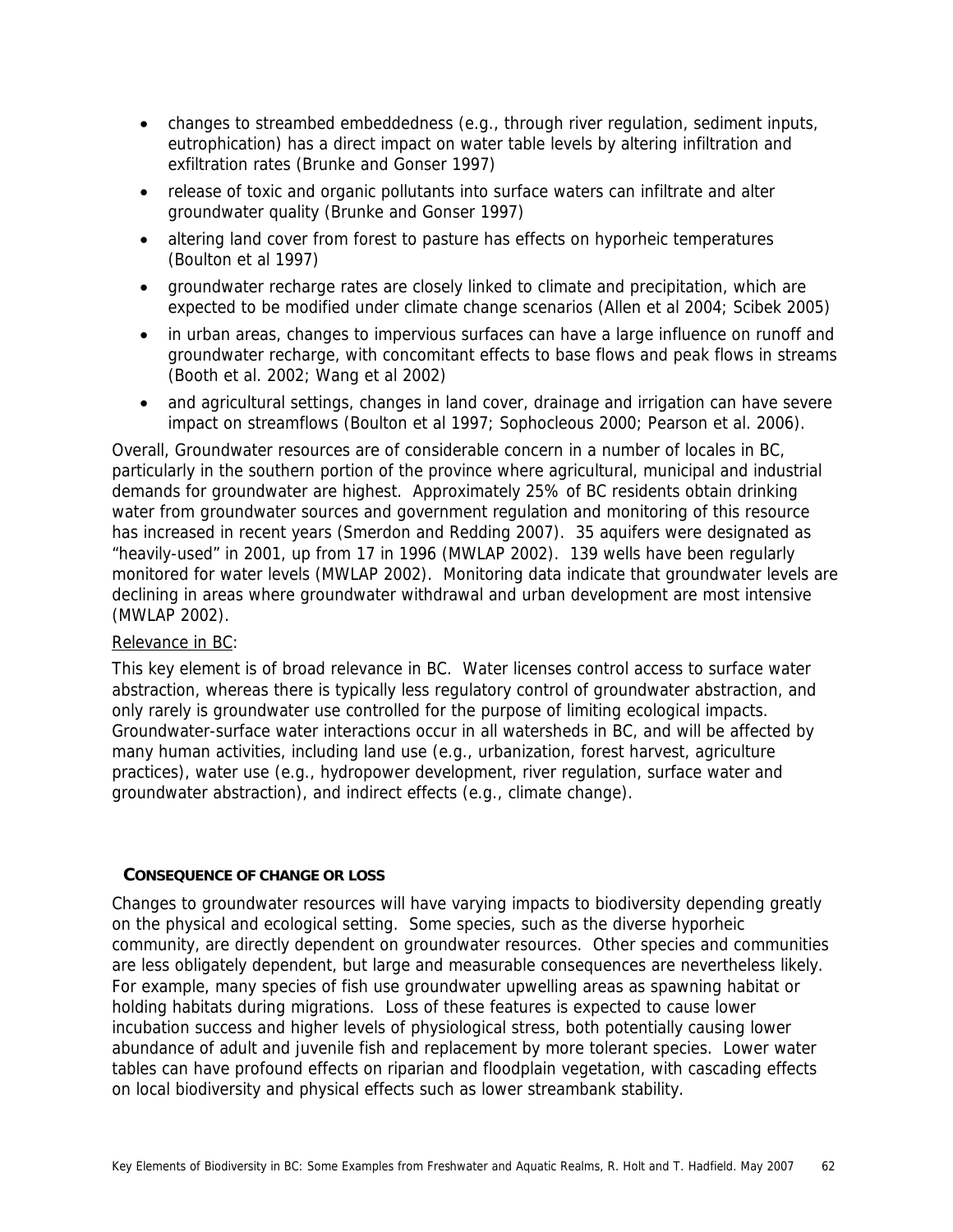- changes to streambed embeddedness (e.g., through river regulation, sediment inputs, eutrophication) has a direct impact on water table levels by altering infiltration and exfiltration rates (Brunke and Gonser 1997)
- release of toxic and organic pollutants into surface waters can infiltrate and alter groundwater quality (Brunke and Gonser 1997)
- altering land cover from forest to pasture has effects on hyporheic temperatures (Boulton et al 1997)
- groundwater recharge rates are closely linked to climate and precipitation, which are expected to be modified under climate change scenarios (Allen et al 2004; Scibek 2005)
- in urban areas, changes to impervious surfaces can have a large influence on runoff and groundwater recharge, with concomitant effects to base flows and peak flows in streams (Booth et al. 2002; Wang et al 2002)
- and agricultural settings, changes in land cover, drainage and irrigation can have severe impact on streamflows (Boulton et al 1997; Sophocleous 2000; Pearson et al. 2006).

Overall, Groundwater resources are of considerable concern in a number of locales in BC, particularly in the southern portion of the province where agricultural, municipal and industrial demands for groundwater are highest. Approximately 25% of BC residents obtain drinking water from groundwater sources and government regulation and monitoring of this resource has increased in recent years (Smerdon and Redding 2007). 35 aquifers were designated as "heavily-used" in 2001, up from 17 in 1996 (MWLAP 2002). 139 wells have been regularly monitored for water levels (MWLAP 2002). Monitoring data indicate that groundwater levels are declining in areas where groundwater withdrawal and urban development are most intensive (MWLAP 2002).

Relevance in BC:

This key element is of broad relevance in BC. Water licenses control access to surface water abstraction, whereas there is typically less regulatory control of groundwater abstraction, and only rarely is groundwater use controlled for the purpose of limiting ecological impacts. Groundwater-surface water interactions occur in all watersheds in BC, and will be affected by many human activities, including land use (e.g., urbanization, forest harvest, agriculture practices), water use (e.g., hydropower development, river regulation, surface water and groundwater abstraction), and indirect effects (e.g., climate change).

### CONSEQUENCE OF CHANGE OR LOSS

Changes to groundwater resources will have varying impacts to biodiversity depending greatly on the physical and ecological setting. Some species, such as the diverse hyporheic community, are directly dependent on groundwater resources. Other species and communities are less obligately dependent, but large and measurable consequences are nevertheless likely. For example, many species of fish use groundwater upwelling areas as spawning habitat or holding habitats during migrations. Loss of these features is expected to cause lower incubation success and higher levels of physiological stress, both potentially causing lower abundance of adult and juvenile fish and replacement by more tolerant species. Lower water tables can have profound effects on riparian and floodplain vegetation, with cascading effects on local biodiversity and physical effects such as lower streambank stability.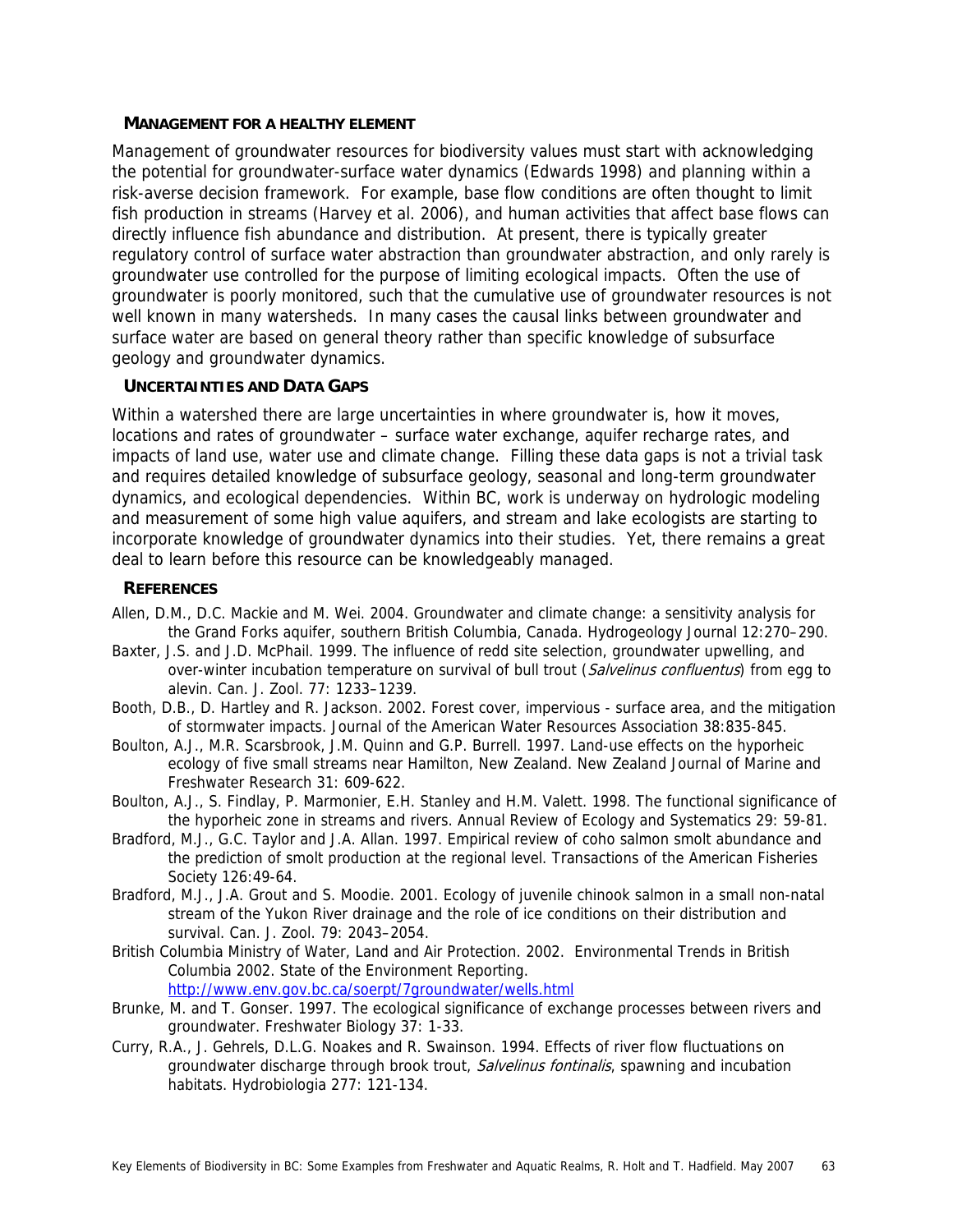### MANAGEMENT FOR A HEALTHY ELEMENT

Management of groundwater resources for biodiversity values must start with acknowledging the potential for groundwater-surface water dynamics (Edwards 1998) and planning within a risk-averse decision framework. For example, base flow conditions are often thought to limit fish production in streams (Harvey et al. 2006), and human activities that affect base flows can directly influence fish abundance and distribution. At present, there is typically greater regulatory control of surface water abstraction than groundwater abstraction, and only rarely is groundwater use controlled for the purpose of limiting ecological impacts. Often the use of groundwater is poorly monitored, such that the cumulative use of groundwater resources is not well known in many watersheds. In many cases the causal links between groundwater and surface water are based on general theory rather than specific knowledge of subsurface geology and groundwater dynamics.

### UNCERTAINTIES AND DATA GAPS

Within a watershed there are large uncertainties in where groundwater is, how it moves, locations and rates of groundwater – surface water exchange, aquifer recharge rates, and impacts of land use, water use and climate change. Filling these data gaps is not a trivial task and requires detailed knowledge of subsurface geology, seasonal and long-term groundwater dynamics, and ecological dependencies. Within BC, work is underway on hydrologic modeling and measurement of some high value aquifers, and stream and lake ecologists are starting to incorporate knowledge of groundwater dynamics into their studies. Yet, there remains a great deal to learn before this resource can be knowledgeably managed.

### REFERENCES

Allen, D.M., D.C. Mackie and M. Wei. 2004. Groundwater and climate change: a sensitivity analysis for the Grand Forks aquifer, southern British Columbia, Canada. Hydrogeology Journal 12:270–290.

Baxter, J.S. and J.D. McPhail. 1999. The influence of redd site selection, groundwater upwelling, and over-winter incubation temperature on survival of bull trout (*Salvelinus confluentus*) from egg to alevin. Can. J. Zool. 77: 1233–1239.

Booth, D.B., D. Hartley and R. Jackson. 2002. Forest cover, impervious - surface area, and the mitigation of stormwater impacts. Journal of the American Water Resources Association 38:835-845.

Boulton, A.J., M.R. Scarsbrook, J.M. Quinn and G.P. Burrell. 1997. Land-use effects on the hyporheic ecology of five small streams near Hamilton, New Zealand. New Zealand Journal of Marine and Freshwater Research 31: 609-622.

Boulton, A.J., S. Findlay, P. Marmonier, E.H. Stanley and H.M. Valett. 1998. The functional significance of the hyporheic zone in streams and rivers. Annual Review of Ecology and Systematics 29: 59-81.

Bradford, M.J., G.C. Taylor and J.A. Allan. 1997. Empirical review of coho salmon smolt abundance and the prediction of smolt production at the regional level. Transactions of the American Fisheries Society 126:49-64.

Bradford, M.J., J.A. Grout and S. Moodie. 2001. Ecology of juvenile chinook salmon in a small non-natal stream of the Yukon River drainage and the role of ice conditions on their distribution and survival. Can. J. Zool. 79: 2043–2054.

British Columbia Ministry of Water, Land and Air Protection. 2002. Environmental Trends in British Columbia 2002. State of the Environment Reporting. http://www.env.gov.bc.ca/soerpt/7groundwater/wells.html

Brunke, M. and T. Gonser. 1997. The ecological significance of exchange processes between rivers and groundwater. Freshwater Biology 37: 1-33.

Curry, R.A., J. Gehrels, D.L.G. Noakes and R. Swainson. 1994. Effects of river flow fluctuations on groundwater discharge through brook trout, *Salvelinus fontinalis*, spawning and incubation habitats. Hydrobiologia 277: 121-134.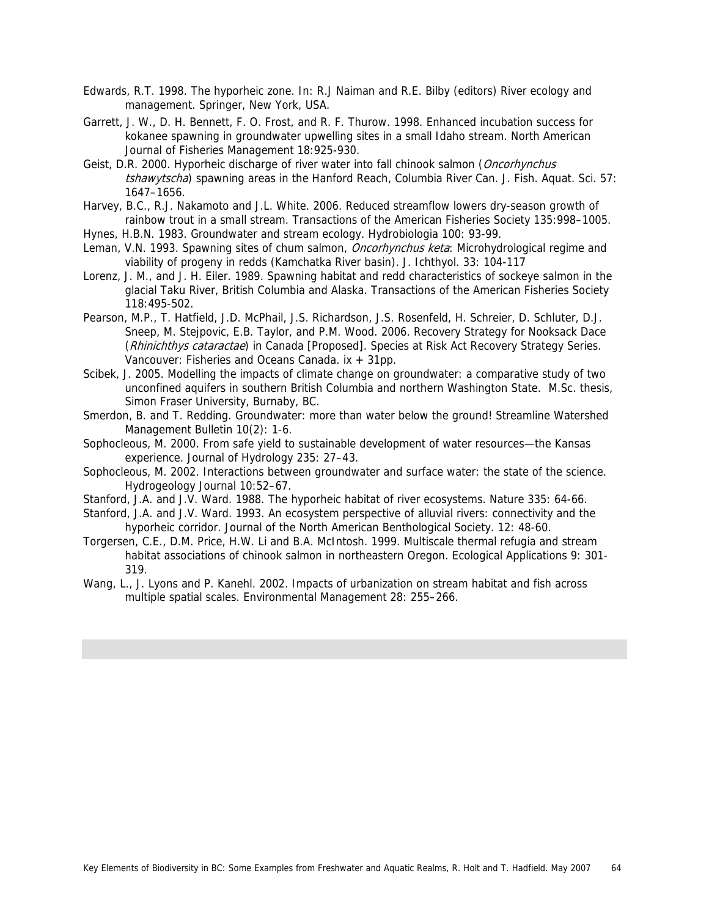Edwards, R.T. 1998. The hyporheic zone. In: R.J Naiman and R.E. Bilby (editors) River ecology and management. Springer, New York, USA.

Garrett, J. W., D. H. Bennett, F. O. Frost, and R. F. Thurow. 1998. Enhanced incubation success for kokanee spawning in groundwater upwelling sites in a small Idaho stream. North American Journal of Fisheries Management 18:925-930.

Geist, D.R. 2000. Hyporheic discharge of river water into fall chinook salmon (*Oncorhynchus tshawytscha*) spawning areas in the Hanford Reach, Columbia River Can. J. Fish. Aquat. Sci. 57: 1647–1656.

Harvey, B.C., R.J. Nakamoto and J.L. White. 2006. Reduced streamflow lowers dry-season growth of rainbow trout in a small stream. Transactions of the American Fisheries Society 135:998–1005.

Hynes, H.B.N. 1983. Groundwater and stream ecology. Hydrobiologia 100: 93-99.

Leman, V.N. 1993. Spawning sites of chum salmon, *Oncorhynchus keta*: Microhydrological regime and viability of progeny in redds (Kamchatka River basin). J. Ichthyol. 33: 104-117

Lorenz, J. M., and J. H. Eiler. 1989. Spawning habitat and redd characteristics of sockeye salmon in the glacial Taku River, British Columbia and Alaska. Transactions of the American Fisheries Society 118:495-502.

Pearson, M.P., T. Hatfield, J.D. McPhail, J.S. Richardson, J.S. Rosenfeld, H. Schreier, D. Schluter, D.J. Sneep, M. Stejpovic, E.B. Taylor, and P.M. Wood. 2006. Recovery Strategy for Nooksack Dace (*Rhinichthys cataractae*) in Canada [Proposed]. Species at Risk Act Recovery Strategy Series. Vancouver: Fisheries and Oceans Canada. ix + 31pp.

Scibek, J. 2005. Modelling the impacts of climate change on groundwater: a comparative study of two unconfined aquifers in southern British Columbia and northern Washington State. M.Sc. thesis, Simon Fraser University, Burnaby, BC.

Smerdon, B. and T. Redding. Groundwater: more than water below the ground! Streamline Watershed Management Bulletin 10(2): 1-6.

Sophocleous, M. 2000. From safe yield to sustainable development of water resources—the Kansas experience. Journal of Hydrology 235: 27–43.

Sophocleous, M. 2002. Interactions between groundwater and surface water: the state of the science. Hydrogeology Journal 10:52–67.

Stanford, J.A. and J.V. Ward. 1988. The hyporheic habitat of river ecosystems. Nature 335: 64-66.

Stanford, J.A. and J.V. Ward. 1993. An ecosystem perspective of alluvial rivers: connectivity and the hyporheic corridor. Journal of the North American Benthological Society. 12: 48-60.

Torgersen, C.E., D.M. Price, H.W. Li and B.A. McIntosh. 1999. Multiscale thermal refugia and stream habitat associations of chinook salmon in northeastern Oregon. Ecological Applications 9: 301-319.

Wang, L., J. Lyons and P. Kanehl. 2002. Impacts of urbanization on stream habitat and fish across multiple spatial scales. Environmental Management 28: 255–266.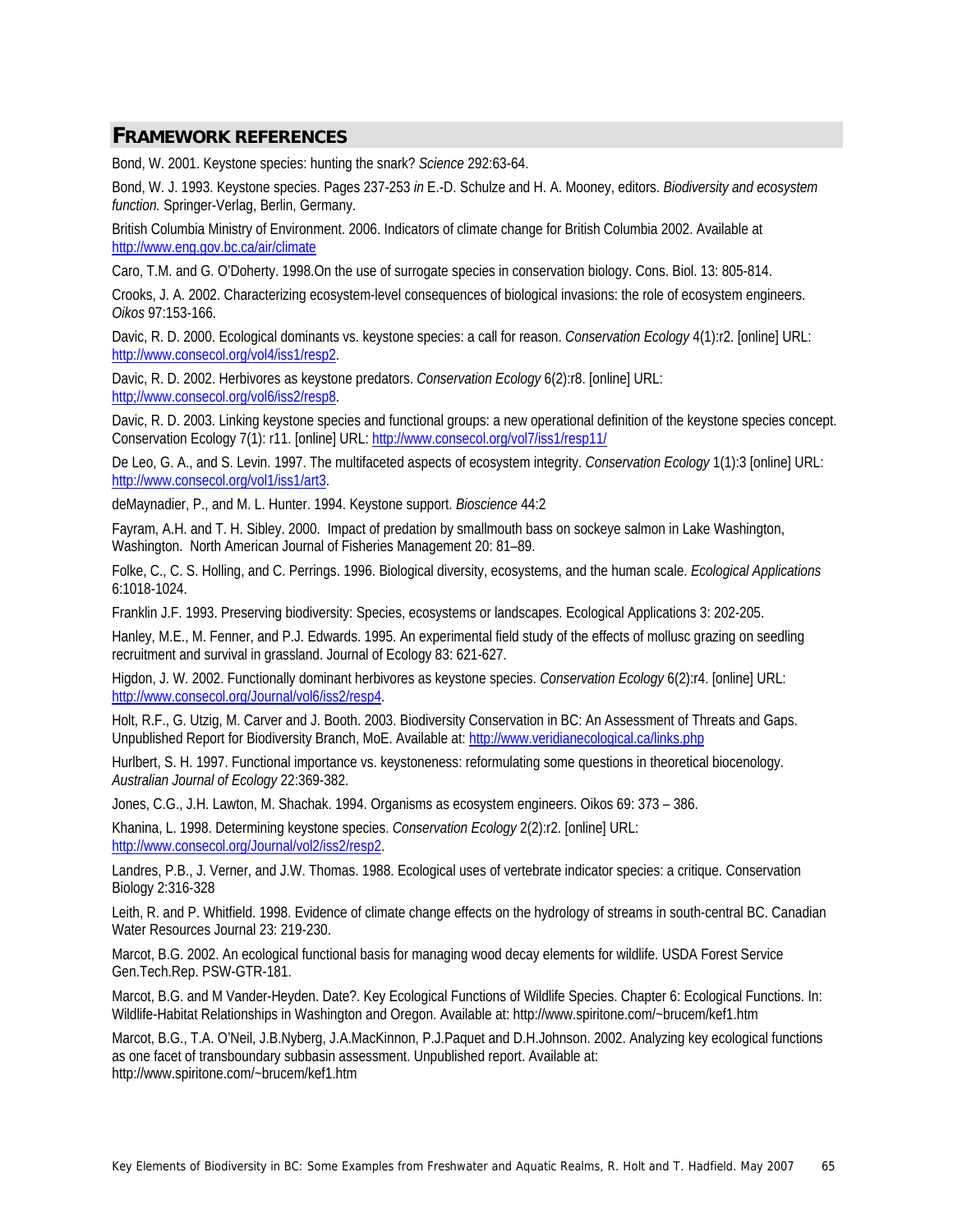## FRAMEWORK REFERENCES

Bond, W. 2001. Keystone species: hunting the snark? *Science* 292:63-64.

Bond, W. J. 1993. Keystone species. Pages 237-253 *in* E.-D. Schulze and H. A. Mooney, editors. *Biodiversity and ecosystem function.* Springer-Verlag, Berlin, Germany.

British Columbia Ministry of Environment. 2006. Indicators of climate change for British Columbia 2002. Available at http://www.eng.gov.bc.ca/air/climate

Caro, T.M. and G. O'Doherty. 1998.On the use of surrogate species in conservation biology. Cons. Biol. 13: 805-814.

Crooks, J. A. 2002. Characterizing ecosystem-level consequences of biological invasions: the role of ecosystem engineers. *Oikos* 97:153-166.

Davic, R. D. 2000. Ecological dominants vs. keystone species: a call for reason. *Conservation Ecology* 4(1):r2. [online] URL: http://www.consecol.org/vol4/iss1/resp2.

Davic, R. D. 2002. Herbivores as keystone predators. *Conservation Ecology* 6(2):r8. [online] URL: http;//www.consecol.org/vol6/iss2/resp8.

Davic, R. D. 2003. Linking keystone species and functional groups: a new operational definition of the keystone species concept. Conservation Ecology 7(1): r11. [online] URL: http://www.consecol.org/vol7/iss1/resp11/

De Leo, G. A., and S. Levin. 1997. The multifaceted aspects of ecosystem integrity. *Conservation Ecology* 1(1):3 [online] URL: http://www.consecol.org/vol1/iss1/art3.

deMaynadier, P., and M. L. Hunter. 1994. Keystone support. *Bioscience* 44:2

Fayram, A.H. and T. H. Sibley. 2000. Impact of predation by smallmouth bass on sockeye salmon in Lake Washington, Washington. North American Journal of Fisheries Management 20: 81–89.

Folke, C., C. S. Holling, and C. Perrings. 1996. Biological diversity, ecosystems, and the human scale. *Ecological Applications* 6:1018-1024.

Franklin J.F. 1993. Preserving biodiversity: Species, ecosystems or landscapes. Ecological Applications 3: 202-205.

Hanley, M.E., M. Fenner, and P.J. Edwards. 1995. An experimental field study of the effects of mollusc grazing on seedling recruitment and survival in grassland. Journal of Ecology 83: 621-627.

Higdon, J. W. 2002. Functionally dominant herbivores as keystone species. *Conservation Ecology* 6(2):r4. [online] URL: http://www.consecol.org/Journal/vol6/iss2/resp4.

Holt, R.F., G. Utzig, M. Carver and J. Booth. 2003. Biodiversity Conservation in BC: An Assessment of Threats and Gaps. Unpublished Report for Biodiversity Branch, MoE. Available at: http://www.veridianecological.ca/links.php

Hurlbert, S. H. 1997. Functional importance vs. keystoneness: reformulating some questions in theoretical biocenology. *Australian Journal of Ecology* 22:369-382.

Jones, C.G., J.H. Lawton, M. Shachak. 1994. Organisms as ecosystem engineers. Oikos 69: 373 – 386.

Khanina, L. 1998. Determining keystone species. *Conservation Ecology* 2(2):r2. [online] URL: http://www.consecol.org/Journal/vol2/iss2/resp2.

Landres, P.B., J. Verner, and J.W. Thomas. 1988. Ecological uses of vertebrate indicator species: a critique. Conservation Biology 2:316-328

Leith, R. and P. Whitfield. 1998. Evidence of climate change effects on the hydrology of streams in south-central BC. Canadian Water Resources Journal 23: 219-230.

Marcot, B.G. 2002. An ecological functional basis for managing wood decay elements for wildlife. USDA Forest Service Gen.Tech.Rep. PSW-GTR-181.

Marcot, B.G. and M Vander-Heyden. Date?. Key Ecological Functions of Wildlife Species. Chapter 6: Ecological Functions. In: Wildlife-Habitat Relationships in Washington and Oregon. Available at: http://www.spiritone.com/~brucem/kef1.htm

Marcot, B.G., T.A. O'Neil, J.B.Nyberg, J.A.MacKinnon, P.J.Paquet and D.H.Johnson. 2002. Analyzing key ecological functions as one facet of transboundary subbasin assessment. Unpublished report. Available at: http://www.spiritone.com/~brucem/kef1.htm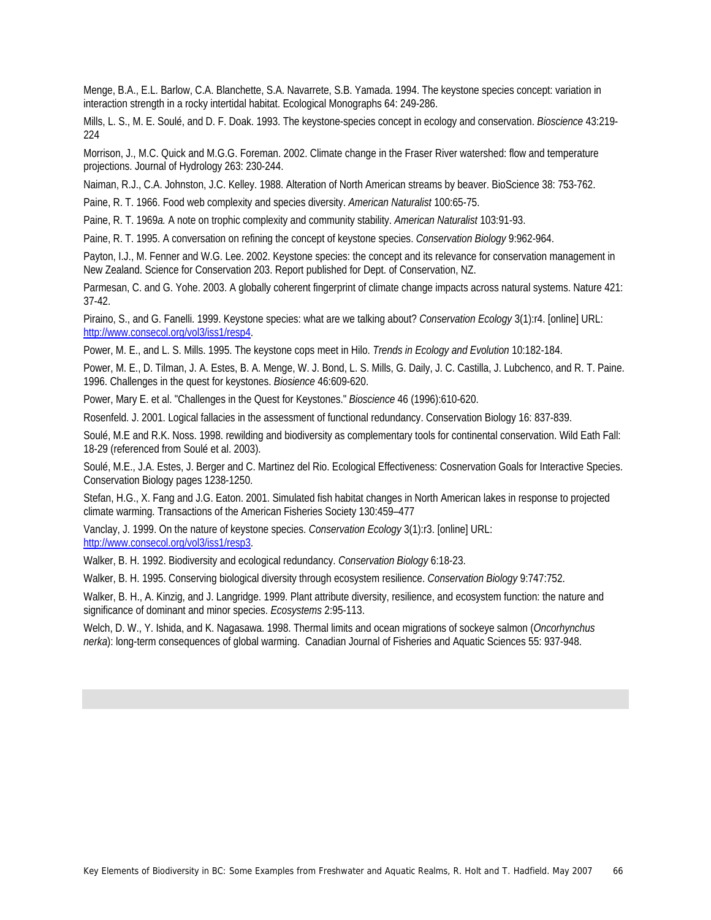Menge, B.A., E.L. Barlow, C.A. Blanchette, S.A. Navarrete, S.B. Yamada. 1994. The keystone species concept: variation in interaction strength in a rocky intertidal habitat. Ecological Monographs 64: 249-286.

Mills, L. S., M. E. Soulé, and D. F. Doak. 1993. The keystone-species concept in ecology and conservation. *Bioscience* 43:219-224

Morrison, J., M.C. Quick and M.G.G. Foreman. 2002. Climate change in the Fraser River watershed: flow and temperature projections. Journal of Hydrology 263: 230-244.

Naiman, R.J., C.A. Johnston, J.C. Kelley. 1988. Alteration of North American streams by beaver. BioScience 38: 753-762.

Paine, R. T. 1966. Food web complexity and species diversity. *American Naturalist* 100:65-75.

Paine, R. T. 1969*a.* A note on trophic complexity and community stability. *American Naturalist* 103:91-93.

Paine, R. T. 1995. A conversation on refining the concept of keystone species. *Conservation Biology* 9:962-964.

Payton, I.J., M. Fenner and W.G. Lee. 2002. Keystone species: the concept and its relevance for conservation management in New Zealand. Science for Conservation 203. Report published for Dept. of Conservation, NZ.

Parmesan, C. and G. Yohe. 2003. A globally coherent fingerprint of climate change impacts across natural systems. Nature 421: 37-42.

Piraino, S., and G. Fanelli. 1999. Keystone species: what are we talking about? *Conservation Ecology* 3(1):r4. [online] URL: http://www.consecol.org/vol3/iss1/resp4.

Power, M. E., and L. S. Mills. 1995. The keystone cops meet in Hilo. *Trends in Ecology and Evolution* 10:182-184.

Power, M. E., D. Tilman, J. A. Estes, B. A. Menge, W. J. Bond, L. S. Mills, G. Daily, J. C. Castilla, J. Lubchenco, and R. T. Paine. 1996. Challenges in the quest for keystones. *Biosience* 46:609-620.

Power, Mary E. et al. "Challenges in the Quest for Keystones." *Bioscience* 46 (1996):610-620.

Rosenfeld. J. 2001. Logical fallacies in the assessment of functional redundancy. Conservation Biology 16: 837-839.

Soulé, M.E and R.K. Noss. 1998. rewilding and biodiversity as complementary tools for continental conservation. Wild Eath Fall: 18-29 (referenced from Soulé et al. 2003).

Soulé, M.E., J.A. Estes, J. Berger and C. Martinez del Rio. Ecological Effectiveness: Cosnervation Goals for Interactive Species. Conservation Biology pages 1238-1250.

Stefan, H.G., X. Fang and J.G. Eaton. 2001. Simulated fish habitat changes in North American lakes in response to projected climate warming. Transactions of the American Fisheries Society 130:459–477

Vanclay, J. 1999. On the nature of keystone species. *Conservation Ecology* 3(1):r3. [online] URL: http://www.consecol.org/vol3/iss1/resp3.

Walker, B. H. 1992. Biodiversity and ecological redundancy. *Conservation Biology* 6:18-23.

Walker, B. H. 1995. Conserving biological diversity through ecosystem resilience. *Conservation Biology* 9:747:752.

Walker, B. H., A. Kinzig, and J. Langridge. 1999. Plant attribute diversity, resilience, and ecosystem function: the nature and significance of dominant and minor species. *Ecosystems* 2:95-113.

Welch, D. W., Y. Ishida, and K. Nagasawa. 1998. Thermal limits and ocean migrations of sockeye salmon (*Oncorhynchus nerka*): long-term consequences of global warming. Canadian Journal of Fisheries and Aquatic Sciences 55: 937-948.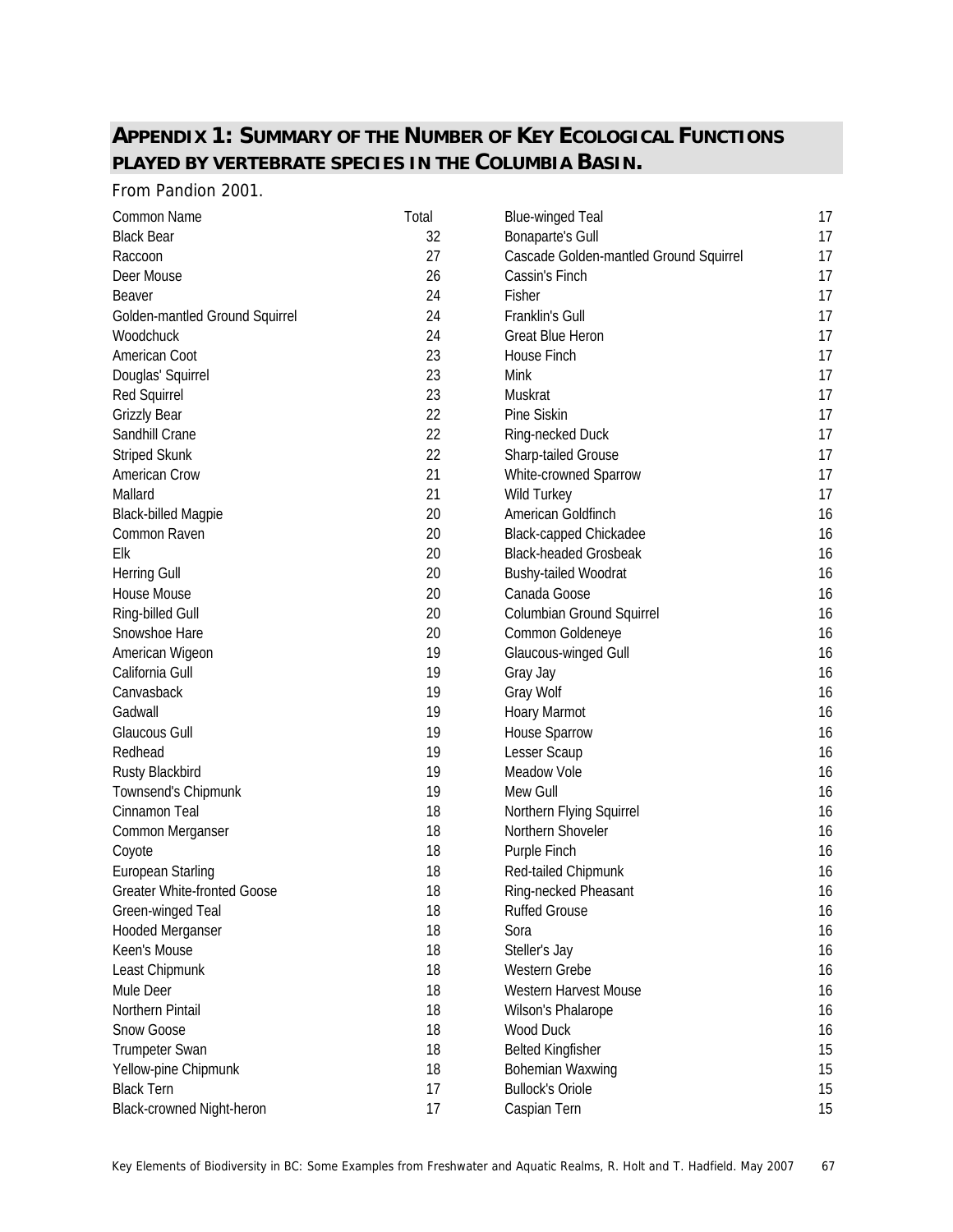## APPENDIX 1: SUMMARY OF THE NUMBER OF KEY ECOLOGICAL FUNCTIONS PLAYED BY VERTEBRATE SPECIES IN THE COLUMBIA BASIN.

From Pandion 2001.

| Common Name | Total |
|---|---|
| Black Bear | 32 |
| Raccoon | 27 |
| Deer Mouse | 26 |
| Beaver | 24 |
| Golden-mantled Ground Squirrel | 24 |
| Woodchuck | 24 |
| American Coot | 23 |
| Douglas' Squirrel | 23 |
| Red Squirrel | 23 |
| Grizzly Bear | 22 |
| Sandhill Crane | 22 |
| Striped Skunk | 22 |
| American Crow | 21 |
| Mallard | 21 |
| Black-billed Magpie | 20 |
| Common Raven | 20 |
| Elk | 20 |
| Herring Gull | 20 |
| House Mouse | 20 |
| Ring-billed Gull | 20 |
| Snowshoe Hare | 20 |
| American Wigeon | 19 |
| California Gull | 19 |
| Canvasback | 19 |
| Gadwall | 19 |
| Glaucous Gull | 19 |
| Redhead | 19 |
| Rusty Blackbird | 19 |
| Townsend's Chipmunk | 19 |
| Cinnamon Teal | 18 |
| Common Merganser | 18 |
| Coyote | 18 |
| European Starling | 18 |
| Greater White-fronted Goose | 18 |
| Green-winged Teal | 18 |
| Hooded Merganser | 18 |
| Keen's Mouse | 18 |
| Least Chipmunk | 18 |
| Mule Deer | 18 |
| Northern Pintail | 18 |
| Snow Goose | 18 |
| Trumpeter Swan | 18 |
| Yellow-pine Chipmunk | 18 |
| Black Tern | 17 |
| Black-crowned Night-heron | 17 |
| Blue-winged Teal | 17 |
| Bonaparte's Gull | 17 |
| Cascade Golden-mantled Ground Squirrel | 17 |
| Cassin's Finch | 17 |
| Fisher | 17 |
| Franklin's Gull | 17 |
| Great Blue Heron | 17 |
| House Finch | 17 |
| Mink | 17 |
| Muskrat | 17 |
| Pine Siskin | 17 |
| Ring-necked Duck | 17 |
| Sharp-tailed Grouse | 17 |
| White-crowned Sparrow | 17 |
| Wild Turkey | 17 |
| American Goldfinch | 16 |
| Black-capped Chickadee | 16 |
| Black-headed Grosbeak | 16 |
| Bushy-tailed Woodrat | 16 |
| Canada Goose | 16 |
| Columbian Ground Squirrel | 16 |
| Common Goldeneye | 16 |
| Glaucous-winged Gull | 16 |
| Gray Jay | 16 |
| Gray Wolf | 16 |
| Hoary Marmot | 16 |
| House Sparrow | 16 |
| Lesser Scaup | 16 |
| Meadow Vole | 16 |
| Mew Gull | 16 |
| Northern Flying Squirrel | 16 |
| Northern Shoveler | 16 |
| Purple Finch | 16 |
| Red-tailed Chipmunk | 16 |
| Ring-necked Pheasant | 16 |
| Ruffed Grouse | 16 |
| Sora | 16 |
| Steller's Jay | 16 |
| Western Grebe | 16 |
| Western Harvest Mouse | 16 |
| Wilson's Phalarope | 16 |
| Wood Duck | 16 |
| Belted Kingfisher | 15 |
| Bohemian Waxwing | 15 |
| Bullock's Oriole | 15 |
| Caspian Tern | 15 |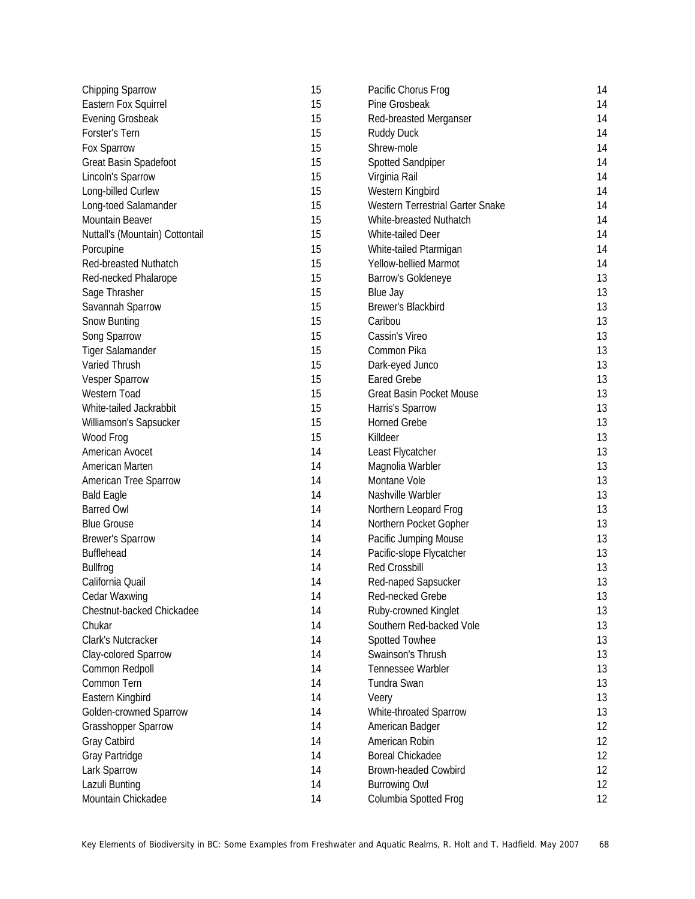| | |
|---|---|
| Chipping Sparrow | 15 |
| Eastern Fox Squirrel | 15 |
| Evening Grosbeak | 15 |
| Forster's Tern | 15 |
| Fox Sparrow | 15 |
| Great Basin Spadefoot | 15 |
| Lincoln's Sparrow | 15 |
| Long-billed Curlew | 15 |
| Long-toed Salamander | 15 |
| Mountain Beaver | 15 |
| Nuttall's (Mountain) Cottontail | 15 |
| Porcupine | 15 |
| Red-breasted Nuthatch | 15 |
| Red-necked Phalarope | 15 |
| Sage Thrasher | 15 |
| Savannah Sparrow | 15 |
| Snow Bunting | 15 |
| Song Sparrow | 15 |
| Tiger Salamander | 15 |
| Varied Thrush | 15 |
| Vesper Sparrow | 15 |
| Western Toad | 15 |
| White-tailed Jackrabbit | 15 |
| Williamson's Sapsucker | 15 |
| Wood Frog | 15 |
| American Avocet | 14 |
| American Marten | 14 |
| American Tree Sparrow | 14 |
| Bald Eagle | 14 |
| Barred Owl | 14 |
| Blue Grouse | 14 |
| Brewer's Sparrow | 14 |
| Bufflehead | 14 |
| Bullfrog | 14 |
| California Quail | 14 |
| Cedar Waxwing | 14 |
| Chestnut-backed Chickadee | 14 |
| Chukar | 14 |
| Clark's Nutcracker | 14 |
| Clay-colored Sparrow | 14 |
| Common Redpoll | 14 |
| Common Tern | 14 |
| Eastern Kingbird | 14 |
| Golden-crowned Sparrow | 14 |
| Grasshopper Sparrow | 14 |
| Gray Catbird | 14 |
| Gray Partridge | 14 |
| Lark Sparrow | 14 |
| Lazuli Bunting | 14 |
| Mountain Chickadee | 14 |
| Pacific Chorus Frog | 14 |
| Pine Grosbeak | 14 |
| Red-breasted Merganser | 14 |
| Ruddy Duck | 14 |
| Shrew-mole | 14 |
| Spotted Sandpiper | 14 |
| Virginia Rail | 14 |
| Western Kingbird | 14 |
| Western Terrestrial Garter Snake | 14 |
| White-breasted Nuthatch | 14 |
| White-tailed Deer | 14 |
| White-tailed Ptarmigan | 14 |
| Yellow-bellied Marmot | 14 |
| Barrow's Goldeneye | 13 |
| Blue Jay | 13 |
| Brewer's Blackbird | 13 |
| Caribou | 13 |
| Cassin's Vireo | 13 |
| Common Pika | 13 |
| Dark-eyed Junco | 13 |
| Eared Grebe | 13 |
| Great Basin Pocket Mouse | 13 |
| Harris's Sparrow | 13 |
| Horned Grebe | 13 |
| Killdeer | 13 |
| Least Flycatcher | 13 |
| Magnolia Warbler | 13 |
| Montane Vole | 13 |
| Nashville Warbler | 13 |
| Northern Leopard Frog | 13 |
| Northern Pocket Gopher | 13 |
| Pacific Jumping Mouse | 13 |
| Pacific-slope Flycatcher | 13 |
| Red Crossbill | 13 |
| Red-naped Sapsucker | 13 |
| Red-necked Grebe | 13 |
| Ruby-crowned Kinglet | 13 |
| Southern Red-backed Vole | 13 |
| Spotted Towhee | 13 |
| Swainson's Thrush | 13 |
| Tennessee Warbler | 13 |
| Tundra Swan | 13 |
| Veery | 13 |
| White-throated Sparrow | 13 |
| American Badger | 12 |
| American Robin | 12 |
| Boreal Chickadee | 12 |
| Brown-headed Cowbird | 12 |
| Burrowing Owl | 12 |
| Columbia Spotted Frog | 12 |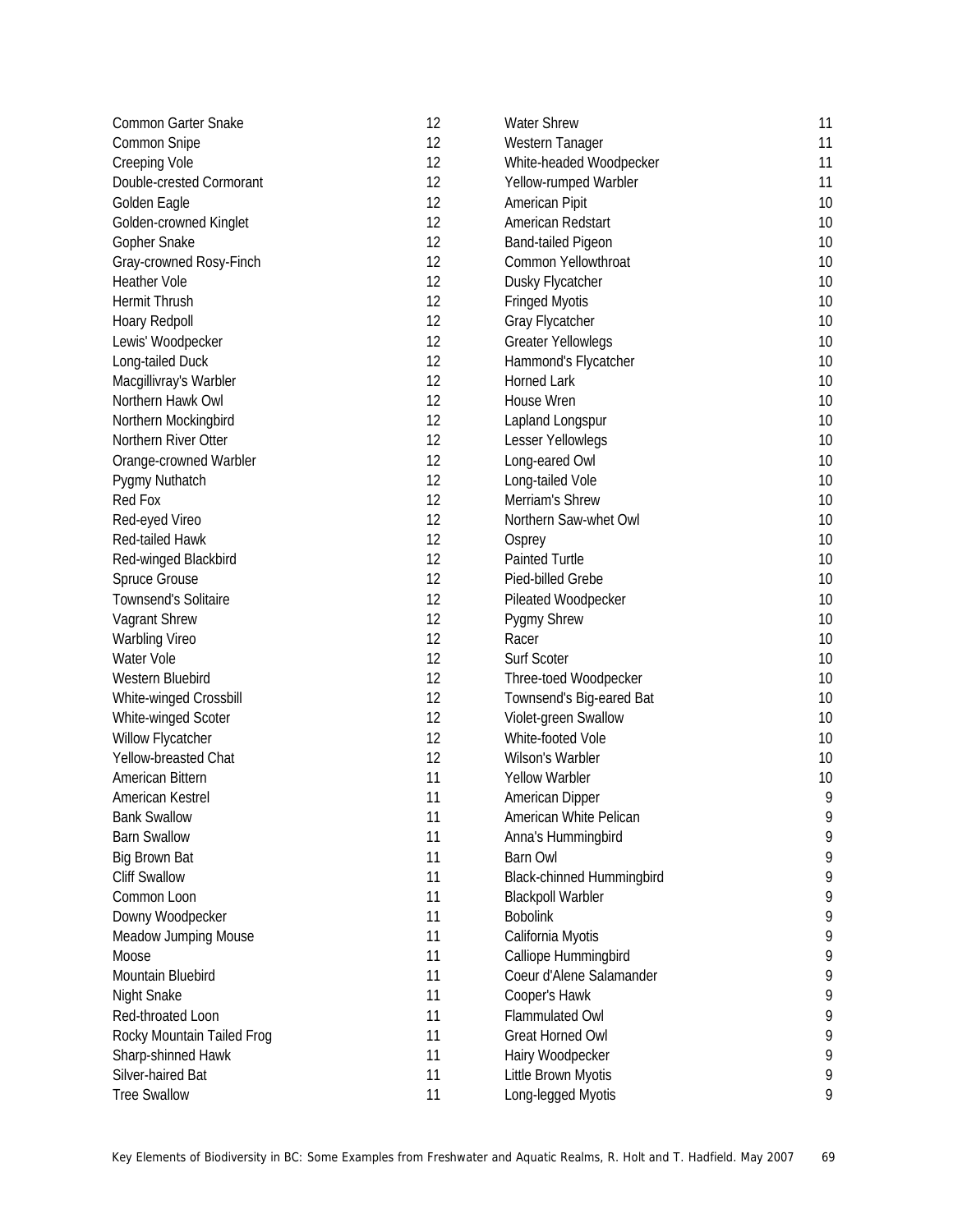| | |
|---|---|
| Common Garter Snake | 12 |
| Common Snipe | 12 |
| Creeping Vole | 12 |
| Double-crested Cormorant | 12 |
| Golden Eagle | 12 |
| Golden-crowned Kinglet | 12 |
| Gopher Snake | 12 |
| Gray-crowned Rosy-Finch | 12 |
| Heather Vole | 12 |
| Hermit Thrush | 12 |
| Hoary Redpoll | 12 |
| Lewis' Woodpecker | 12 |
| Long-tailed Duck | 12 |
| Macgillivray's Warbler | 12 |
| Northern Hawk Owl | 12 |
| Northern Mockingbird | 12 |
| Northern River Otter | 12 |
| Orange-crowned Warbler | 12 |
| Pygmy Nuthatch | 12 |
| Red Fox | 12 |
| Red-eyed Vireo | 12 |
| Red-tailed Hawk | 12 |
| Red-winged Blackbird | 12 |
| Spruce Grouse | 12 |
| Townsend's Solitaire | 12 |
| Vagrant Shrew | 12 |
| Warbling Vireo | 12 |
| Water Vole | 12 |
| Western Bluebird | 12 |
| White-winged Crossbill | 12 |
| White-winged Scoter | 12 |
| Willow Flycatcher | 12 |
| Yellow-breasted Chat | 12 |
| American Bittern | 11 |
| American Kestrel | 11 |
| Bank Swallow | 11 |
| Barn Swallow | 11 |
| Big Brown Bat | 11 |
| Cliff Swallow | 11 |
| Common Loon | 11 |
| Downy Woodpecker | 11 |
| Meadow Jumping Mouse | 11 |
| Moose | 11 |
| Mountain Bluebird | 11 |
| Night Snake | 11 |
| Red-throated Loon | 11 |
| Rocky Mountain Tailed Frog | 11 |
| Sharp-shinned Hawk | 11 |
| Silver-haired Bat | 11 |
| Tree Swallow | 11 |
| Water Shrew | 11 |
| Western Tanager | 11 |
| White-headed Woodpecker | 11 |
| Yellow-rumped Warbler | 11 |
| American Pipit | 10 |
| American Redstart | 10 |
| Band-tailed Pigeon | 10 |
| Common Yellowthroat | 10 |
| Dusky Flycatcher | 10 |
| Fringed Myotis | 10 |
| Gray Flycatcher | 10 |
| Greater Yellowlegs | 10 |
| Hammond's Flycatcher | 10 |
| Horned Lark | 10 |
| House Wren | 10 |
| Lapland Longspur | 10 |
| Lesser Yellowlegs | 10 |
| Long-eared Owl | 10 |
| Long-tailed Vole | 10 |
| Merriam's Shrew | 10 |
| Northern Saw-whet Owl | 10 |
| Osprey | 10 |
| Painted Turtle | 10 |
| Pied-billed Grebe | 10 |
| Pileated Woodpecker | 10 |
| Pygmy Shrew | 10 |
| Racer | 10 |
| Surf Scoter | 10 |
| Three-toed Woodpecker | 10 |
| Townsend's Big-eared Bat | 10 |
| Violet-green Swallow | 10 |
| White-footed Vole | 10 |
| Wilson's Warbler | 10 |
| Yellow Warbler | 10 |
| American Dipper | 9 |
| American White Pelican | 9 |
| Anna's Hummingbird | 9 |
| Barn Owl | 9 |
| Black-chinned Hummingbird | 9 |
| Blackpoll Warbler | 9 |
| Bobolink | 9 |
| California Myotis | 9 |
| Calliope Hummingbird | 9 |
| Coeur d'Alene Salamander | 9 |
| Cooper's Hawk | 9 |
| Flammulated Owl | 9 |
| Great Horned Owl | 9 |
| Hairy Woodpecker | 9 |
| Little Brown Myotis | 9 |
| Long-legged Myotis | 9 |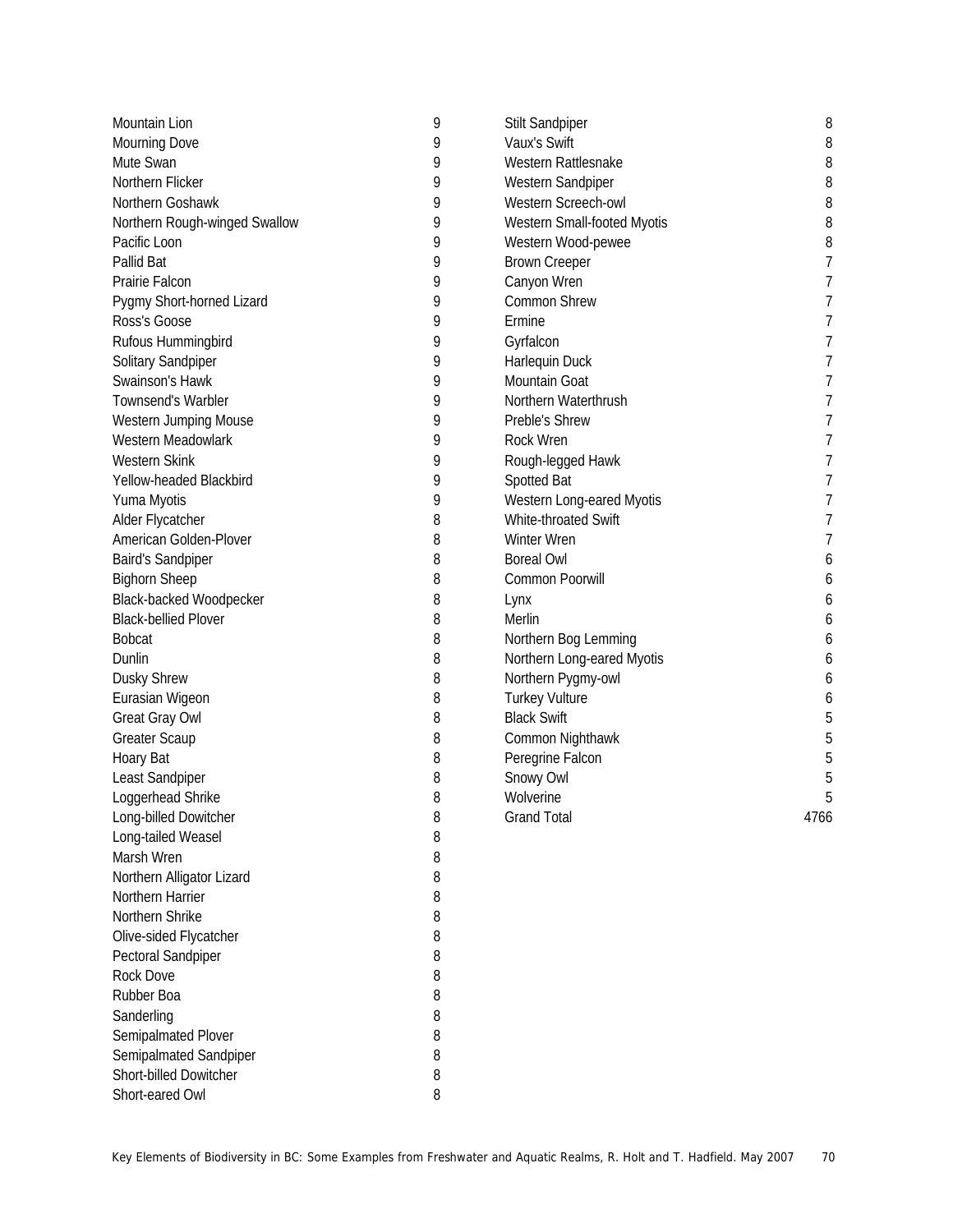| | |
|---|---|
| Mountain Lion | 9 |
| Mourning Dove | 9 |
| Mute Swan | 9 |
| Northern Flicker | 9 |
| Northern Goshawk | 9 |
| Northern Rough-winged Swallow | 9 |
| Pacific Loon | 9 |
| Pallid Bat | 9 |
| Prairie Falcon | 9 |
| Pygmy Short-horned Lizard | 9 |
| Ross's Goose | 9 |
| Rufous Hummingbird | 9 |
| Solitary Sandpiper | 9 |
| Swainson's Hawk | 9 |
| Townsend's Warbler | 9 |
| Western Jumping Mouse | 9 |
| Western Meadowlark | 9 |
| Western Skink | 9 |
| Yellow-headed Blackbird | 9 |
| Yuma Myotis | 9 |
| Alder Flycatcher | 8 |
| American Golden-Plover | 8 |
| Baird's Sandpiper | 8 |
| Bighorn Sheep | 8 |
| Black-backed Woodpecker | 8 |
| Black-bellied Plover | 8 |
| Bobcat | 8 |
| Dunlin | 8 |
| Dusky Shrew | 8 |
| Eurasian Wigeon | 8 |
| Great Gray Owl | 8 |
| Greater Scaup | 8 |
| Hoary Bat | 8 |
| Least Sandpiper | 8 |
| Loggerhead Shrike | 8 |
| Long-billed Dowitcher | 8 |
| Long-tailed Weasel | 8 |
| Marsh Wren | 8 |
| Northern Alligator Lizard | 8 |
| Northern Harrier | 8 |
| Northern Shrike | 8 |
| Olive-sided Flycatcher | 8 |
| Pectoral Sandpiper | 8 |
| Rock Dove | 8 |
| Rubber Boa | 8 |
| Sanderling | 8 |
| Semipalmated Plover | 8 |
| Semipalmated Sandpiper | 8 |
| Short-billed Dowitcher | 8 |
| Short-eared Owl | 8 |
| Stilt Sandpiper | 8 |
| Vaux's Swift | 8 |
| Western Rattlesnake | 8 |
| Western Sandpiper | 8 |
| Western Screech-owl | 8 |
| Western Small-footed Myotis | 8 |
| Western Wood-pewee | 8 |
| Brown Creeper | 7 |
| Canyon Wren | 7 |
| Common Shrew | 7 |
| Ermine | 7 |
| Gyrfalcon | 7 |
| Harlequin Duck | 7 |
| Mountain Goat | 7 |
| Northern Waterthrush | 7 |
| Preble's Shrew | 7 |
| Rock Wren | 7 |
| Rough-legged Hawk | 7 |
| Spotted Bat | 7 |
| Western Long-eared Myotis | 7 |
| White-throated Swift | 7 |
| Winter Wren | 7 |
| Boreal Owl | 6 |
| Common Poorwill | 6 |
| Lynx | 6 |
| Merlin | 6 |
| Northern Bog Lemming | 6 |
| Northern Long-eared Myotis | 6 |
| Northern Pygmy-owl | 6 |
| Turkey Vulture | 6 |
| Black Swift | 5 |
| Common Nighthawk | 5 |
| Peregrine Falcon | 5 |
| Snowy Owl | 5 |
| Wolverine | 5 |
| Grand Total | 4766 |